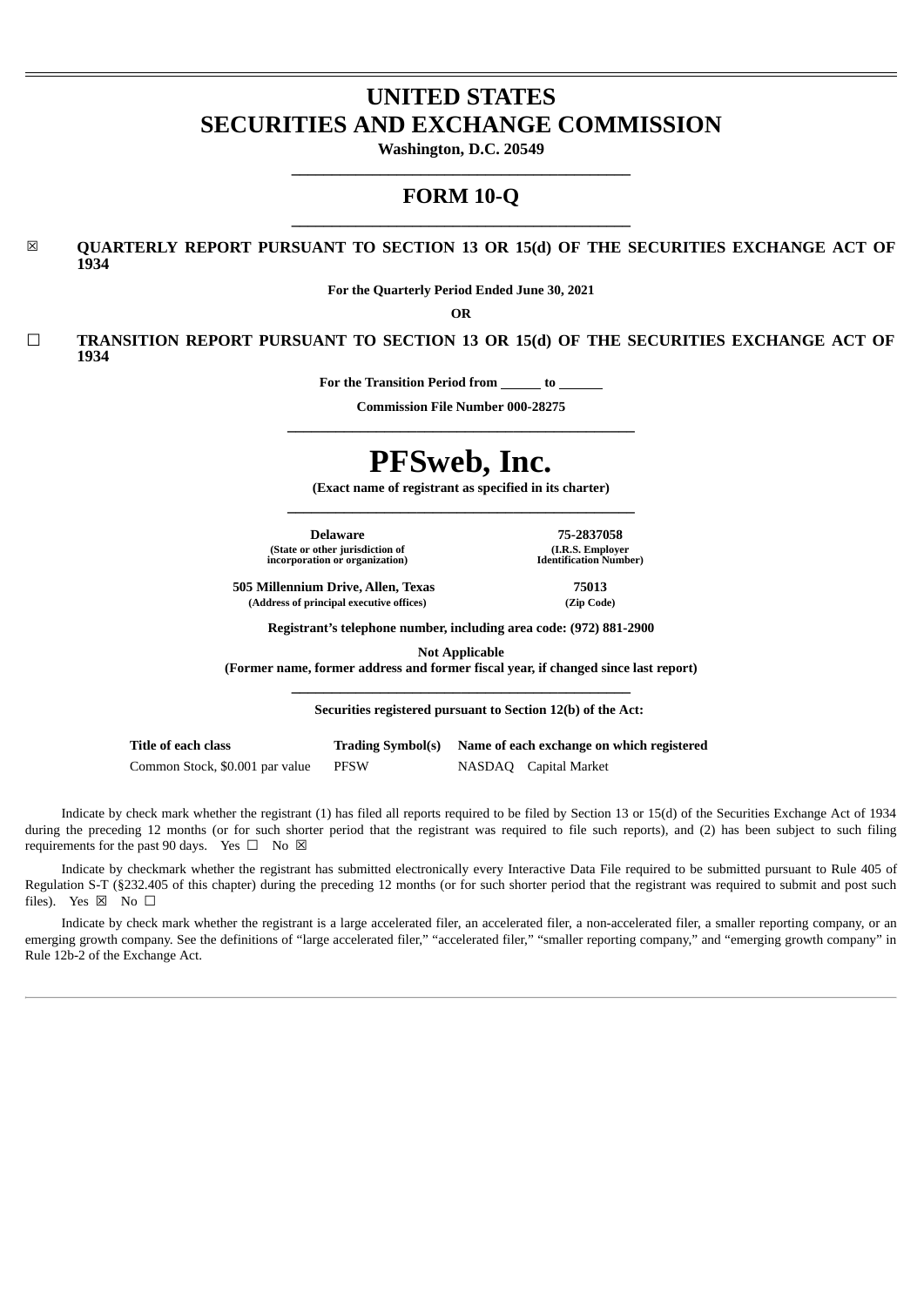# UNITED STATES
# SECURITIES AND EXCHANGE COMMISSION

**Washington, D.C. 20549**

## FORM 10-Q

☒ **QUARTERLY REPORT PURSUANT TO SECTION 13 OR 15(d) OF THE SECURITIES EXCHANGE ACT OF 1934**

**For the Quarterly Period Ended June 30, 2021**

**OR**

☐ **TRANSITION REPORT PURSUANT TO SECTION 13 OR 15(d) OF THE SECURITIES EXCHANGE ACT OF 1934**

**For the Transition Period from ______ to ______**

**Commission File Number 000-28275**

# PFSweb, Inc.

**(Exact name of registrant as specified in its charter)**

| **Delaware** | **75-2837058** |
|---|---|
| **(State or other jurisdiction of incorporation or organization)** | **(I.R.S. Employer Identification Number)** |
| **505 Millennium Drive, Allen, Texas** | **75013** |
| **(Address of principal executive offices)** | **(Zip Code)** |

**Registrant's telephone number, including area code: (972) 881-2900**

**Not Applicable**
**(Former name, former address and former fiscal year, if changed since last report)**

**Securities registered pursuant to Section 12(b) of the Act:**

| Title of each class | Trading Symbol(s) | Name of each exchange on which registered |
|---|---|---|
| Common Stock, $0.001 par value | PFSW | NASDAQ Capital Market |

Indicate by check mark whether the registrant (1) has filed all reports required to be filed by Section 13 or 15(d) of the Securities Exchange Act of 1934 during the preceding 12 months (or for such shorter period that the registrant was required to file such reports), and (2) has been subject to such filing requirements for the past 90 days. Yes ☐ No ☒

Indicate by checkmark whether the registrant has submitted electronically every Interactive Data File required to be submitted pursuant to Rule 405 of Regulation S-T (§232.405 of this chapter) during the preceding 12 months (or for such shorter period that the registrant was required to submit and post such files). Yes ☒ No ☐

Indicate by check mark whether the registrant is a large accelerated filer, an accelerated filer, a non-accelerated filer, a smaller reporting company, or an emerging growth company. See the definitions of "large accelerated filer," "accelerated filer," "smaller reporting company," and "emerging growth company" in Rule 12b-2 of the Exchange Act.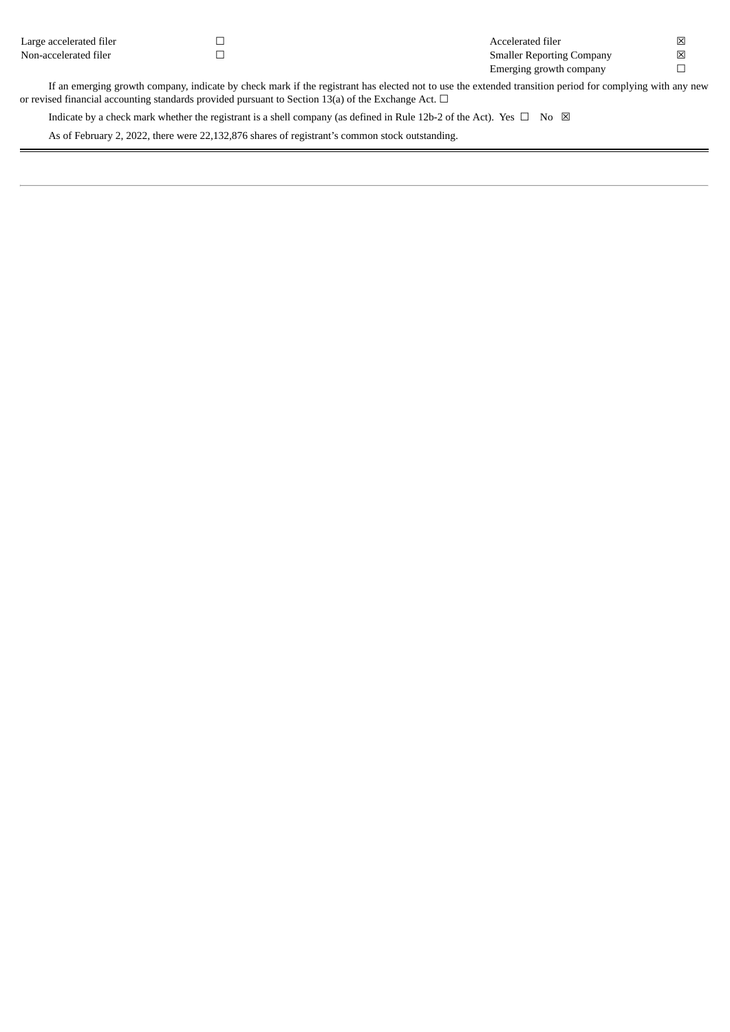| | | | |
|---|---|---|---|
| Large accelerated filer | ☐ | Accelerated filer | ☒ |
| Non-accelerated filer | ☐ | Smaller Reporting Company | ☒ |
| | | Emerging growth company | ☐ |

If an emerging growth company, indicate by check mark if the registrant has elected not to use the extended transition period for complying with any new or revised financial accounting standards provided pursuant to Section 13(a) of the Exchange Act. ☐

Indicate by a check mark whether the registrant is a shell company (as defined in Rule 12b-2 of the Act). Yes ☐ No ☒

As of February 2, 2022, there were 22,132,876 shares of registrant's common stock outstanding.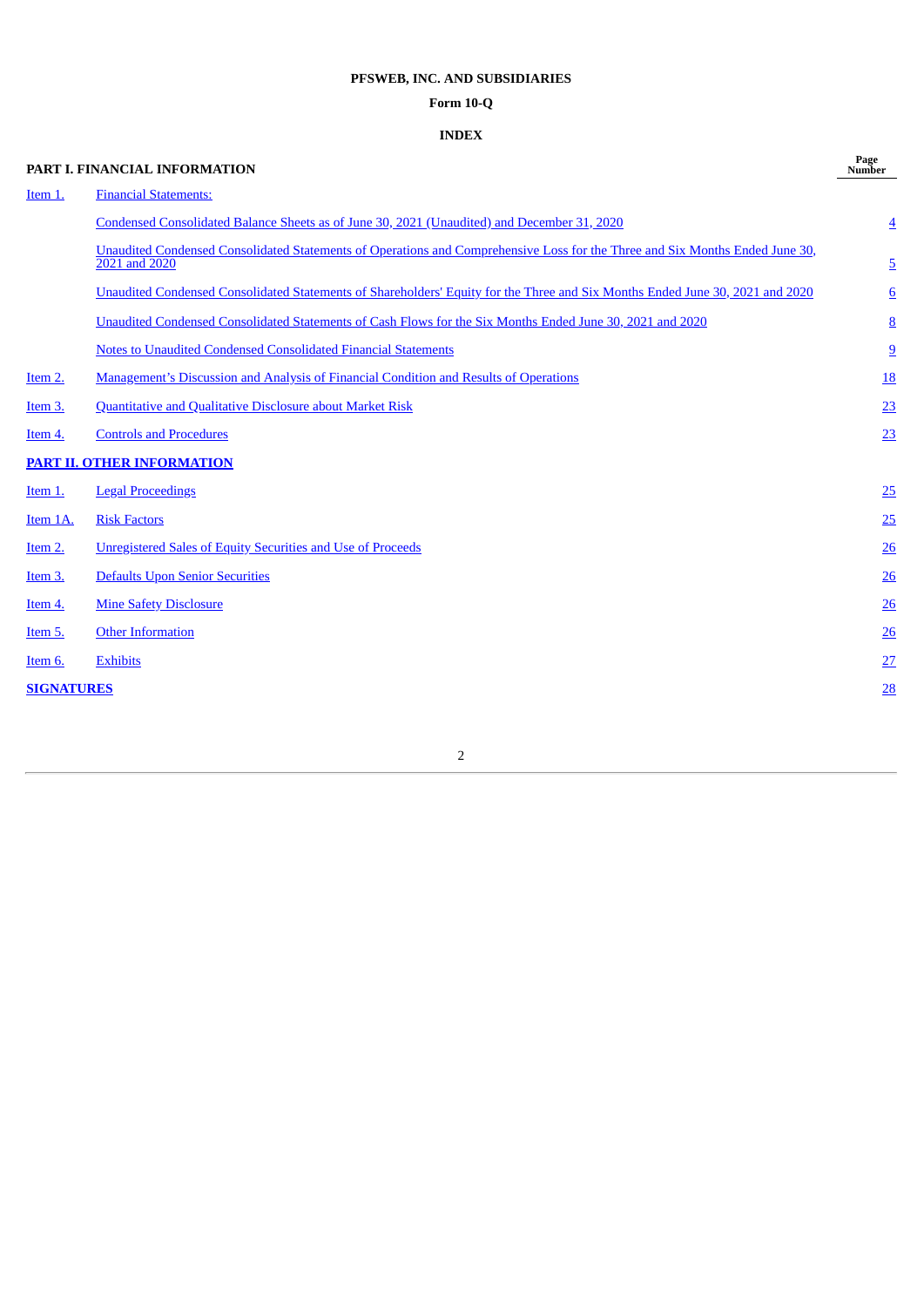**PFSWEB, INC. AND SUBSIDIARIES**

**Form 10-Q**

**INDEX**

| **PART I. FINANCIAL INFORMATION** | | **Page Number** |
|---|---|---|
| Item 1. | Financial Statements: | |
| | Condensed Consolidated Balance Sheets as of June 30, 2021 (Unaudited) and December 31, 2020 | 4 |
| | Unaudited Condensed Consolidated Statements of Operations and Comprehensive Loss for the Three and Six Months Ended June 30, 2021 and 2020 | 5 |
| | Unaudited Condensed Consolidated Statements of Shareholders' Equity for the Three and Six Months Ended June 30, 2021 and 2020 | 6 |
| | Unaudited Condensed Consolidated Statements of Cash Flows for the Six Months Ended June 30, 2021 and 2020 | 8 |
| | Notes to Unaudited Condensed Consolidated Financial Statements | 9 |
| Item 2. | Management's Discussion and Analysis of Financial Condition and Results of Operations | 18 |
| Item 3. | Quantitative and Qualitative Disclosure about Market Risk | 23 |
| Item 4. | Controls and Procedures | 23 |
| **PART II. OTHER INFORMATION** | | |
| Item 1. | Legal Proceedings | 25 |
| Item 1A. | Risk Factors | 25 |
| Item 2. | Unregistered Sales of Equity Securities and Use of Proceeds | 26 |
| Item 3. | Defaults Upon Senior Securities | 26 |
| Item 4. | Mine Safety Disclosure | 26 |
| Item 5. | Other Information | 26 |
| Item 6. | Exhibits | 27 |
| **SIGNATURES** | | 28 |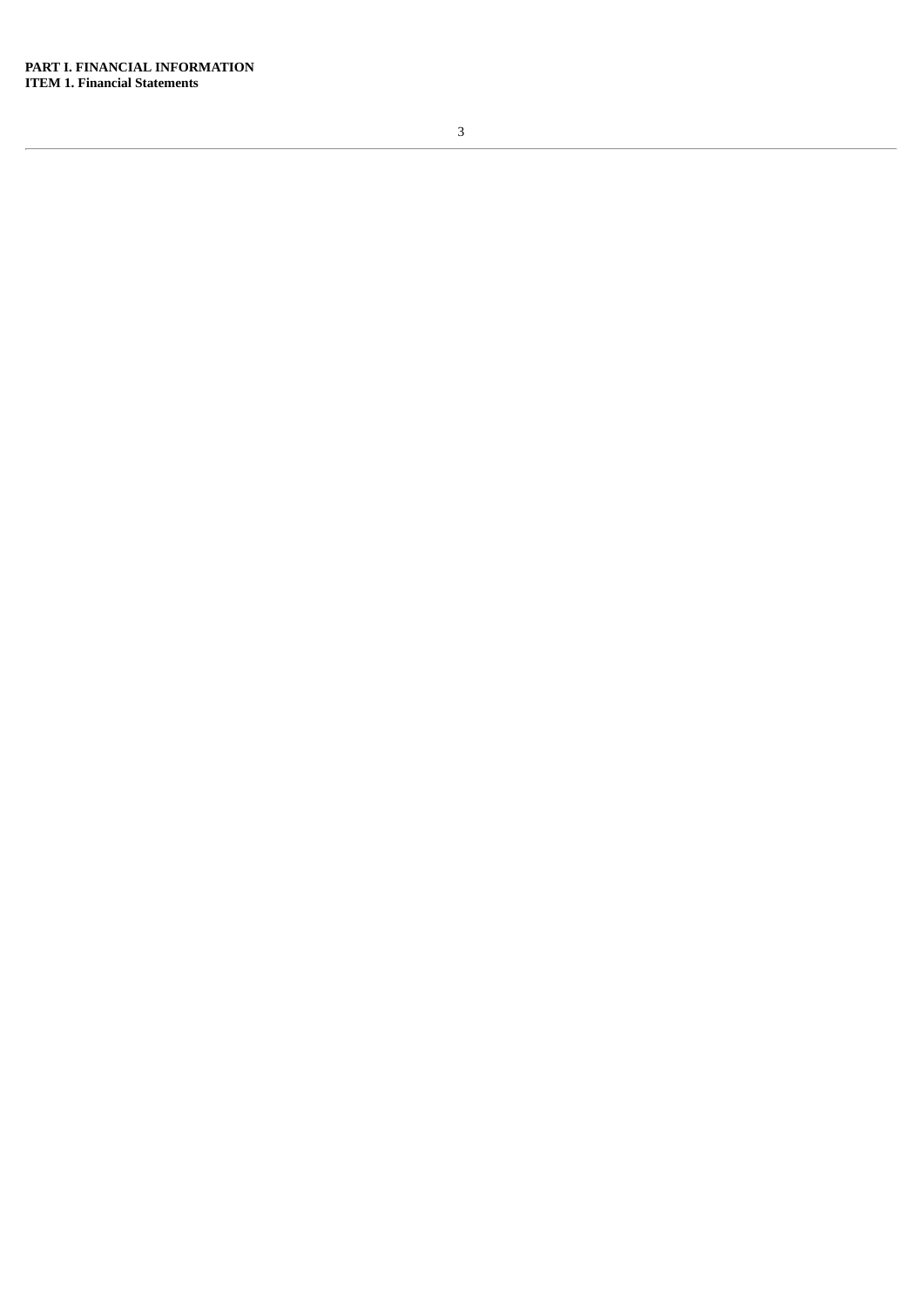**PART I. FINANCIAL INFORMATION**
**ITEM 1. Financial Statements**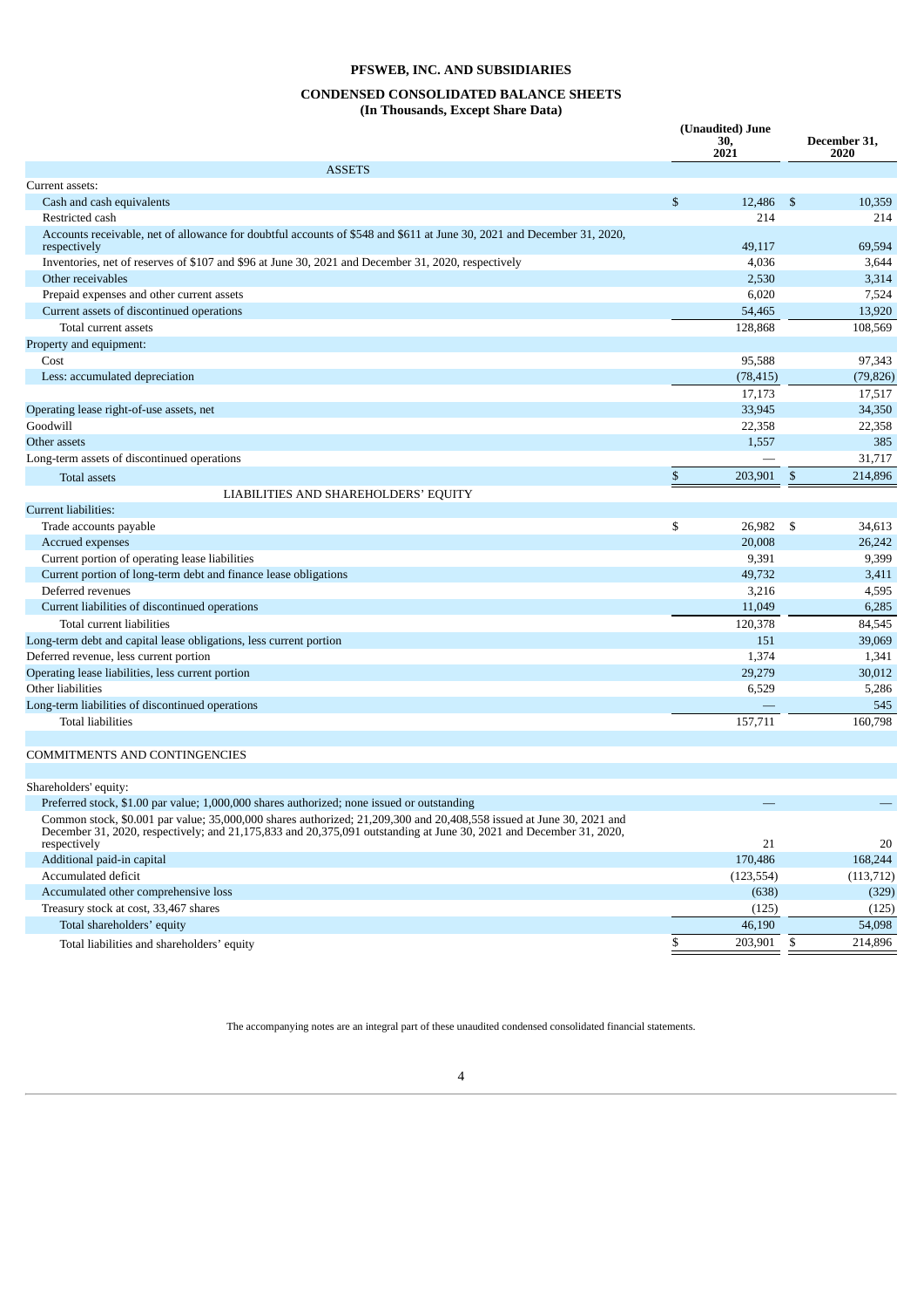# PFSWEB, INC. AND SUBSIDIARIES

## CONDENSED CONSOLIDATED BALANCE SHEETS

### (In Thousands, Except Share Data)

| | (Unaudited) June 30, 2021 | December 31, 2020 |
|---|---|---|
| **ASSETS** | | |
| Current assets: | | |
| Cash and cash equivalents | $ 12,486 | $ 10,359 |
| Restricted cash | 214 | 214 |
| Accounts receivable, net of allowance for doubtful accounts of $548 and $611 at June 30, 2021 and December 31, 2020, respectively | 49,117 | 69,594 |
| Inventories, net of reserves of $107 and $96 at June 30, 2021 and December 31, 2020, respectively | 4,036 | 3,644 |
| Other receivables | 2,530 | 3,314 |
| Prepaid expenses and other current assets | 6,020 | 7,524 |
| Current assets of discontinued operations | 54,465 | 13,920 |
| Total current assets | 128,868 | 108,569 |
| Property and equipment: | | |
| Cost | 95,588 | 97,343 |
| Less: accumulated depreciation | (78,415) | (79,826) |
| | 17,173 | 17,517 |
| Operating lease right-of-use assets, net | 33,945 | 34,350 |
| Goodwill | 22,358 | 22,358 |
| Other assets | 1,557 | 385 |
| Long-term assets of discontinued operations | — | 31,717 |
| Total assets | $ 203,901 | $ 214,896 |
| **LIABILITIES AND SHAREHOLDERS' EQUITY** | | |
| Current liabilities: | | |
| Trade accounts payable | $ 26,982 | $ 34,613 |
| Accrued expenses | 20,008 | 26,242 |
| Current portion of operating lease liabilities | 9,391 | 9,399 |
| Current portion of long-term debt and finance lease obligations | 49,732 | 3,411 |
| Deferred revenues | 3,216 | 4,595 |
| Current liabilities of discontinued operations | 11,049 | 6,285 |
| Total current liabilities | 120,378 | 84,545 |
| Long-term debt and capital lease obligations, less current portion | 151 | 39,069 |
| Deferred revenue, less current portion | 1,374 | 1,341 |
| Operating lease liabilities, less current portion | 29,279 | 30,012 |
| Other liabilities | 6,529 | 5,286 |
| Long-term liabilities of discontinued operations | — | 545 |
| Total liabilities | 157,711 | 160,798 |
| | | |
| COMMITMENTS AND CONTINGENCIES | | |
| | | |
| Shareholders' equity: | | |
| Preferred stock, $1.00 par value; 1,000,000 shares authorized; none issued or outstanding | — | — |
| Common stock, $0.001 par value; 35,000,000 shares authorized; 21,209,300 and 20,408,558 issued at June 30, 2021 and December 31, 2020, respectively; and 21,175,833 and 20,375,091 outstanding at June 30, 2021 and December 31, 2020, respectively | 21 | 20 |
| Additional paid-in capital | 170,486 | 168,244 |
| Accumulated deficit | (123,554) | (113,712) |
| Accumulated other comprehensive loss | (638) | (329) |
| Treasury stock at cost, 33,467 shares | (125) | (125) |
| Total shareholders' equity | 46,190 | 54,098 |
| Total liabilities and shareholders' equity | $ 203,901 | $ 214,896 |

The accompanying notes are an integral part of these unaudited condensed consolidated financial statements.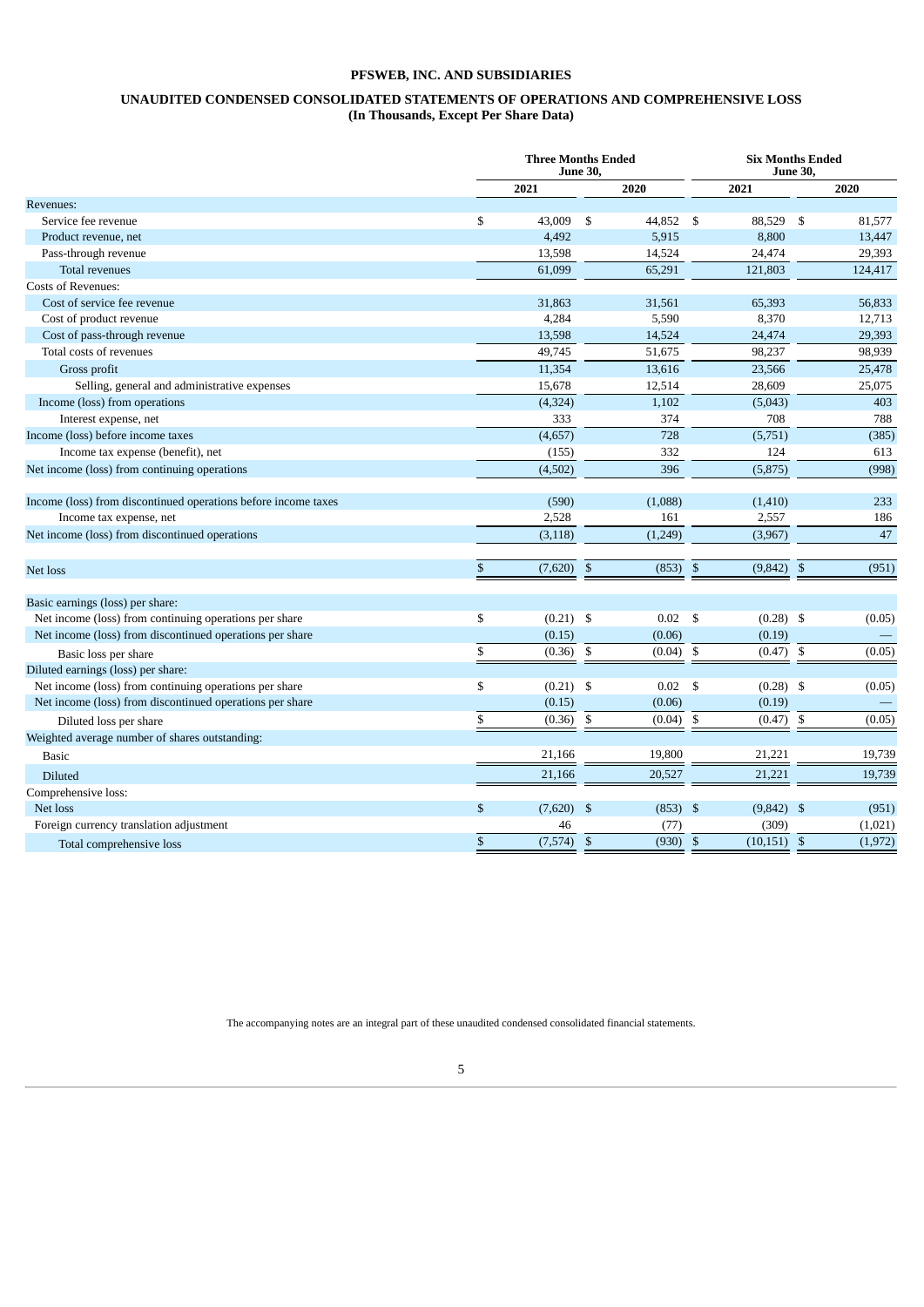# PFSWEB, INC. AND SUBSIDIARIES

## UNAUDITED CONDENSED CONSOLIDATED STATEMENTS OF OPERATIONS AND COMPREHENSIVE LOSS
**(In Thousands, Except Per Share Data)**

| | Three Months Ended June 30, | | Six Months Ended June 30, | |
|---|---|---|---|---|
| | 2021 | 2020 | 2021 | 2020 |
| Revenues: | | | | |
| Service fee revenue | $ 43,009 | $ 44,852 | $ 88,529 | $ 81,577 |
| Product revenue, net | 4,492 | 5,915 | 8,800 | 13,447 |
| Pass-through revenue | 13,598 | 14,524 | 24,474 | 29,393 |
| Total revenues | 61,099 | 65,291 | 121,803 | 124,417 |
| Costs of Revenues: | | | | |
| Cost of service fee revenue | 31,863 | 31,561 | 65,393 | 56,833 |
| Cost of product revenue | 4,284 | 5,590 | 8,370 | 12,713 |
| Cost of pass-through revenue | 13,598 | 14,524 | 24,474 | 29,393 |
| Total costs of revenues | 49,745 | 51,675 | 98,237 | 98,939 |
| Gross profit | 11,354 | 13,616 | 23,566 | 25,478 |
| Selling, general and administrative expenses | 15,678 | 12,514 | 28,609 | 25,075 |
| Income (loss) from operations | (4,324) | 1,102 | (5,043) | 403 |
| Interest expense, net | 333 | 374 | 708 | 788 |
| Income (loss) before income taxes | (4,657) | 728 | (5,751) | (385) |
| Income tax expense (benefit), net | (155) | 332 | 124 | 613 |
| Net income (loss) from continuing operations | (4,502) | 396 | (5,875) | (998) |
| Income (loss) from discontinued operations before income taxes | (590) | (1,088) | (1,410) | 233 |
| Income tax expense, net | 2,528 | 161 | 2,557 | 186 |
| Net income (loss) from discontinued operations | (3,118) | (1,249) | (3,967) | 47 |
| Net loss | $ (7,620) | $ (853) | $ (9,842) | $ (951) |
| Basic earnings (loss) per share: | | | | |
| Net income (loss) from continuing operations per share | $ (0.21) | $ 0.02 | $ (0.28) | $ (0.05) |
| Net income (loss) from discontinued operations per share | (0.15) | (0.06) | (0.19) | — |
| Basic loss per share | $ (0.36) | $ (0.04) | $ (0.47) | $ (0.05) |
| Diluted earnings (loss) per share: | | | | |
| Net income (loss) from continuing operations per share | $ (0.21) | $ 0.02 | $ (0.28) | $ (0.05) |
| Net income (loss) from discontinued operations per share | (0.15) | (0.06) | (0.19) | — |
| Diluted loss per share | $ (0.36) | $ (0.04) | $ (0.47) | $ (0.05) |
| Weighted average number of shares outstanding: | | | | |
| Basic | 21,166 | 19,800 | 21,221 | 19,739 |
| Diluted | 21,166 | 20,527 | 21,221 | 19,739 |
| Comprehensive loss: | | | | |
| Net loss | $ (7,620) | $ (853) | $ (9,842) | $ (951) |
| Foreign currency translation adjustment | 46 | (77) | (309) | (1,021) |
| Total comprehensive loss | $ (7,574) | $ (930) | $ (10,151) | $ (1,972) |

The accompanying notes are an integral part of these unaudited condensed consolidated financial statements.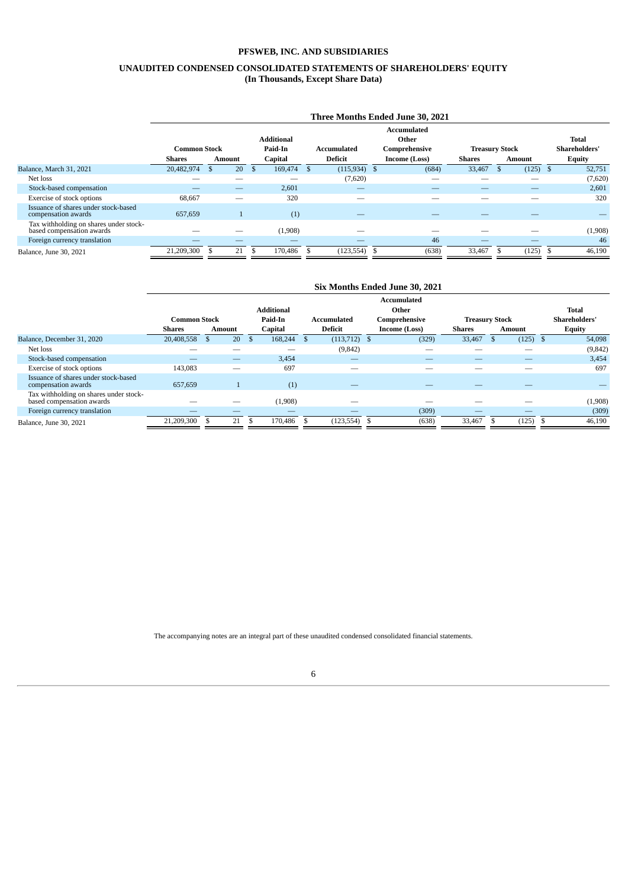**PFSWEB, INC. AND SUBSIDIARIES**

**UNAUDITED CONDENSED CONSOLIDATED STATEMENTS OF SHAREHOLDERS' EQUITY**
**(In Thousands, Except Share Data)**

| | Three Months Ended June 30, 2021 | | | | | | | |
|---|---|---|---|---|---|---|---|---|
| | Common Stock | | Additional Paid-In | Accumulated | Accumulated Other Comprehensive | Treasury Stock | | Total Shareholders' |
| | Shares | Amount | Capital | Deficit | Income (Loss) | Shares | Amount | Equity |
| Balance, March 31, 2021 | 20,482,974 | $ 20 | $ 169,474 | $ (115,934) | $ (684) | 33,467 | $ (125) | $ 52,751 |
| Net loss | — | — | — | (7,620) | — | — | — | (7,620) |
| Stock-based compensation | — | — | 2,601 | — | — | — | — | 2,601 |
| Exercise of stock options | 68,667 | — | 320 | — | — | — | — | 320 |
| Issuance of shares under stock-based compensation awards | 657,659 | 1 | (1) | — | — | — | — | — |
| Tax withholding on shares under stock-based compensation awards | — | — | (1,908) | — | — | — | — | (1,908) |
| Foreign currency translation | — | — | — | — | 46 | — | — | 46 |
| Balance, June 30, 2021 | 21,209,300 | $ 21 | $ 170,486 | $ (123,554) | $ (638) | 33,467 | $ (125) | $ 46,190 |

| | Six Months Ended June 30, 2021 | | | | | | | |
|---|---|---|---|---|---|---|---|---|
| | Common Stock | | Additional Paid-In | Accumulated | Accumulated Other Comprehensive | Treasury Stock | | Total Shareholders' |
| | Shares | Amount | Capital | Deficit | Income (Loss) | Shares | Amount | Equity |
| Balance, December 31, 2020 | 20,408,558 | $ 20 | $ 168,244 | $ (113,712) | $ (329) | 33,467 | $ (125) | $ 54,098 |
| Net loss | — | — | — | (9,842) | — | — | — | (9,842) |
| Stock-based compensation | — | — | 3,454 | — | — | — | — | 3,454 |
| Exercise of stock options | 143,083 | — | 697 | — | — | — | — | 697 |
| Issuance of shares under stock-based compensation awards | 657,659 | 1 | (1) | — | — | — | — | — |
| Tax withholding on shares under stock-based compensation awards | — | — | (1,908) | — | — | — | — | (1,908) |
| Foreign currency translation | — | — | — | — | (309) | — | — | (309) |
| Balance, June 30, 2021 | 21,209,300 | $ 21 | $ 170,486 | $ (123,554) | $ (638) | 33,467 | $ (125) | $ 46,190 |

The accompanying notes are an integral part of these unaudited condensed consolidated financial statements.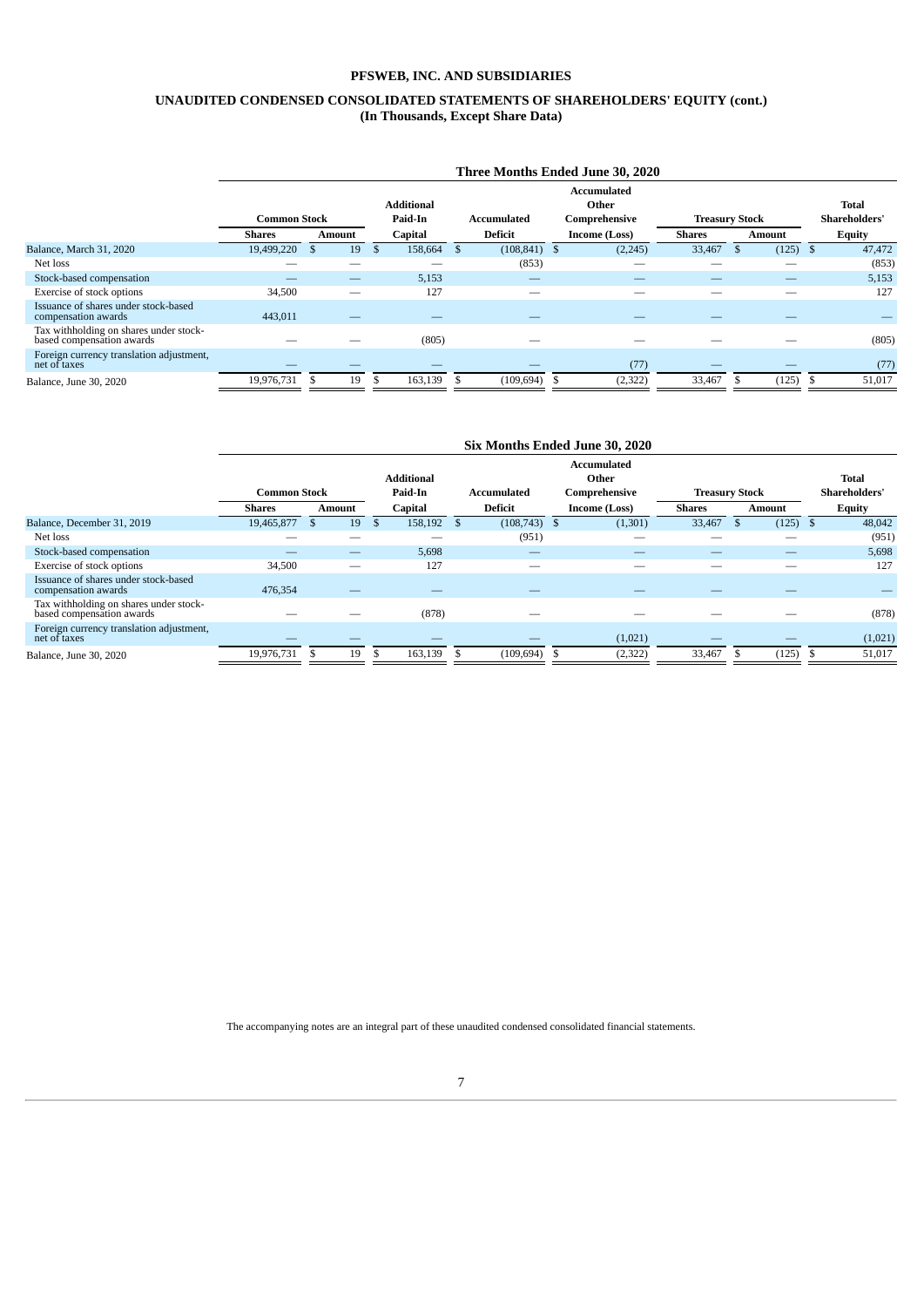# PFSWEB, INC. AND SUBSIDIARIES

## UNAUDITED CONDENSED CONSOLIDATED STATEMENTS OF SHAREHOLDERS' EQUITY (cont.)
## (In Thousands, Except Share Data)

**Three Months Ended June 30, 2020**

| | Common Stock | | Additional Paid-In | Accumulated | Accumulated Other Comprehensive | Treasury Stock | | Total Shareholders' |
|---|---|---|---|---|---|---|---|---|
| | Shares | Amount | Capital | Deficit | Income (Loss) | Shares | Amount | Equity |
| Balance, March 31, 2020 | 19,499,220 | $ 19 | $ 158,664 | $ (108,841) | $ (2,245) | 33,467 | $ (125) | $ 47,472 |
| Net loss | — | — | — | (853) | — | — | — | (853) |
| Stock-based compensation | — | — | 5,153 | — | — | — | — | 5,153 |
| Exercise of stock options | 34,500 | — | 127 | — | — | — | — | 127 |
| Issuance of shares under stock-based compensation awards | 443,011 | — | — | — | — | — | — | — |
| Tax withholding on shares under stock-based compensation awards | — | — | (805) | — | — | — | — | (805) |
| Foreign currency translation adjustment, net of taxes | — | — | — | — | (77) | — | — | (77) |
| Balance, June 30, 2020 | 19,976,731 | $ 19 | $ 163,139 | $ (109,694) | $ (2,322) | 33,467 | $ (125) | $ 51,017 |

**Six Months Ended June 30, 2020**

| | Common Stock | | Additional Paid-In | Accumulated | Accumulated Other Comprehensive | Treasury Stock | | Total Shareholders' |
|---|---|---|---|---|---|---|---|---|
| | Shares | Amount | Capital | Deficit | Income (Loss) | Shares | Amount | Equity |
| Balance, December 31, 2019 | 19,465,877 | $ 19 | $ 158,192 | $ (108,743) | $ (1,301) | 33,467 | $ (125) | $ 48,042 |
| Net loss | — | — | — | (951) | — | — | — | (951) |
| Stock-based compensation | — | — | 5,698 | — | — | — | — | 5,698 |
| Exercise of stock options | 34,500 | — | 127 | — | — | — | — | 127 |
| Issuance of shares under stock-based compensation awards | 476,354 | — | — | — | — | — | — | — |
| Tax withholding on shares under stock-based compensation awards | — | — | (878) | — | — | — | — | (878) |
| Foreign currency translation adjustment, net of taxes | — | — | — | — | (1,021) | — | — | (1,021) |
| Balance, June 30, 2020 | 19,976,731 | $ 19 | $ 163,139 | $ (109,694) | $ (2,322) | 33,467 | $ (125) | $ 51,017 |

The accompanying notes are an integral part of these unaudited condensed consolidated financial statements.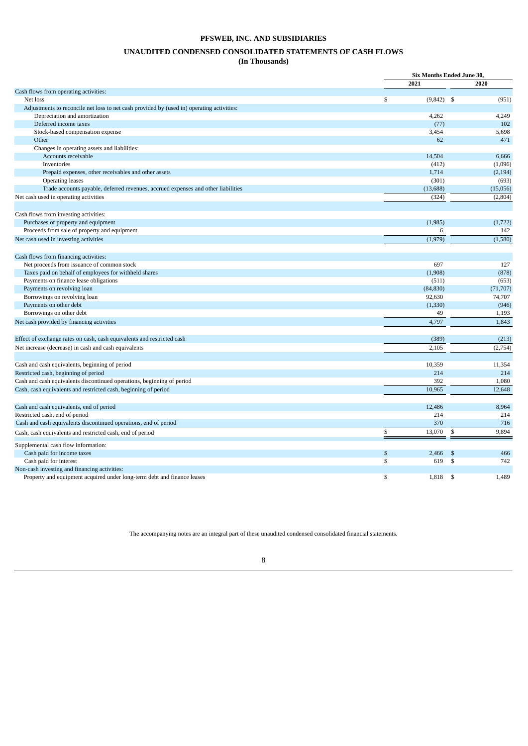# PFSWEB, INC. AND SUBSIDIARIES

## UNAUDITED CONDENSED CONSOLIDATED STATEMENTS OF CASH FLOWS
### (In Thousands)

| | Six Months Ended June 30, | |
|---|---|---|
| | 2021 | 2020 |
| Cash flows from operating activities: | | |
| Net loss | $ (9,842) | $ (951) |
| Adjustments to reconcile net loss to net cash provided by (used in) operating activities: | | |
| Depreciation and amortization | 4,262 | 4,249 |
| Deferred income taxes | (77) | 102 |
| Stock-based compensation expense | 3,454 | 5,698 |
| Other | 62 | 471 |
| Changes in operating assets and liabilities: | | |
| Accounts receivable | 14,504 | 6,666 |
| Inventories | (412) | (1,096) |
| Prepaid expenses, other receivables and other assets | 1,714 | (2,194) |
| Operating leases | (301) | (693) |
| Trade accounts payable, deferred revenues, accrued expenses and other liabilities | (13,688) | (15,056) |
| Net cash used in operating activities | (324) | (2,804) |
| | | |
| Cash flows from investing activities: | | |
| Purchases of property and equipment | (1,985) | (1,722) |
| Proceeds from sale of property and equipment | 6 | 142 |
| Net cash used in investing activities | (1,979) | (1,580) |
| | | |
| Cash flows from financing activities: | | |
| Net proceeds from issuance of common stock | 697 | 127 |
| Taxes paid on behalf of employees for withheld shares | (1,908) | (878) |
| Payments on finance lease obligations | (511) | (653) |
| Payments on revolving loan | (84,830) | (71,707) |
| Borrowings on revolving loan | 92,630 | 74,707 |
| Payments on other debt | (1,330) | (946) |
| Borrowings on other debt | 49 | 1,193 |
| Net cash provided by financing activities | 4,797 | 1,843 |
| | | |
| Effect of exchange rates on cash, cash equivalents and restricted cash | (389) | (213) |
| Net increase (decrease) in cash and cash equivalents | 2,105 | (2,754) |
| | | |
| Cash and cash equivalents, beginning of period | 10,359 | 11,354 |
| Restricted cash, beginning of period | 214 | 214 |
| Cash and cash equivalents discontinued operations, beginning of period | 392 | 1,080 |
| Cash, cash equivalents and restricted cash, beginning of period | 10,965 | 12,648 |
| | | |
| Cash and cash equivalents, end of period | 12,486 | 8,964 |
| Restricted cash, end of period | 214 | 214 |
| Cash and cash equivalents discontinued operations, end of period | 370 | 716 |
| Cash, cash equivalents and restricted cash, end of period | $ 13,070 | $ 9,894 |
| | | |
| Supplemental cash flow information: | | |
| Cash paid for income taxes | $ 2,466 | $ 466 |
| Cash paid for interest | $ 619 | $ 742 |
| Non-cash investing and financing activities: | | |
| Property and equipment acquired under long-term debt and finance leases | $ 1,818 | $ 1,489 |

The accompanying notes are an integral part of these unaudited condensed consolidated financial statements.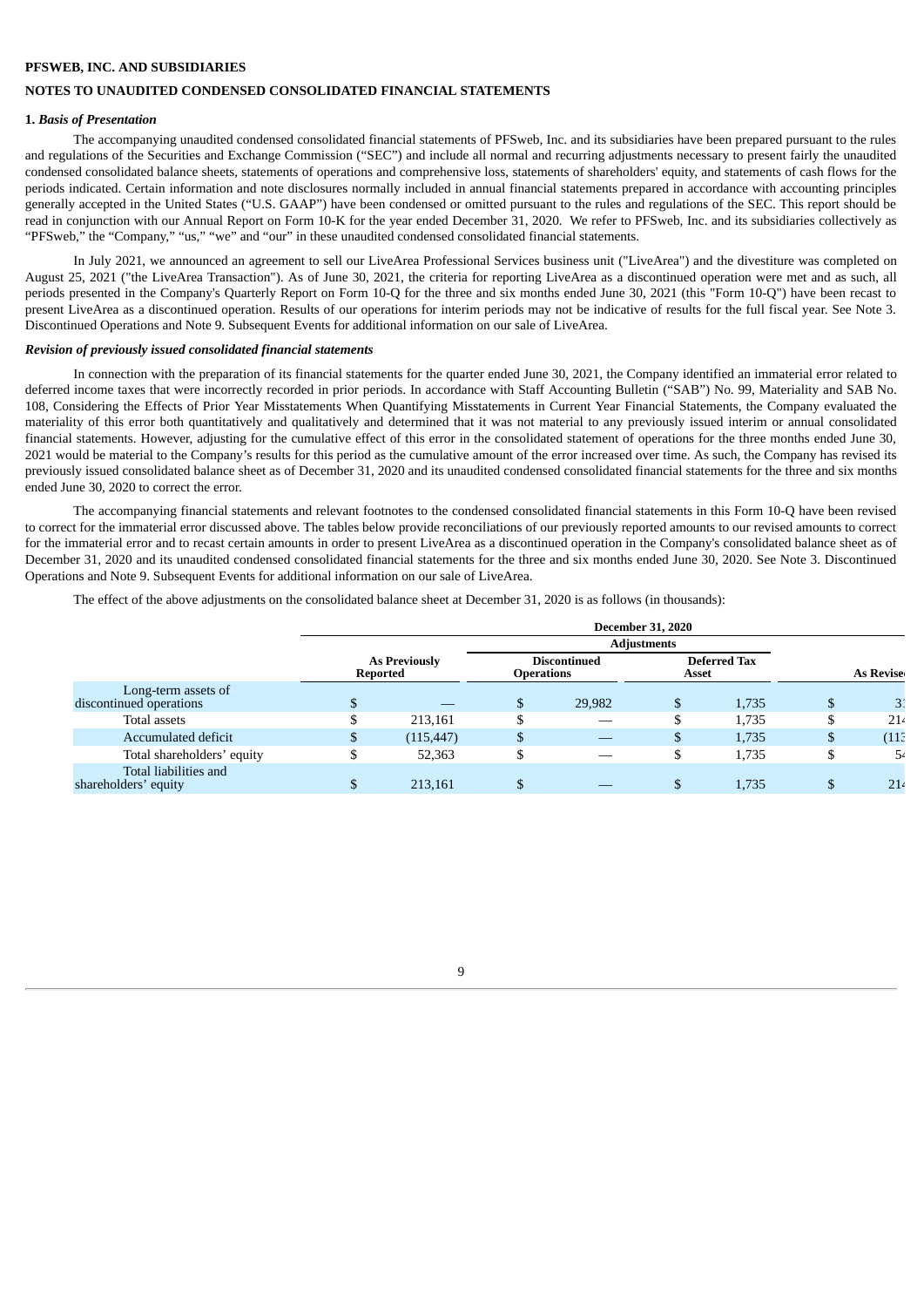**PFSWEB, INC. AND SUBSIDIARIES**

**NOTES TO UNAUDITED CONDENSED CONSOLIDATED FINANCIAL STATEMENTS**

**1.** ***Basis of Presentation***

The accompanying unaudited condensed consolidated financial statements of PFSweb, Inc. and its subsidiaries have been prepared pursuant to the rules and regulations of the Securities and Exchange Commission ("SEC") and include all normal and recurring adjustments necessary to present fairly the unaudited condensed consolidated balance sheets, statements of operations and comprehensive loss, statements of shareholders' equity, and statements of cash flows for the periods indicated. Certain information and note disclosures normally included in annual financial statements prepared in accordance with accounting principles generally accepted in the United States ("U.S. GAAP") have been condensed or omitted pursuant to the rules and regulations of the SEC. This report should be read in conjunction with our Annual Report on Form 10-K for the year ended December 31, 2020. We refer to PFSweb, Inc. and its subsidiaries collectively as "PFSweb," the "Company," "us," "we" and "our" in these unaudited condensed consolidated financial statements.

In July 2021, we announced an agreement to sell our LiveArea Professional Services business unit ("LiveArea") and the divestiture was completed on August 25, 2021 ("the LiveArea Transaction"). As of June 30, 2021, the criteria for reporting LiveArea as a discontinued operation were met and as such, all periods presented in the Company's Quarterly Report on Form 10-Q for the three and six months ended June 30, 2021 (this "Form 10-Q") have been recast to present LiveArea as a discontinued operation. Results of our operations for interim periods may not be indicative of results for the full fiscal year. See Note 3. Discontinued Operations and Note 9. Subsequent Events for additional information on our sale of LiveArea.

***Revision of previously issued consolidated financial statements***

In connection with the preparation of its financial statements for the quarter ended June 30, 2021, the Company identified an immaterial error related to deferred income taxes that were incorrectly recorded in prior periods. In accordance with Staff Accounting Bulletin ("SAB") No. 99, Materiality and SAB No. 108, Considering the Effects of Prior Year Misstatements When Quantifying Misstatements in Current Year Financial Statements, the Company evaluated the materiality of this error both quantitatively and qualitatively and determined that it was not material to any previously issued interim or annual consolidated financial statements. However, adjusting for the cumulative effect of this error in the consolidated statement of operations for the three months ended June 30, 2021 would be material to the Company's results for this period as the cumulative amount of the error increased over time. As such, the Company has revised its previously issued consolidated balance sheet as of December 31, 2020 and its unaudited condensed consolidated financial statements for the three and six months ended June 30, 2020 to correct the error.

The accompanying financial statements and relevant footnotes to the condensed consolidated financial statements in this Form 10-Q have been revised to correct for the immaterial error discussed above. The tables below provide reconciliations of our previously reported amounts to our revised amounts to correct for the immaterial error and to recast certain amounts in order to present LiveArea as a discontinued operation in the Company's consolidated balance sheet as of December 31, 2020 and its unaudited condensed consolidated financial statements for the three and six months ended June 30, 2020. See Note 3. Discontinued Operations and Note 9. Subsequent Events for additional information on our sale of LiveArea.

The effect of the above adjustments on the consolidated balance sheet at December 31, 2020 is as follows (in thousands):

| | December 31, 2020 | | | |
|---|---|---|---|---|
| | | Adjustments | | |
| | As Previously Reported | Discontinued Operations | Deferred Tax Asset | As Revised |
| Long-term assets of discontinued operations | $ — | $ 29,982 | $ 1,735 | $ 3 |
| Total assets | $ 213,161 | $ — | $ 1,735 | $ 21 |
| Accumulated deficit | $ (115,447) | $ — | $ 1,735 | $ (11 |
| Total shareholders' equity | $ 52,363 | $ — | $ 1,735 | $ 5 |
| Total liabilities and shareholders' equity | $ 213,161 | $ — | $ 1,735 | $ 21 |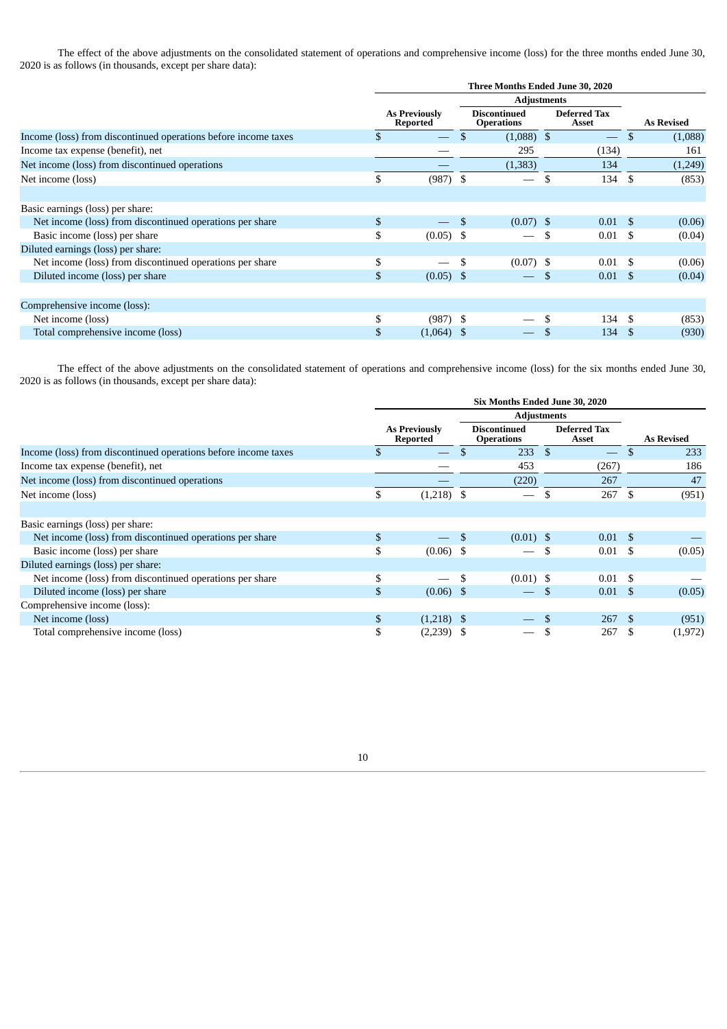The effect of the above adjustments on the consolidated statement of operations and comprehensive income (loss) for the three months ended June 30, 2020 is as follows (in thousands, except per share data):

| | Three Months Ended June 30, 2020 | | | |
|---|---|---|---|---|
| | | Adjustments | | |
| | As Previously Reported | Discontinued Operations | Deferred Tax Asset | As Revised |
| Income (loss) from discontinued operations before income taxes | $ — | $ (1,088) | $ — | $ (1,088) |
| Income tax expense (benefit), net | — | 295 | (134) | 161 |
| Net income (loss) from discontinued operations | — | (1,383) | 134 | (1,249) |
| Net income (loss) | $ (987) | $ — | $ 134 | $ (853) |
| | | | | |
| Basic earnings (loss) per share: | | | | |
| Net income (loss) from discontinued operations per share | $ — | $ (0.07) | $ 0.01 | $ (0.06) |
| Basic income (loss) per share | $ (0.05) | $ — | $ 0.01 | $ (0.04) |
| Diluted earnings (loss) per share: | | | | |
| Net income (loss) from discontinued operations per share | $ — | $ (0.07) | $ 0.01 | $ (0.06) |
| Diluted income (loss) per share | $ (0.05) | $ — | $ 0.01 | $ (0.04) |
| | | | | |
| Comprehensive income (loss): | | | | |
| Net income (loss) | $ (987) | $ — | $ 134 | $ (853) |
| Total comprehensive income (loss) | $ (1,064) | $ — | $ 134 | $ (930) |

The effect of the above adjustments on the consolidated statement of operations and comprehensive income (loss) for the six months ended June 30, 2020 is as follows (in thousands, except per share data):

| | Six Months Ended June 30, 2020 | | | |
|---|---|---|---|---|
| | | Adjustments | | |
| | As Previously Reported | Discontinued Operations | Deferred Tax Asset | As Revised |
| Income (loss) from discontinued operations before income taxes | $ — | $ 233 | $ — | $ 233 |
| Income tax expense (benefit), net | — | 453 | (267) | 186 |
| Net income (loss) from discontinued operations | — | (220) | 267 | 47 |
| Net income (loss) | $ (1,218) | $ — | $ 267 | $ (951) |
| | | | | |
| Basic earnings (loss) per share: | | | | |
| Net income (loss) from discontinued operations per share | $ — | $ (0.01) | $ 0.01 | $ — |
| Basic income (loss) per share | $ (0.06) | $ — | $ 0.01 | $ (0.05) |
| Diluted earnings (loss) per share: | | | | |
| Net income (loss) from discontinued operations per share | $ — | $ (0.01) | $ 0.01 | $ — |
| Diluted income (loss) per share | $ (0.06) | $ — | $ 0.01 | $ (0.05) |
| Comprehensive income (loss): | | | | |
| Net income (loss) | $ (1,218) | $ — | $ 267 | $ (951) |
| Total comprehensive income (loss) | $ (2,239) | $ — | $ 267 | $ (1,972) |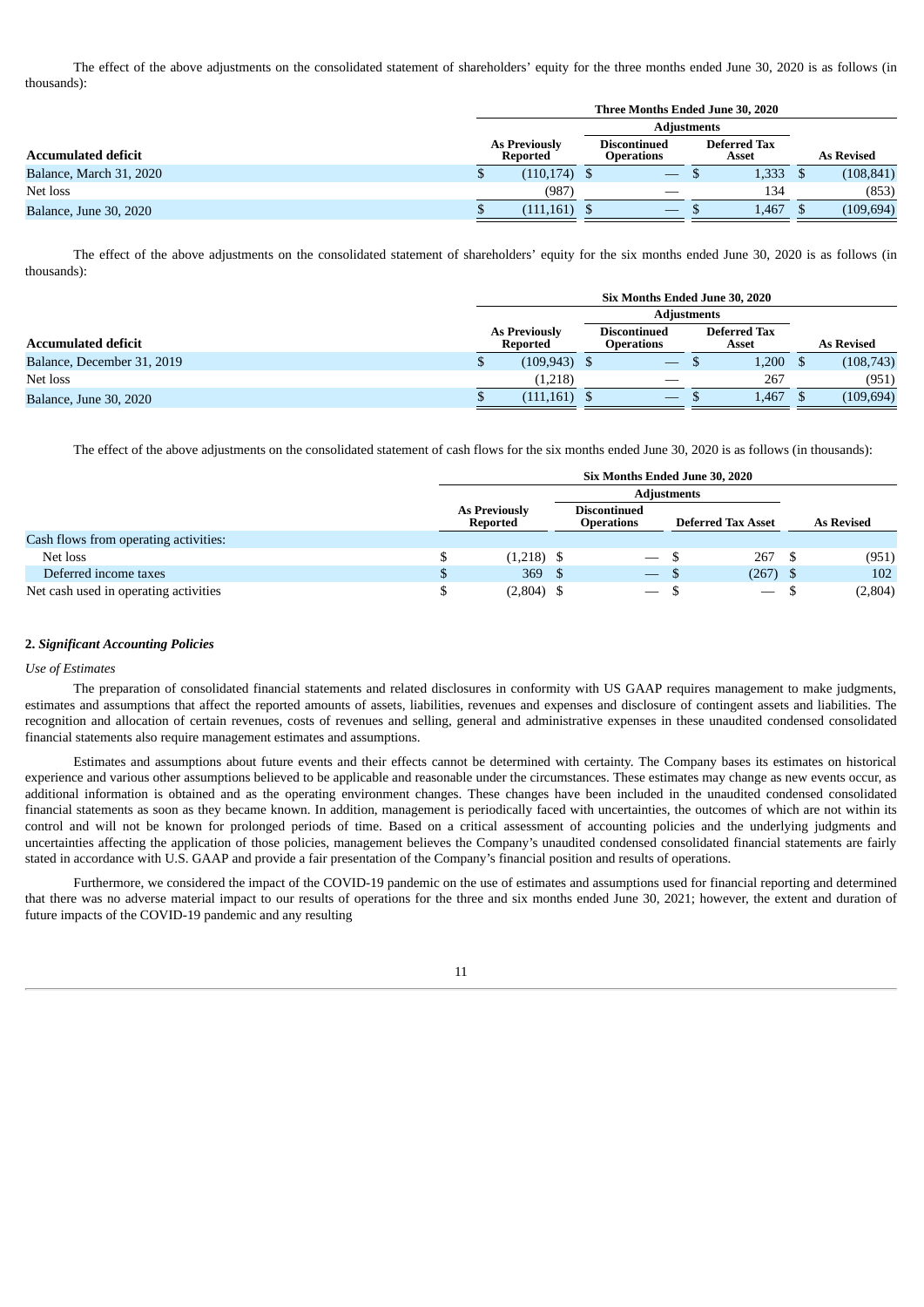The effect of the above adjustments on the consolidated statement of shareholders' equity for the three months ended June 30, 2020 is as follows (in thousands):

| | Three Months Ended June 30, 2020 | | | |
|---|---|---|---|---|
| | | Adjustments | | |
| **Accumulated deficit** | **As Previously Reported** | **Discontinued Operations** | **Deferred Tax Asset** | **As Revised** |
| Balance, March 31, 2020 | $ (110,174) | $ — | $ 1,333 | $ (108,841) |
| Net loss | (987) | — | 134 | (853) |
| Balance, June 30, 2020 | $ (111,161) | $ — | $ 1,467 | $ (109,694) |

The effect of the above adjustments on the consolidated statement of shareholders' equity for the six months ended June 30, 2020 is as follows (in thousands):

| | Six Months Ended June 30, 2020 | | | |
|---|---|---|---|---|
| | | Adjustments | | |
| **Accumulated deficit** | **As Previously Reported** | **Discontinued Operations** | **Deferred Tax Asset** | **As Revised** |
| Balance, December 31, 2019 | $ (109,943) | $ — | $ 1,200 | $ (108,743) |
| Net loss | (1,218) | — | 267 | (951) |
| Balance, June 30, 2020 | $ (111,161) | $ — | $ 1,467 | $ (109,694) |

The effect of the above adjustments on the consolidated statement of cash flows for the six months ended June 30, 2020 is as follows (in thousands):

| | Six Months Ended June 30, 2020 | | | |
|---|---|---|---|---|
| | | Adjustments | | |
| | **As Previously Reported** | **Discontinued Operations** | **Deferred Tax Asset** | **As Revised** |
| Cash flows from operating activities: | | | | |
| Net loss | $ (1,218) | $ — | $ 267 | $ (951) |
| Deferred income taxes | $ 369 | $ — | $ (267) | $ 102 |
| Net cash used in operating activities | $ (2,804) | $ — | $ — | $ (2,804) |

## 2. *Significant Accounting Policies*

*Use of Estimates*

The preparation of consolidated financial statements and related disclosures in conformity with US GAAP requires management to make judgments, estimates and assumptions that affect the reported amounts of assets, liabilities, revenues and expenses and disclosure of contingent assets and liabilities. The recognition and allocation of certain revenues, costs of revenues and selling, general and administrative expenses in these unaudited condensed consolidated financial statements also require management estimates and assumptions.

Estimates and assumptions about future events and their effects cannot be determined with certainty. The Company bases its estimates on historical experience and various other assumptions believed to be applicable and reasonable under the circumstances. These estimates may change as new events occur, as additional information is obtained and as the operating environment changes. These changes have been included in the unaudited condensed consolidated financial statements as soon as they became known. In addition, management is periodically faced with uncertainties, the outcomes of which are not within its control and will not be known for prolonged periods of time. Based on a critical assessment of accounting policies and the underlying judgments and uncertainties affecting the application of those policies, management believes the Company's unaudited condensed consolidated financial statements are fairly stated in accordance with U.S. GAAP and provide a fair presentation of the Company's financial position and results of operations.

Furthermore, we considered the impact of the COVID-19 pandemic on the use of estimates and assumptions used for financial reporting and determined that there was no adverse material impact to our results of operations for the three and six months ended June 30, 2021; however, the extent and duration of future impacts of the COVID-19 pandemic and any resulting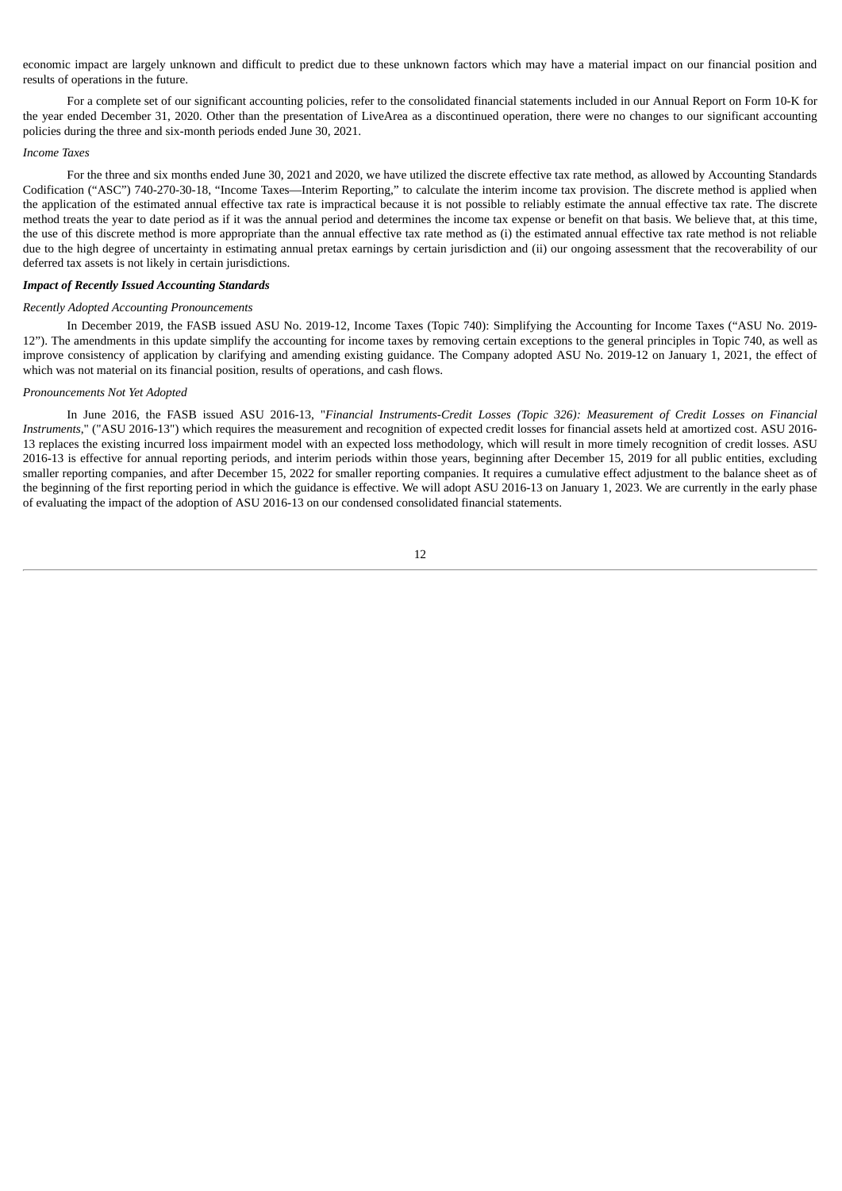economic impact are largely unknown and difficult to predict due to these unknown factors which may have a material impact on our financial position and results of operations in the future.

For a complete set of our significant accounting policies, refer to the consolidated financial statements included in our Annual Report on Form 10-K for the year ended December 31, 2020. Other than the presentation of LiveArea as a discontinued operation, there were no changes to our significant accounting policies during the three and six-month periods ended June 30, 2021.

*Income Taxes*

For the three and six months ended June 30, 2021 and 2020, we have utilized the discrete effective tax rate method, as allowed by Accounting Standards Codification ("ASC") 740-270-30-18, "Income Taxes—Interim Reporting," to calculate the interim income tax provision. The discrete method is applied when the application of the estimated annual effective tax rate is impractical because it is not possible to reliably estimate the annual effective tax rate. The discrete method treats the year to date period as if it was the annual period and determines the income tax expense or benefit on that basis. We believe that, at this time, the use of this discrete method is more appropriate than the annual effective tax rate method as (i) the estimated annual effective tax rate method is not reliable due to the high degree of uncertainty in estimating annual pretax earnings by certain jurisdiction and (ii) our ongoing assessment that the recoverability of our deferred tax assets is not likely in certain jurisdictions.

***Impact of Recently Issued Accounting Standards***

*Recently Adopted Accounting Pronouncements*

In December 2019, the FASB issued ASU No. 2019-12, Income Taxes (Topic 740): Simplifying the Accounting for Income Taxes ("ASU No. 2019-12"). The amendments in this update simplify the accounting for income taxes by removing certain exceptions to the general principles in Topic 740, as well as improve consistency of application by clarifying and amending existing guidance. The Company adopted ASU No. 2019-12 on January 1, 2021, the effect of which was not material on its financial position, results of operations, and cash flows.

*Pronouncements Not Yet Adopted*

In June 2016, the FASB issued ASU 2016-13, "*Financial Instruments-Credit Losses (Topic 326): Measurement of Credit Losses on Financial Instruments*," ("ASU 2016-13") which requires the measurement and recognition of expected credit losses for financial assets held at amortized cost. ASU 2016-13 replaces the existing incurred loss impairment model with an expected loss methodology, which will result in more timely recognition of credit losses. ASU 2016-13 is effective for annual reporting periods, and interim periods within those years, beginning after December 15, 2019 for all public entities, excluding smaller reporting companies, and after December 15, 2022 for smaller reporting companies. It requires a cumulative effect adjustment to the balance sheet as of the beginning of the first reporting period in which the guidance is effective. We will adopt ASU 2016-13 on January 1, 2023. We are currently in the early phase of evaluating the impact of the adoption of ASU 2016-13 on our condensed consolidated financial statements.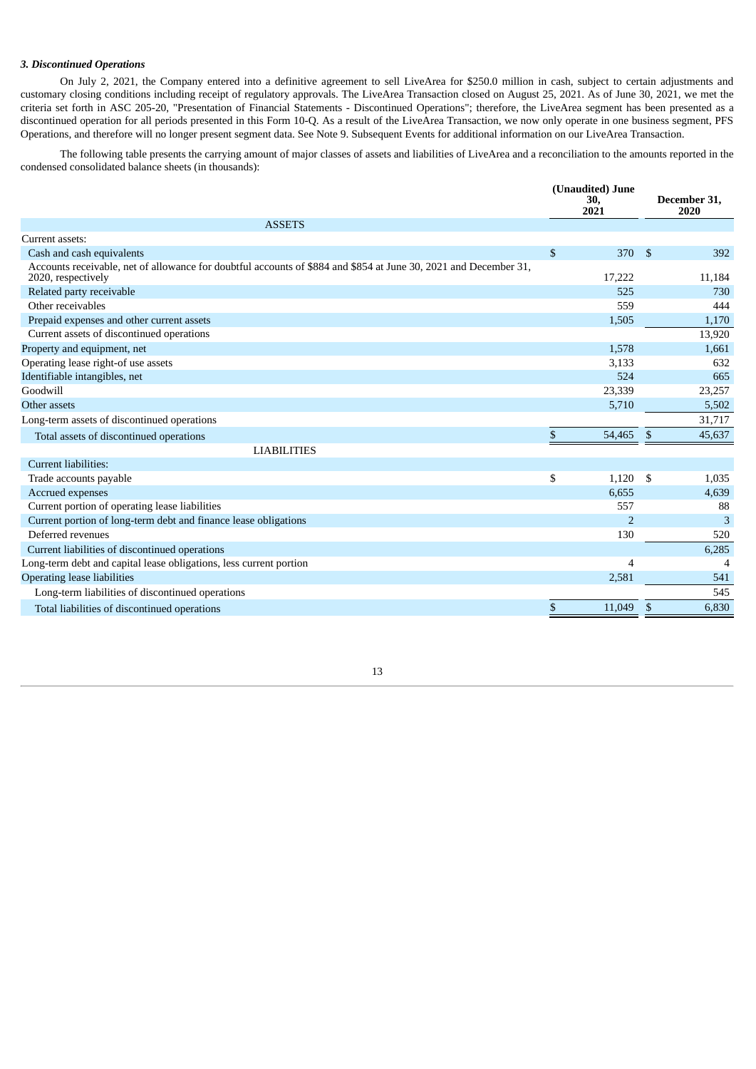### *3. Discontinued Operations*

On July 2, 2021, the Company entered into a definitive agreement to sell LiveArea for $250.0 million in cash, subject to certain adjustments and customary closing conditions including receipt of regulatory approvals. The LiveArea Transaction closed on August 25, 2021. As of June 30, 2021, we met the criteria set forth in ASC 205-20, "Presentation of Financial Statements - Discontinued Operations"; therefore, the LiveArea segment has been presented as a discontinued operation for all periods presented in this Form 10-Q. As a result of the LiveArea Transaction, we now only operate in one business segment, PFS Operations, and therefore will no longer present segment data. See Note 9. Subsequent Events for additional information on our LiveArea Transaction.

The following table presents the carrying amount of major classes of assets and liabilities of LiveArea and a reconciliation to the amounts reported in the condensed consolidated balance sheets (in thousands):

| | (Unaudited) June 30, 2021 | December 31, 2020 |
|---|---|---|
| ASSETS | | |
| Current assets: | | |
| Cash and cash equivalents | $ 370 | $ 392 |
| Accounts receivable, net of allowance for doubtful accounts of $884 and $854 at June 30, 2021 and December 31, 2020, respectively | 17,222 | 11,184 |
| Related party receivable | 525 | 730 |
| Other receivables | 559 | 444 |
| Prepaid expenses and other current assets | 1,505 | 1,170 |
| Current assets of discontinued operations | | 13,920 |
| Property and equipment, net | 1,578 | 1,661 |
| Operating lease right-of use assets | 3,133 | 632 |
| Identifiable intangibles, net | 524 | 665 |
| Goodwill | 23,339 | 23,257 |
| Other assets | 5,710 | 5,502 |
| Long-term assets of discontinued operations | | 31,717 |
| Total assets of discontinued operations | $ 54,465 | $ 45,637 |
| LIABILITIES | | |
| Current liabilities: | | |
| Trade accounts payable | $ 1,120 | $ 1,035 |
| Accrued expenses | 6,655 | 4,639 |
| Current portion of operating lease liabilities | 557 | 88 |
| Current portion of long-term debt and finance lease obligations | 2 | 3 |
| Deferred revenues | 130 | 520 |
| Current liabilities of discontinued operations | | 6,285 |
| Long-term debt and capital lease obligations, less current portion | 4 | 4 |
| Operating lease liabilities | 2,581 | 541 |
| Long-term liabilities of discontinued operations | | 545 |
| Total liabilities of discontinued operations | $ 11,049 | $ 6,830 |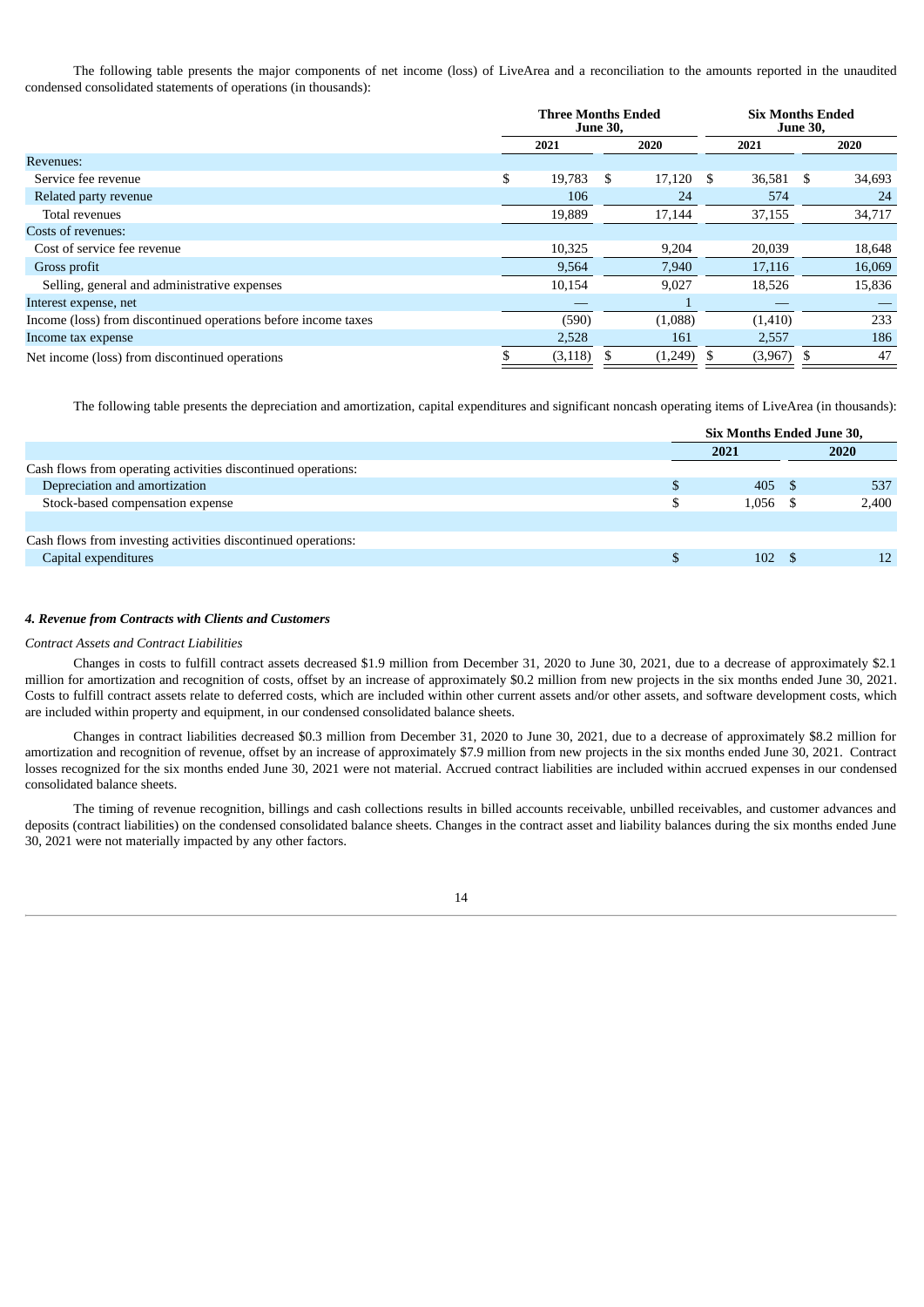The following table presents the major components of net income (loss) of LiveArea and a reconciliation to the amounts reported in the unaudited condensed consolidated statements of operations (in thousands):

| | Three Months Ended June 30, | | Six Months Ended June 30, | |
|---|---|---|---|---|
| | 2021 | 2020 | 2021 | 2020 |
| Revenues: | | | | |
| Service fee revenue | $ 19,783 | $ 17,120 | $ 36,581 | $ 34,693 |
| Related party revenue | 106 | 24 | 574 | 24 |
| Total revenues | 19,889 | 17,144 | 37,155 | 34,717 |
| Costs of revenues: | | | | |
| Cost of service fee revenue | 10,325 | 9,204 | 20,039 | 18,648 |
| Gross profit | 9,564 | 7,940 | 17,116 | 16,069 |
| Selling, general and administrative expenses | 10,154 | 9,027 | 18,526 | 15,836 |
| Interest expense, net | — | 1 | — | — |
| Income (loss) from discontinued operations before income taxes | (590) | (1,088) | (1,410) | 233 |
| Income tax expense | 2,528 | 161 | 2,557 | 186 |
| Net income (loss) from discontinued operations | $ (3,118) | $ (1,249) | $ (3,967) | $ 47 |

The following table presents the depreciation and amortization, capital expenditures and significant noncash operating items of LiveArea (in thousands):

| | Six Months Ended June 30, | |
|---|---|---|
| | 2021 | 2020 |
| Cash flows from operating activities discontinued operations: | | |
| Depreciation and amortization | $ 405 | $ 537 |
| Stock-based compensation expense | $ 1,056 | $ 2,400 |
| | | |
| Cash flows from investing activities discontinued operations: | | |
| Capital expenditures | $ 102 | $ 12 |

***4. Revenue from Contracts with Clients and Customers***

*Contract Assets and Contract Liabilities*

Changes in costs to fulfill contract assets decreased $1.9 million from December 31, 2020 to June 30, 2021, due to a decrease of approximately $2.1 million for amortization and recognition of costs, offset by an increase of approximately $0.2 million from new projects in the six months ended June 30, 2021. Costs to fulfill contract assets relate to deferred costs, which are included within other current assets and/or other assets, and software development costs, which are included within property and equipment, in our condensed consolidated balance sheets.

Changes in contract liabilities decreased $0.3 million from December 31, 2020 to June 30, 2021, due to a decrease of approximately $8.2 million for amortization and recognition of revenue, offset by an increase of approximately $7.9 million from new projects in the six months ended June 30, 2021. Contract losses recognized for the six months ended June 30, 2021 were not material. Accrued contract liabilities are included within accrued expenses in our condensed consolidated balance sheets.

The timing of revenue recognition, billings and cash collections results in billed accounts receivable, unbilled receivables, and customer advances and deposits (contract liabilities) on the condensed consolidated balance sheets. Changes in the contract asset and liability balances during the six months ended June 30, 2021 were not materially impacted by any other factors.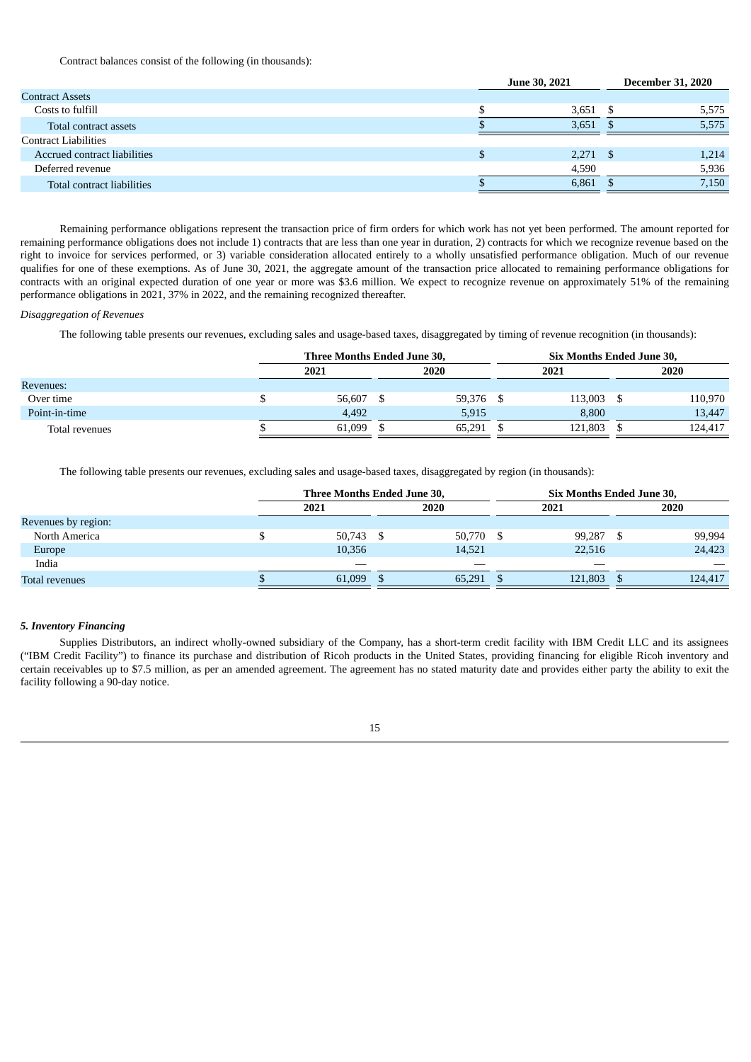Contract balances consist of the following (in thousands):

| | June 30, 2021 | December 31, 2020 |
|---|---|---|
| Contract Assets | | |
| Costs to fulfill | $ 3,651 | $ 5,575 |
| Total contract assets | $ 3,651 | $ 5,575 |
| Contract Liabilities | | |
| Accrued contract liabilities | $ 2,271 | $ 1,214 |
| Deferred revenue | 4,590 | 5,936 |
| Total contract liabilities | $ 6,861 | $ 7,150 |

Remaining performance obligations represent the transaction price of firm orders for which work has not yet been performed. The amount reported for remaining performance obligations does not include 1) contracts that are less than one year in duration, 2) contracts for which we recognize revenue based on the right to invoice for services performed, or 3) variable consideration allocated entirely to a wholly unsatisfied performance obligation. Much of our revenue qualifies for one of these exemptions. As of June 30, 2021, the aggregate amount of the transaction price allocated to remaining performance obligations for contracts with an original expected duration of one year or more was $3.6 million. We expect to recognize revenue on approximately 51% of the remaining performance obligations in 2021, 37% in 2022, and the remaining recognized thereafter.

*Disaggregation of Revenues*

The following table presents our revenues, excluding sales and usage-based taxes, disaggregated by timing of revenue recognition (in thousands):

| | Three Months Ended June 30, | | Six Months Ended June 30, | |
|---|---|---|---|---|
| | 2021 | 2020 | 2021 | 2020 |
| Revenues: | | | | |
| Over time | $ 56,607 | $ 59,376 | $ 113,003 | $ 110,970 |
| Point-in-time | 4,492 | 5,915 | 8,800 | 13,447 |
| Total revenues | $ 61,099 | $ 65,291 | $ 121,803 | $ 124,417 |

The following table presents our revenues, excluding sales and usage-based taxes, disaggregated by region (in thousands):

| | Three Months Ended June 30, | | Six Months Ended June 30, | |
|---|---|---|---|---|
| | 2021 | 2020 | 2021 | 2020 |
| Revenues by region: | | | | |
| North America | $ 50,743 | $ 50,770 | $ 99,287 | $ 99,994 |
| Europe | 10,356 | 14,521 | 22,516 | 24,423 |
| India | — | — | — | — |
| Total revenues | $ 61,099 | $ 65,291 | $ 121,803 | $ 124,417 |

***5. Inventory Financing***

Supplies Distributors, an indirect wholly-owned subsidiary of the Company, has a short-term credit facility with IBM Credit LLC and its assignees ("IBM Credit Facility") to finance its purchase and distribution of Ricoh products in the United States, providing financing for eligible Ricoh inventory and certain receivables up to $7.5 million, as per an amended agreement. The agreement has no stated maturity date and provides either party the ability to exit the facility following a 90-day notice.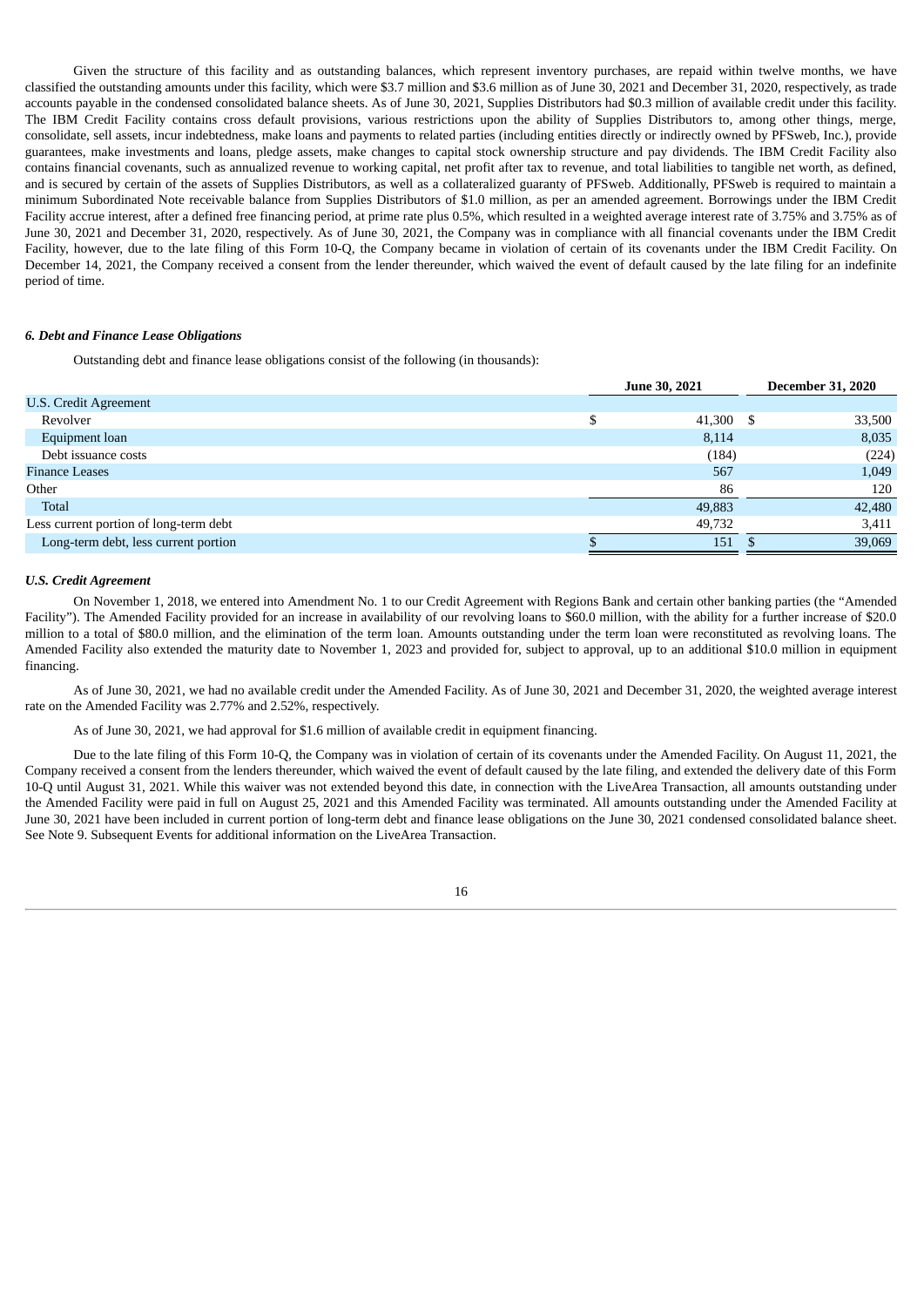Given the structure of this facility and as outstanding balances, which represent inventory purchases, are repaid within twelve months, we have classified the outstanding amounts under this facility, which were $3.7 million and $3.6 million as of June 30, 2021 and December 31, 2020, respectively, as trade accounts payable in the condensed consolidated balance sheets. As of June 30, 2021, Supplies Distributors had $0.3 million of available credit under this facility. The IBM Credit Facility contains cross default provisions, various restrictions upon the ability of Supplies Distributors to, among other things, merge, consolidate, sell assets, incur indebtedness, make loans and payments to related parties (including entities directly or indirectly owned by PFSweb, Inc.), provide guarantees, make investments and loans, pledge assets, make changes to capital stock ownership structure and pay dividends. The IBM Credit Facility also contains financial covenants, such as annualized revenue to working capital, net profit after tax to revenue, and total liabilities to tangible net worth, as defined, and is secured by certain of the assets of Supplies Distributors, as well as a collateralized guaranty of PFSweb. Additionally, PFSweb is required to maintain a minimum Subordinated Note receivable balance from Supplies Distributors of $1.0 million, as per an amended agreement. Borrowings under the IBM Credit Facility accrue interest, after a defined free financing period, at prime rate plus 0.5%, which resulted in a weighted average interest rate of 3.75% and 3.75% as of June 30, 2021 and December 31, 2020, respectively. As of June 30, 2021, the Company was in compliance with all financial covenants under the IBM Credit Facility, however, due to the late filing of this Form 10-Q, the Company became in violation of certain of its covenants under the IBM Credit Facility. On December 14, 2021, the Company received a consent from the lender thereunder, which waived the event of default caused by the late filing for an indefinite period of time.

### *6. Debt and Finance Lease Obligations*

Outstanding debt and finance lease obligations consist of the following (in thousands):

| | June 30, 2021 | December 31, 2020 |
|---|---|---|
| U.S. Credit Agreement | | |
| Revolver | $ 41,300 | $ 33,500 |
| Equipment loan | 8,114 | 8,035 |
| Debt issuance costs | (184) | (224) |
| Finance Leases | 567 | 1,049 |
| Other | 86 | 120 |
| Total | 49,883 | 42,480 |
| Less current portion of long-term debt | 49,732 | 3,411 |
| Long-term debt, less current portion | $ 151 | $ 39,069 |

***U.S. Credit Agreement***

On November 1, 2018, we entered into Amendment No. 1 to our Credit Agreement with Regions Bank and certain other banking parties (the "Amended Facility"). The Amended Facility provided for an increase in availability of our revolving loans to $60.0 million, with the ability for a further increase of $20.0 million to a total of $80.0 million, and the elimination of the term loan. Amounts outstanding under the term loan were reconstituted as revolving loans. The Amended Facility also extended the maturity date to November 1, 2023 and provided for, subject to approval, up to an additional $10.0 million in equipment financing.

As of June 30, 2021, we had no available credit under the Amended Facility. As of June 30, 2021 and December 31, 2020, the weighted average interest rate on the Amended Facility was 2.77% and 2.52%, respectively.

As of June 30, 2021, we had approval for $1.6 million of available credit in equipment financing.

Due to the late filing of this Form 10-Q, the Company was in violation of certain of its covenants under the Amended Facility. On August 11, 2021, the Company received a consent from the lenders thereunder, which waived the event of default caused by the late filing, and extended the delivery date of this Form 10-Q until August 31, 2021. While this waiver was not extended beyond this date, in connection with the LiveArea Transaction, all amounts outstanding under the Amended Facility were paid in full on August 25, 2021 and this Amended Facility was terminated. All amounts outstanding under the Amended Facility at June 30, 2021 have been included in current portion of long-term debt and finance lease obligations on the June 30, 2021 condensed consolidated balance sheet. See Note 9. Subsequent Events for additional information on the LiveArea Transaction.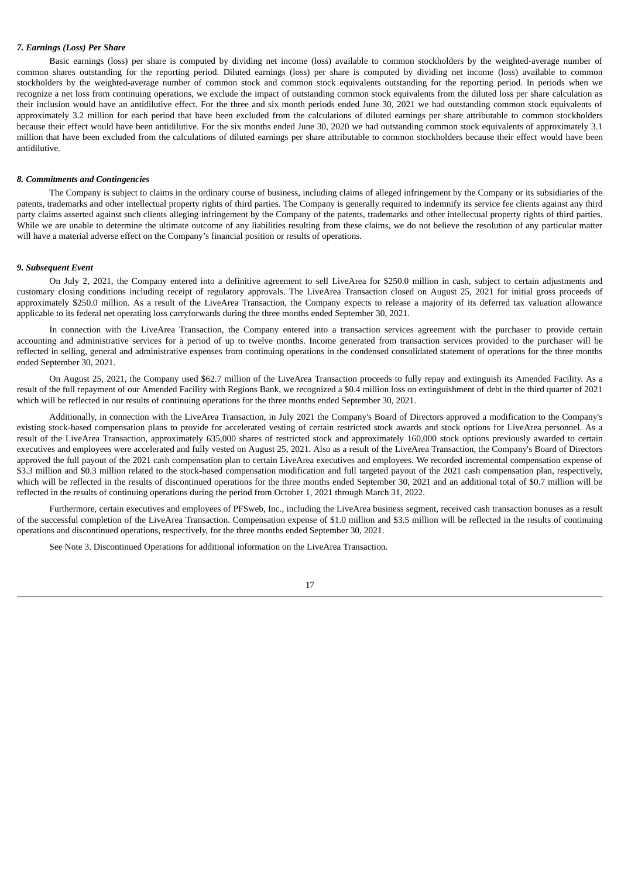### *7. Earnings (Loss) Per Share*

Basic earnings (loss) per share is computed by dividing net income (loss) available to common stockholders by the weighted-average number of common shares outstanding for the reporting period. Diluted earnings (loss) per share is computed by dividing net income (loss) available to common stockholders by the weighted-average number of common stock and common stock equivalents outstanding for the reporting period. In periods when we recognize a net loss from continuing operations, we exclude the impact of outstanding common stock equivalents from the diluted loss per share calculation as their inclusion would have an antidilutive effect. For the three and six month periods ended June 30, 2021 we had outstanding common stock equivalents of approximately 3.2 million for each period that have been excluded from the calculations of diluted earnings per share attributable to common stockholders because their effect would have been antidilutive. For the six months ended June 30, 2020 we had outstanding common stock equivalents of approximately 3.1 million that have been excluded from the calculations of diluted earnings per share attributable to common stockholders because their effect would have been antidilutive.

### *8. Commitments and Contingencies*

The Company is subject to claims in the ordinary course of business, including claims of alleged infringement by the Company or its subsidiaries of the patents, trademarks and other intellectual property rights of third parties. The Company is generally required to indemnify its service fee clients against any third party claims asserted against such clients alleging infringement by the Company of the patents, trademarks and other intellectual property rights of third parties. While we are unable to determine the ultimate outcome of any liabilities resulting from these claims, we do not believe the resolution of any particular matter will have a material adverse effect on the Company's financial position or results of operations.

### *9. Subsequent Event*

On July 2, 2021, the Company entered into a definitive agreement to sell LiveArea for $250.0 million in cash, subject to certain adjustments and customary closing conditions including receipt of regulatory approvals. The LiveArea Transaction closed on August 25, 2021 for initial gross proceeds of approximately $250.0 million. As a result of the LiveArea Transaction, the Company expects to release a majority of its deferred tax valuation allowance applicable to its federal net operating loss carryforwards during the three months ended September 30, 2021.

In connection with the LiveArea Transaction, the Company entered into a transaction services agreement with the purchaser to provide certain accounting and administrative services for a period of up to twelve months. Income generated from transaction services provided to the purchaser will be reflected in selling, general and administrative expenses from continuing operations in the condensed consolidated statement of operations for the three months ended September 30, 2021.

On August 25, 2021, the Company used $62.7 million of the LiveArea Transaction proceeds to fully repay and extinguish its Amended Facility. As a result of the full repayment of our Amended Facility with Regions Bank, we recognized a $0.4 million loss on extinguishment of debt in the third quarter of 2021 which will be reflected in our results of continuing operations for the three months ended September 30, 2021.

Additionally, in connection with the LiveArea Transaction, in July 2021 the Company's Board of Directors approved a modification to the Company's existing stock-based compensation plans to provide for accelerated vesting of certain restricted stock awards and stock options for LiveArea personnel. As a result of the LiveArea Transaction, approximately 635,000 shares of restricted stock and approximately 160,000 stock options previously awarded to certain executives and employees were accelerated and fully vested on August 25, 2021. Also as a result of the LiveArea Transaction, the Company's Board of Directors approved the full payout of the 2021 cash compensation plan to certain LiveArea executives and employees. We recorded incremental compensation expense of $3.3 million and $0.3 million related to the stock-based compensation modification and full targeted payout of the 2021 cash compensation plan, respectively, which will be reflected in the results of discontinued operations for the three months ended September 30, 2021 and an additional total of $0.7 million will be reflected in the results of continuing operations during the period from October 1, 2021 through March 31, 2022.

Furthermore, certain executives and employees of PFSweb, Inc., including the LiveArea business segment, received cash transaction bonuses as a result of the successful completion of the LiveArea Transaction. Compensation expense of $1.0 million and $3.5 million will be reflected in the results of continuing operations and discontinued operations, respectively, for the three months ended September 30, 2021.

See Note 3. Discontinued Operations for additional information on the LiveArea Transaction.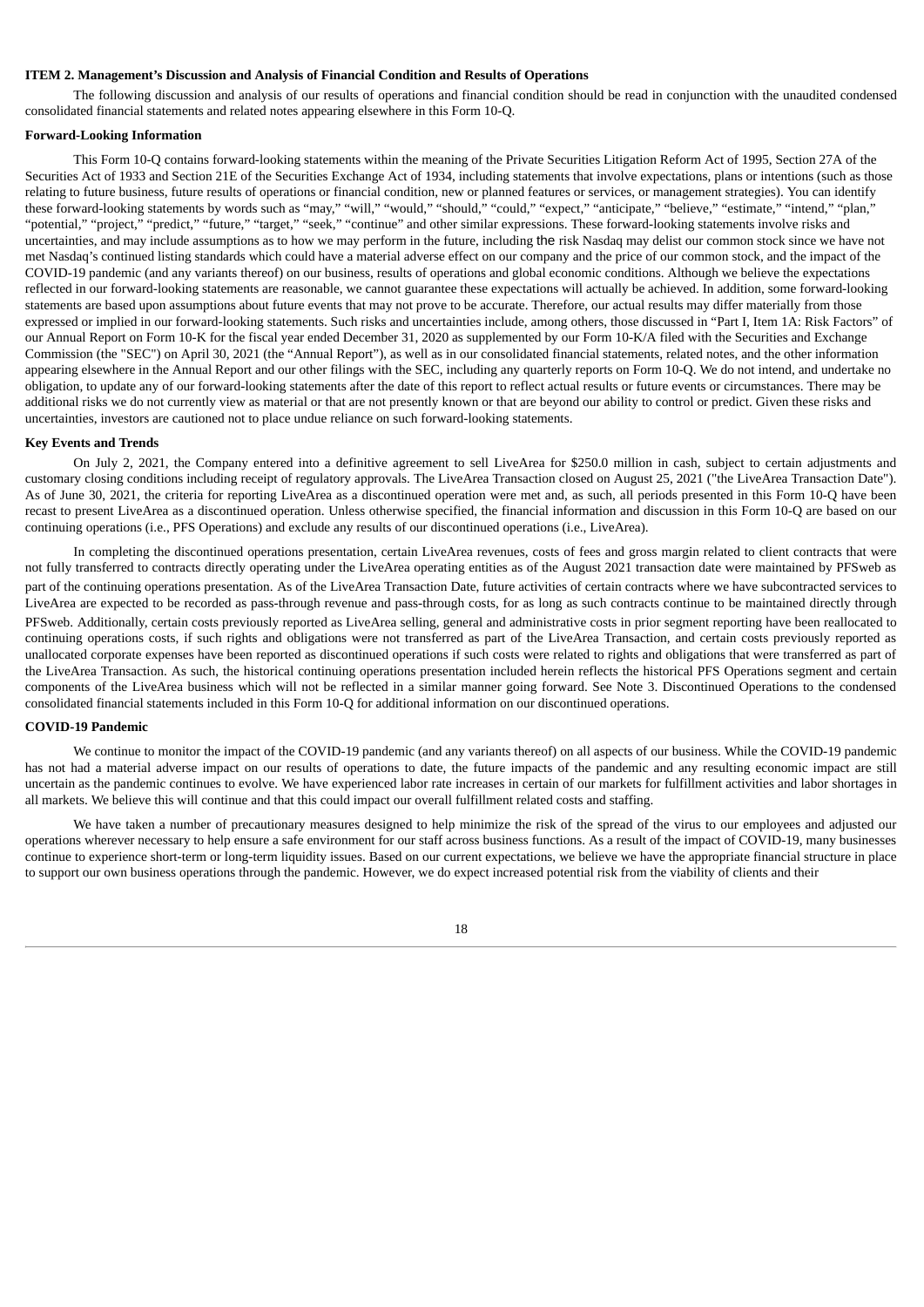### ITEM 2. Management's Discussion and Analysis of Financial Condition and Results of Operations

The following discussion and analysis of our results of operations and financial condition should be read in conjunction with the unaudited condensed consolidated financial statements and related notes appearing elsewhere in this Form 10-Q.

**Forward-Looking Information**

This Form 10-Q contains forward-looking statements within the meaning of the Private Securities Litigation Reform Act of 1995, Section 27A of the Securities Act of 1933 and Section 21E of the Securities Exchange Act of 1934, including statements that involve expectations, plans or intentions (such as those relating to future business, future results of operations or financial condition, new or planned features or services, or management strategies). You can identify these forward-looking statements by words such as "may," "will," "would," "should," "could," "expect," "anticipate," "believe," "estimate," "intend," "plan," "potential," "project," "predict," "future," "target," "seek," "continue" and other similar expressions. These forward-looking statements involve risks and uncertainties, and may include assumptions as to how we may perform in the future, including the risk Nasdaq may delist our common stock since we have not met Nasdaq's continued listing standards which could have a material adverse effect on our company and the price of our common stock, and the impact of the COVID-19 pandemic (and any variants thereof) on our business, results of operations and global economic conditions. Although we believe the expectations reflected in our forward-looking statements are reasonable, we cannot guarantee these expectations will actually be achieved. In addition, some forward-looking statements are based upon assumptions about future events that may not prove to be accurate. Therefore, our actual results may differ materially from those expressed or implied in our forward-looking statements. Such risks and uncertainties include, among others, those discussed in "Part I, Item 1A: Risk Factors" of our Annual Report on Form 10-K for the fiscal year ended December 31, 2020 as supplemented by our Form 10-K/A filed with the Securities and Exchange Commission (the "SEC") on April 30, 2021 (the "Annual Report"), as well as in our consolidated financial statements, related notes, and the other information appearing elsewhere in the Annual Report and our other filings with the SEC, including any quarterly reports on Form 10-Q. We do not intend, and undertake no obligation, to update any of our forward-looking statements after the date of this report to reflect actual results or future events or circumstances. There may be additional risks we do not currently view as material or that are not presently known or that are beyond our ability to control or predict. Given these risks and uncertainties, investors are cautioned not to place undue reliance on such forward-looking statements.

**Key Events and Trends**

On July 2, 2021, the Company entered into a definitive agreement to sell LiveArea for $250.0 million in cash, subject to certain adjustments and customary closing conditions including receipt of regulatory approvals. The LiveArea Transaction closed on August 25, 2021 ("the LiveArea Transaction Date"). As of June 30, 2021, the criteria for reporting LiveArea as a discontinued operation were met and, as such, all periods presented in this Form 10-Q have been recast to present LiveArea as a discontinued operation. Unless otherwise specified, the financial information and discussion in this Form 10-Q are based on our continuing operations (i.e., PFS Operations) and exclude any results of our discontinued operations (i.e., LiveArea).

In completing the discontinued operations presentation, certain LiveArea revenues, costs of fees and gross margin related to client contracts that were not fully transferred to contracts directly operating under the LiveArea operating entities as of the August 2021 transaction date were maintained by PFSweb as part of the continuing operations presentation. As of the LiveArea Transaction Date, future activities of certain contracts where we have subcontracted services to LiveArea are expected to be recorded as pass-through revenue and pass-through costs, for as long as such contracts continue to be maintained directly through PFSweb. Additionally, certain costs previously reported as LiveArea selling, general and administrative costs in prior segment reporting have been reallocated to continuing operations costs, if such rights and obligations were not transferred as part of the LiveArea Transaction, and certain costs previously reported as unallocated corporate expenses have been reported as discontinued operations if such costs were related to rights and obligations that were transferred as part of the LiveArea Transaction. As such, the historical continuing operations presentation included herein reflects the historical PFS Operations segment and certain components of the LiveArea business which will not be reflected in a similar manner going forward. See Note 3. Discontinued Operations to the condensed consolidated financial statements included in this Form 10-Q for additional information on our discontinued operations.

**COVID-19 Pandemic**

We continue to monitor the impact of the COVID-19 pandemic (and any variants thereof) on all aspects of our business. While the COVID-19 pandemic has not had a material adverse impact on our results of operations to date, the future impacts of the pandemic and any resulting economic impact are still uncertain as the pandemic continues to evolve. We have experienced labor rate increases in certain of our markets for fulfillment activities and labor shortages in all markets. We believe this will continue and that this could impact our overall fulfillment related costs and staffing.

We have taken a number of precautionary measures designed to help minimize the risk of the spread of the virus to our employees and adjusted our operations wherever necessary to help ensure a safe environment for our staff across business functions. As a result of the impact of COVID-19, many businesses continue to experience short-term or long-term liquidity issues. Based on our current expectations, we believe we have the appropriate financial structure in place to support our own business operations through the pandemic. However, we do expect increased potential risk from the viability of clients and their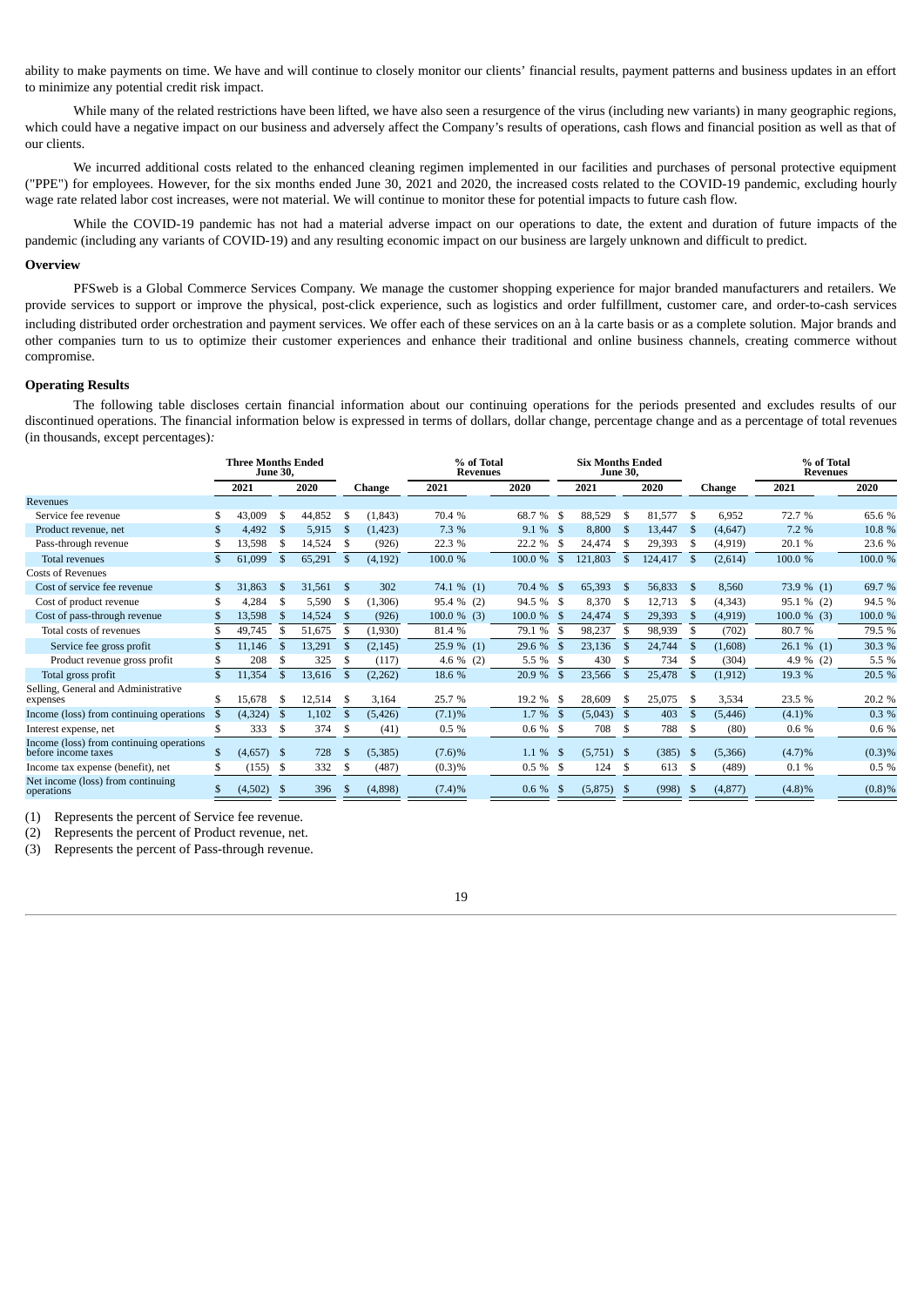ability to make payments on time. We have and will continue to closely monitor our clients' financial results, payment patterns and business updates in an effort to minimize any potential credit risk impact.

While many of the related restrictions have been lifted, we have also seen a resurgence of the virus (including new variants) in many geographic regions, which could have a negative impact on our business and adversely affect the Company's results of operations, cash flows and financial position as well as that of our clients.

We incurred additional costs related to the enhanced cleaning regimen implemented in our facilities and purchases of personal protective equipment ("PPE") for employees. However, for the six months ended June 30, 2021 and 2020, the increased costs related to the COVID-19 pandemic, excluding hourly wage rate related labor cost increases, were not material. We will continue to monitor these for potential impacts to future cash flow.

While the COVID-19 pandemic has not had a material adverse impact on our operations to date, the extent and duration of future impacts of the pandemic (including any variants of COVID-19) and any resulting economic impact on our business are largely unknown and difficult to predict.

**Overview**

PFSweb is a Global Commerce Services Company. We manage the customer shopping experience for major branded manufacturers and retailers. We provide services to support or improve the physical, post-click experience, such as logistics and order fulfillment, customer care, and order-to-cash services including distributed order orchestration and payment services. We offer each of these services on an à la carte basis or as a complete solution. Major brands and other companies turn to us to optimize their customer experiences and enhance their traditional and online business channels, creating commerce without compromise.

**Operating Results**

The following table discloses certain financial information about our continuing operations for the periods presented and excludes results of our discontinued operations. The financial information below is expressed in terms of dollars, dollar change, percentage change and as a percentage of total revenues (in thousands, except percentages)*:*

| | Three Months Ended June 30, | | | % of Total Revenues | | Six Months Ended June 30, | | | % of Total Revenues | |
|---|---|---|---|---|---|---|---|---|---|---|
| | 2021 | 2020 | Change | 2021 | 2020 | 2021 | 2020 | Change | 2021 | 2020 |
| Revenues | | | | | | | | | | |
| Service fee revenue | $ 43,009 | $ 44,852 | $ (1,843) | 70.4 % | 68.7 % | $ 88,529 | $ 81,577 | $ 6,952 | 72.7 % | 65.6 % |
| Product revenue, net | $ 4,492 | $ 5,915 | $ (1,423) | 7.3 % | 9.1 % | $ 8,800 | $ 13,447 | $ (4,647) | 7.2 % | 10.8 % |
| Pass-through revenue | $ 13,598 | $ 14,524 | $ (926) | 22.3 % | 22.2 % | $ 24,474 | $ 29,393 | $ (4,919) | 20.1 % | 23.6 % |
| Total revenues | $ 61,099 | $ 65,291 | $ (4,192) | 100.0 % | 100.0 % | $ 121,803 | $ 124,417 | $ (2,614) | 100.0 % | 100.0 % |
| Costs of Revenues | | | | | | | | | | |
| Cost of service fee revenue | $ 31,863 | $ 31,561 | $ 302 | 74.1 % (1) | 70.4 % | $ 65,393 | $ 56,833 | $ 8,560 | 73.9 % (1) | 69.7 % |
| Cost of product revenue | $ 4,284 | $ 5,590 | $ (1,306) | 95.4 % (2) | 94.5 % | $ 8,370 | $ 12,713 | $ (4,343) | 95.1 % (2) | 94.5 % |
| Cost of pass-through revenue | $ 13,598 | $ 14,524 | $ (926) | 100.0 % (3) | 100.0 % | $ 24,474 | $ 29,393 | $ (4,919) | 100.0 % (3) | 100.0 % |
| Total costs of revenues | $ 49,745 | $ 51,675 | $ (1,930) | 81.4 % | 79.1 % | $ 98,237 | $ 98,939 | $ (702) | 80.7 % | 79.5 % |
| Service fee gross profit | $ 11,146 | $ 13,291 | $ (2,145) | 25.9 % (1) | 29.6 % | $ 23,136 | $ 24,744 | $ (1,608) | 26.1 % (1) | 30.3 % |
| Product revenue gross profit | $ 208 | $ 325 | $ (117) | 4.6 % (2) | 5.5 % | $ 430 | $ 734 | $ (304) | 4.9 % (2) | 5.5 % |
| Total gross profit | $ 11,354 | $ 13,616 | $ (2,262) | 18.6 % | 20.9 % | $ 23,566 | $ 25,478 | $ (1,912) | 19.3 % | 20.5 % |
| Selling, General and Administrative expenses | $ 15,678 | $ 12,514 | $ 3,164 | 25.7 % | 19.2 % | $ 28,609 | $ 25,075 | $ 3,534 | 23.5 % | 20.2 % |
| Income (loss) from continuing operations | $ (4,324) | $ 1,102 | $ (5,426) | (7.1)% | 1.7 % | $ (5,043) | $ 403 | $ (5,446) | (4.1)% | 0.3 % |
| Interest expense, net | $ 333 | $ 374 | $ (41) | 0.5 % | 0.6 % | $ 708 | $ 788 | $ (80) | 0.6 % | 0.6 % |
| Income (loss) from continuing operations before income taxes | $ (4,657) | $ 728 | $ (5,385) | (7.6)% | 1.1 % | $ (5,751) | $ (385) | $ (5,366) | (4.7)% | (0.3)% |
| Income tax expense (benefit), net | $ (155) | $ 332 | $ (487) | (0.3)% | 0.5 % | $ 124 | $ 613 | $ (489) | 0.1 % | 0.5 % |
| Net income (loss) from continuing operations | $ (4,502) | $ 396 | $ (4,898) | (7.4)% | 0.6 % | $ (5,875) | $ (998) | $ (4,877) | (4.8)% | (0.8)% |

(1) Represents the percent of Service fee revenue.

(2) Represents the percent of Product revenue, net.

(3) Represents the percent of Pass-through revenue.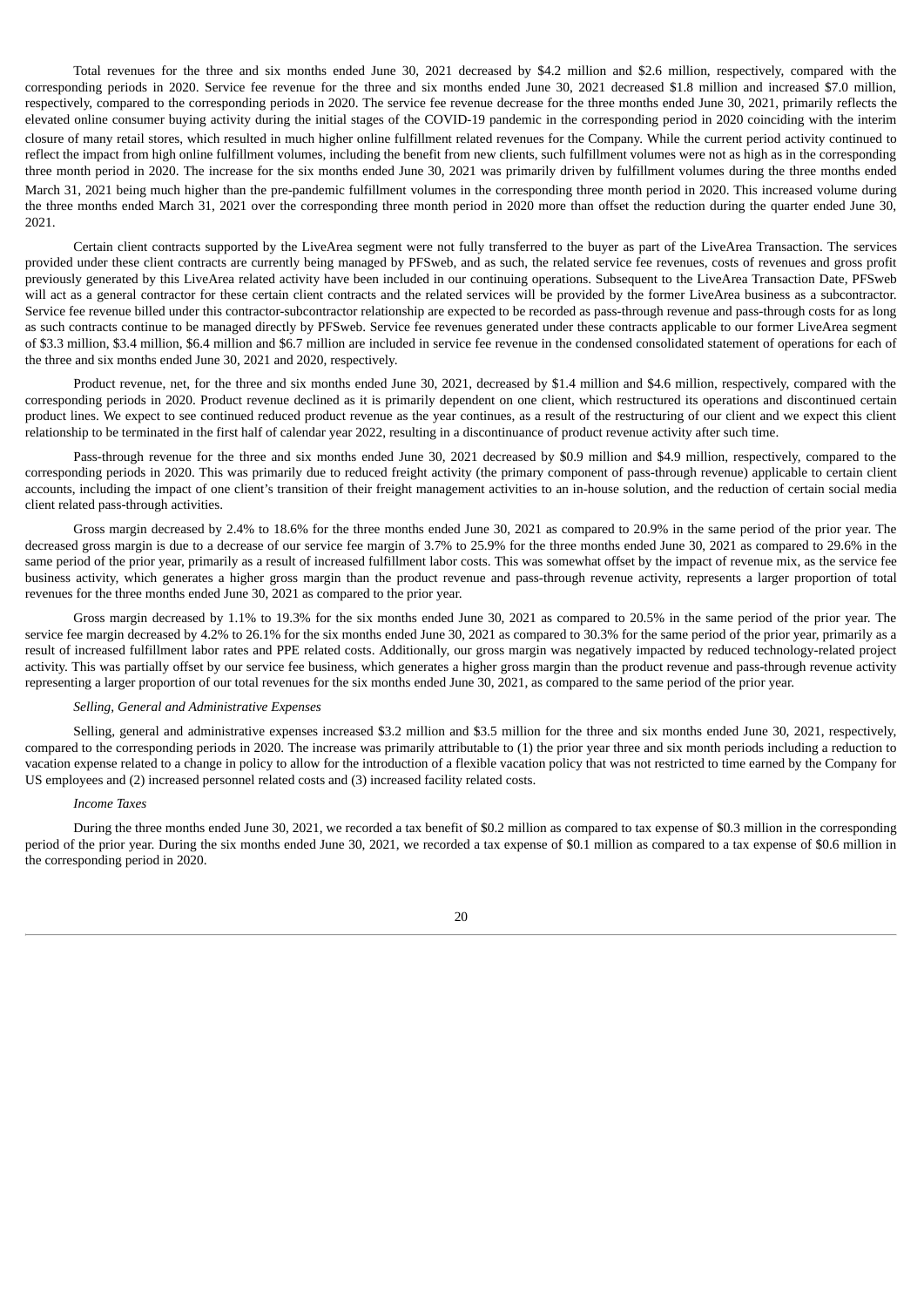Total revenues for the three and six months ended June 30, 2021 decreased by $4.2 million and $2.6 million, respectively, compared with the corresponding periods in 2020. Service fee revenue for the three and six months ended June 30, 2021 decreased $1.8 million and increased $7.0 million, respectively, compared to the corresponding periods in 2020. The service fee revenue decrease for the three months ended June 30, 2021, primarily reflects the elevated online consumer buying activity during the initial stages of the COVID-19 pandemic in the corresponding period in 2020 coinciding with the interim closure of many retail stores, which resulted in much higher online fulfillment related revenues for the Company. While the current period activity continued to reflect the impact from high online fulfillment volumes, including the benefit from new clients, such fulfillment volumes were not as high as in the corresponding three month period in 2020. The increase for the six months ended June 30, 2021 was primarily driven by fulfillment volumes during the three months ended March 31, 2021 being much higher than the pre-pandemic fulfillment volumes in the corresponding three month period in 2020. This increased volume during the three months ended March 31, 2021 over the corresponding three month period in 2020 more than offset the reduction during the quarter ended June 30, 2021.

Certain client contracts supported by the LiveArea segment were not fully transferred to the buyer as part of the LiveArea Transaction. The services provided under these client contracts are currently being managed by PFSweb, and as such, the related service fee revenues, costs of revenues and gross profit previously generated by this LiveArea related activity have been included in our continuing operations. Subsequent to the LiveArea Transaction Date, PFSweb will act as a general contractor for these certain client contracts and the related services will be provided by the former LiveArea business as a subcontractor. Service fee revenue billed under this contractor-subcontractor relationship are expected to be recorded as pass-through revenue and pass-through costs for as long as such contracts continue to be managed directly by PFSweb. Service fee revenues generated under these contracts applicable to our former LiveArea segment of $3.3 million, $3.4 million, $6.4 million and $6.7 million are included in service fee revenue in the condensed consolidated statement of operations for each of the three and six months ended June 30, 2021 and 2020, respectively.

Product revenue, net, for the three and six months ended June 30, 2021, decreased by $1.4 million and $4.6 million, respectively, compared with the corresponding periods in 2020. Product revenue declined as it is primarily dependent on one client, which restructured its operations and discontinued certain product lines. We expect to see continued reduced product revenue as the year continues, as a result of the restructuring of our client and we expect this client relationship to be terminated in the first half of calendar year 2022, resulting in a discontinuance of product revenue activity after such time.

Pass-through revenue for the three and six months ended June 30, 2021 decreased by $0.9 million and $4.9 million, respectively, compared to the corresponding periods in 2020. This was primarily due to reduced freight activity (the primary component of pass-through revenue) applicable to certain client accounts, including the impact of one client's transition of their freight management activities to an in-house solution, and the reduction of certain social media client related pass-through activities.

Gross margin decreased by 2.4% to 18.6% for the three months ended June 30, 2021 as compared to 20.9% in the same period of the prior year. The decreased gross margin is due to a decrease of our service fee margin of 3.7% to 25.9% for the three months ended June 30, 2021 as compared to 29.6% in the same period of the prior year, primarily as a result of increased fulfillment labor costs. This was somewhat offset by the impact of revenue mix, as the service fee business activity, which generates a higher gross margin than the product revenue and pass-through revenue activity, represents a larger proportion of total revenues for the three months ended June 30, 2021 as compared to the prior year.

Gross margin decreased by 1.1% to 19.3% for the six months ended June 30, 2021 as compared to 20.5% in the same period of the prior year. The service fee margin decreased by 4.2% to 26.1% for the six months ended June 30, 2021 as compared to 30.3% for the same period of the prior year, primarily as a result of increased fulfillment labor rates and PPE related costs. Additionally, our gross margin was negatively impacted by reduced technology-related project activity. This was partially offset by our service fee business, which generates a higher gross margin than the product revenue and pass-through revenue activity representing a larger proportion of our total revenues for the six months ended June 30, 2021, as compared to the same period of the prior year.

*Selling, General and Administrative Expenses*

Selling, general and administrative expenses increased $3.2 million and $3.5 million for the three and six months ended June 30, 2021, respectively, compared to the corresponding periods in 2020. The increase was primarily attributable to (1) the prior year three and six month periods including a reduction to vacation expense related to a change in policy to allow for the introduction of a flexible vacation policy that was not restricted to time earned by the Company for US employees and (2) increased personnel related costs and (3) increased facility related costs.

*Income Taxes*

During the three months ended June 30, 2021, we recorded a tax benefit of $0.2 million as compared to tax expense of $0.3 million in the corresponding period of the prior year. During the six months ended June 30, 2021, we recorded a tax expense of $0.1 million as compared to a tax expense of $0.6 million in the corresponding period in 2020.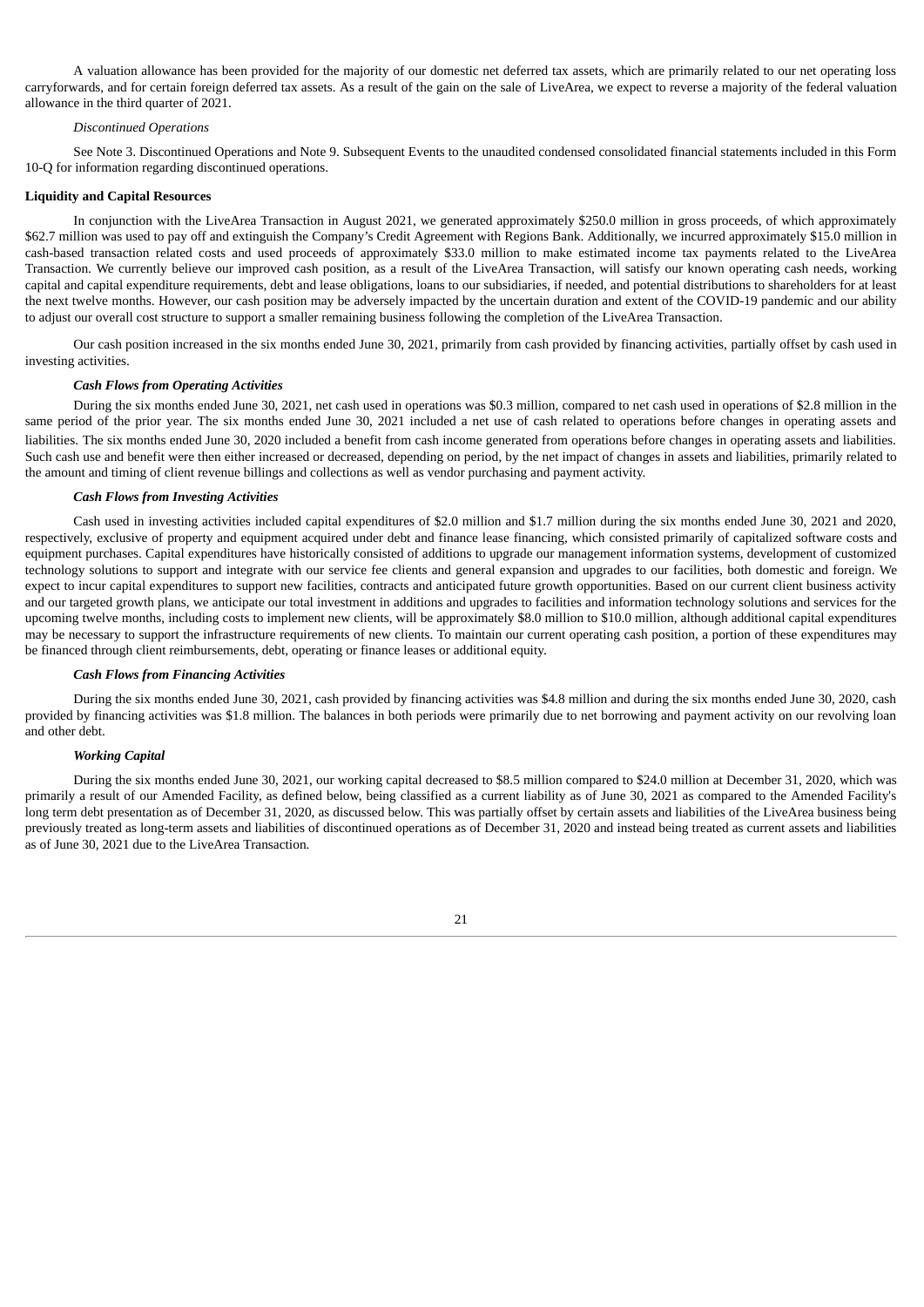A valuation allowance has been provided for the majority of our domestic net deferred tax assets, which are primarily related to our net operating loss carryforwards, and for certain foreign deferred tax assets. As a result of the gain on the sale of LiveArea, we expect to reverse a majority of the federal valuation allowance in the third quarter of 2021.

*Discontinued Operations*

See Note 3. Discontinued Operations and Note 9. Subsequent Events to the unaudited condensed consolidated financial statements included in this Form 10-Q for information regarding discontinued operations.

**Liquidity and Capital Resources**

In conjunction with the LiveArea Transaction in August 2021, we generated approximately $250.0 million in gross proceeds, of which approximately $62.7 million was used to pay off and extinguish the Company's Credit Agreement with Regions Bank. Additionally, we incurred approximately $15.0 million in cash-based transaction related costs and used proceeds of approximately $33.0 million to make estimated income tax payments related to the LiveArea Transaction. We currently believe our improved cash position, as a result of the LiveArea Transaction, will satisfy our known operating cash needs, working capital and capital expenditure requirements, debt and lease obligations, loans to our subsidiaries, if needed, and potential distributions to shareholders for at least the next twelve months. However, our cash position may be adversely impacted by the uncertain duration and extent of the COVID-19 pandemic and our ability to adjust our overall cost structure to support a smaller remaining business following the completion of the LiveArea Transaction.

Our cash position increased in the six months ended June 30, 2021, primarily from cash provided by financing activities, partially offset by cash used in investing activities.

***Cash Flows from Operating Activities***

During the six months ended June 30, 2021, net cash used in operations was $0.3 million, compared to net cash used in operations of $2.8 million in the same period of the prior year. The six months ended June 30, 2021 included a net use of cash related to operations before changes in operating assets and liabilities. The six months ended June 30, 2020 included a benefit from cash income generated from operations before changes in operating assets and liabilities. Such cash use and benefit were then either increased or decreased, depending on period, by the net impact of changes in assets and liabilities, primarily related to the amount and timing of client revenue billings and collections as well as vendor purchasing and payment activity.

***Cash Flows from Investing Activities***

Cash used in investing activities included capital expenditures of $2.0 million and $1.7 million during the six months ended June 30, 2021 and 2020, respectively, exclusive of property and equipment acquired under debt and finance lease financing, which consisted primarily of capitalized software costs and equipment purchases. Capital expenditures have historically consisted of additions to upgrade our management information systems, development of customized technology solutions to support and integrate with our service fee clients and general expansion and upgrades to our facilities, both domestic and foreign. We expect to incur capital expenditures to support new facilities, contracts and anticipated future growth opportunities. Based on our current client business activity and our targeted growth plans, we anticipate our total investment in additions and upgrades to facilities and information technology solutions and services for the upcoming twelve months, including costs to implement new clients, will be approximately $8.0 million to $10.0 million, although additional capital expenditures may be necessary to support the infrastructure requirements of new clients. To maintain our current operating cash position, a portion of these expenditures may be financed through client reimbursements, debt, operating or finance leases or additional equity.

***Cash Flows from Financing Activities***

During the six months ended June 30, 2021, cash provided by financing activities was $4.8 million and during the six months ended June 30, 2020, cash provided by financing activities was $1.8 million. The balances in both periods were primarily due to net borrowing and payment activity on our revolving loan and other debt.

***Working Capital***

During the six months ended June 30, 2021, our working capital decreased to $8.5 million compared to $24.0 million at December 31, 2020, which was primarily a result of our Amended Facility, as defined below, being classified as a current liability as of June 30, 2021 as compared to the Amended Facility's long term debt presentation as of December 31, 2020, as discussed below. This was partially offset by certain assets and liabilities of the LiveArea business being previously treated as long-term assets and liabilities of discontinued operations as of December 31, 2020 and instead being treated as current assets and liabilities as of June 30, 2021 due to the LiveArea Transaction.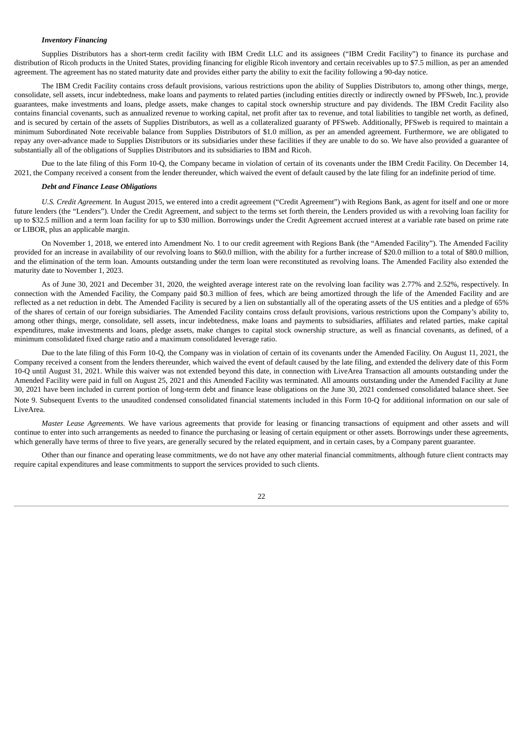***Inventory Financing***

Supplies Distributors has a short-term credit facility with IBM Credit LLC and its assignees ("IBM Credit Facility") to finance its purchase and distribution of Ricoh products in the United States, providing financing for eligible Ricoh inventory and certain receivables up to $7.5 million, as per an amended agreement. The agreement has no stated maturity date and provides either party the ability to exit the facility following a 90-day notice.

The IBM Credit Facility contains cross default provisions, various restrictions upon the ability of Supplies Distributors to, among other things, merge, consolidate, sell assets, incur indebtedness, make loans and payments to related parties (including entities directly or indirectly owned by PFSweb, Inc.), provide guarantees, make investments and loans, pledge assets, make changes to capital stock ownership structure and pay dividends. The IBM Credit Facility also contains financial covenants, such as annualized revenue to working capital, net profit after tax to revenue, and total liabilities to tangible net worth, as defined, and is secured by certain of the assets of Supplies Distributors, as well as a collateralized guaranty of PFSweb. Additionally, PFSweb is required to maintain a minimum Subordinated Note receivable balance from Supplies Distributors of $1.0 million, as per an amended agreement. Furthermore, we are obligated to repay any over-advance made to Supplies Distributors or its subsidiaries under these facilities if they are unable to do so. We have also provided a guarantee of substantially all of the obligations of Supplies Distributors and its subsidiaries to IBM and Ricoh.

Due to the late filing of this Form 10-Q, the Company became in violation of certain of its covenants under the IBM Credit Facility. On December 14, 2021, the Company received a consent from the lender thereunder, which waived the event of default caused by the late filing for an indefinite period of time.

***Debt and Finance Lease Obligations***

*U.S. Credit Agreement.* In August 2015, we entered into a credit agreement ("Credit Agreement") with Regions Bank, as agent for itself and one or more future lenders (the "Lenders"). Under the Credit Agreement, and subject to the terms set forth therein, the Lenders provided us with a revolving loan facility for up to $32.5 million and a term loan facility for up to $30 million. Borrowings under the Credit Agreement accrued interest at a variable rate based on prime rate or LIBOR, plus an applicable margin.

On November 1, 2018, we entered into Amendment No. 1 to our credit agreement with Regions Bank (the "Amended Facility"). The Amended Facility provided for an increase in availability of our revolving loans to $60.0 million, with the ability for a further increase of $20.0 million to a total of $80.0 million, and the elimination of the term loan. Amounts outstanding under the term loan were reconstituted as revolving loans. The Amended Facility also extended the maturity date to November 1, 2023.

As of June 30, 2021 and December 31, 2020, the weighted average interest rate on the revolving loan facility was 2.77% and 2.52%, respectively. In connection with the Amended Facility, the Company paid $0.3 million of fees, which are being amortized through the life of the Amended Facility and are reflected as a net reduction in debt. The Amended Facility is secured by a lien on substantially all of the operating assets of the US entities and a pledge of 65% of the shares of certain of our foreign subsidiaries. The Amended Facility contains cross default provisions, various restrictions upon the Company's ability to, among other things, merge, consolidate, sell assets, incur indebtedness, make loans and payments to subsidiaries, affiliates and related parties, make capital expenditures, make investments and loans, pledge assets, make changes to capital stock ownership structure, as well as financial covenants, as defined, of a minimum consolidated fixed charge ratio and a maximum consolidated leverage ratio.

Due to the late filing of this Form 10-Q, the Company was in violation of certain of its covenants under the Amended Facility. On August 11, 2021, the Company received a consent from the lenders thereunder, which waived the event of default caused by the late filing, and extended the delivery date of this Form 10-Q until August 31, 2021. While this waiver was not extended beyond this date, in connection with LiveArea Transaction all amounts outstanding under the Amended Facility were paid in full on August 25, 2021 and this Amended Facility was terminated. All amounts outstanding under the Amended Facility at June 30, 2021 have been included in current portion of long-term debt and finance lease obligations on the June 30, 2021 condensed consolidated balance sheet. See Note 9. Subsequent Events to the unaudited condensed consolidated financial statements included in this Form 10-Q for additional information on our sale of LiveArea.

*Master Lease Agreements.* We have various agreements that provide for leasing or financing transactions of equipment and other assets and will continue to enter into such arrangements as needed to finance the purchasing or leasing of certain equipment or other assets. Borrowings under these agreements, which generally have terms of three to five years, are generally secured by the related equipment, and in certain cases, by a Company parent guarantee.

Other than our finance and operating lease commitments, we do not have any other material financial commitments, although future client contracts may require capital expenditures and lease commitments to support the services provided to such clients.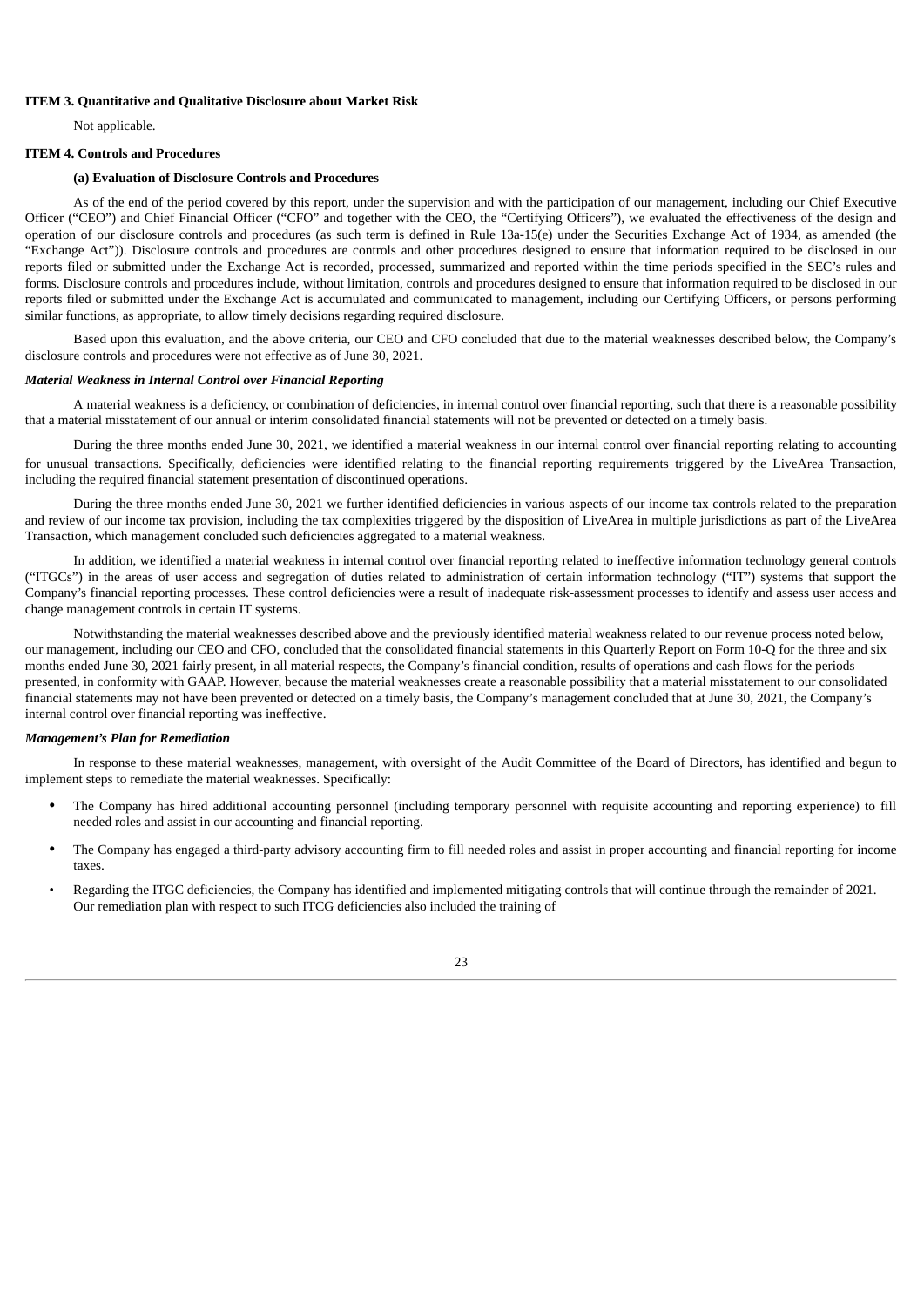**ITEM 3. Quantitative and Qualitative Disclosure about Market Risk**

Not applicable.

**ITEM 4. Controls and Procedures**

**(a) Evaluation of Disclosure Controls and Procedures**

As of the end of the period covered by this report, under the supervision and with the participation of our management, including our Chief Executive Officer ("CEO") and Chief Financial Officer ("CFO" and together with the CEO, the "Certifying Officers"), we evaluated the effectiveness of the design and operation of our disclosure controls and procedures (as such term is defined in Rule 13a-15(e) under the Securities Exchange Act of 1934, as amended (the "Exchange Act")). Disclosure controls and procedures are controls and other procedures designed to ensure that information required to be disclosed in our reports filed or submitted under the Exchange Act is recorded, processed, summarized and reported within the time periods specified in the SEC's rules and forms. Disclosure controls and procedures include, without limitation, controls and procedures designed to ensure that information required to be disclosed in our reports filed or submitted under the Exchange Act is accumulated and communicated to management, including our Certifying Officers, or persons performing similar functions, as appropriate, to allow timely decisions regarding required disclosure.

Based upon this evaluation, and the above criteria, our CEO and CFO concluded that due to the material weaknesses described below, the Company's disclosure controls and procedures were not effective as of June 30, 2021.

***Material Weakness in Internal Control over Financial Reporting***

A material weakness is a deficiency, or combination of deficiencies, in internal control over financial reporting, such that there is a reasonable possibility that a material misstatement of our annual or interim consolidated financial statements will not be prevented or detected on a timely basis.

During the three months ended June 30, 2021, we identified a material weakness in our internal control over financial reporting relating to accounting for unusual transactions. Specifically, deficiencies were identified relating to the financial reporting requirements triggered by the LiveArea Transaction, including the required financial statement presentation of discontinued operations.

During the three months ended June 30, 2021 we further identified deficiencies in various aspects of our income tax controls related to the preparation and review of our income tax provision, including the tax complexities triggered by the disposition of LiveArea in multiple jurisdictions as part of the LiveArea Transaction, which management concluded such deficiencies aggregated to a material weakness.

In addition, we identified a material weakness in internal control over financial reporting related to ineffective information technology general controls ("ITGCs") in the areas of user access and segregation of duties related to administration of certain information technology ("IT") systems that support the Company's financial reporting processes. These control deficiencies were a result of inadequate risk-assessment processes to identify and assess user access and change management controls in certain IT systems.

Notwithstanding the material weaknesses described above and the previously identified material weakness related to our revenue process noted below, our management, including our CEO and CFO, concluded that the consolidated financial statements in this Quarterly Report on Form 10-Q for the three and six months ended June 30, 2021 fairly present, in all material respects, the Company's financial condition, results of operations and cash flows for the periods presented, in conformity with GAAP. However, because the material weaknesses create a reasonable possibility that a material misstatement to our consolidated financial statements may not have been prevented or detected on a timely basis, the Company's management concluded that at June 30, 2021, the Company's internal control over financial reporting was ineffective.

***Management's Plan for Remediation***

In response to these material weaknesses, management, with oversight of the Audit Committee of the Board of Directors, has identified and begun to implement steps to remediate the material weaknesses. Specifically:

- The Company has hired additional accounting personnel (including temporary personnel with requisite accounting and reporting experience) to fill needed roles and assist in our accounting and financial reporting.
- The Company has engaged a third-party advisory accounting firm to fill needed roles and assist in proper accounting and financial reporting for income taxes.
- Regarding the ITGC deficiencies, the Company has identified and implemented mitigating controls that will continue through the remainder of 2021. Our remediation plan with respect to such ITCG deficiencies also included the training of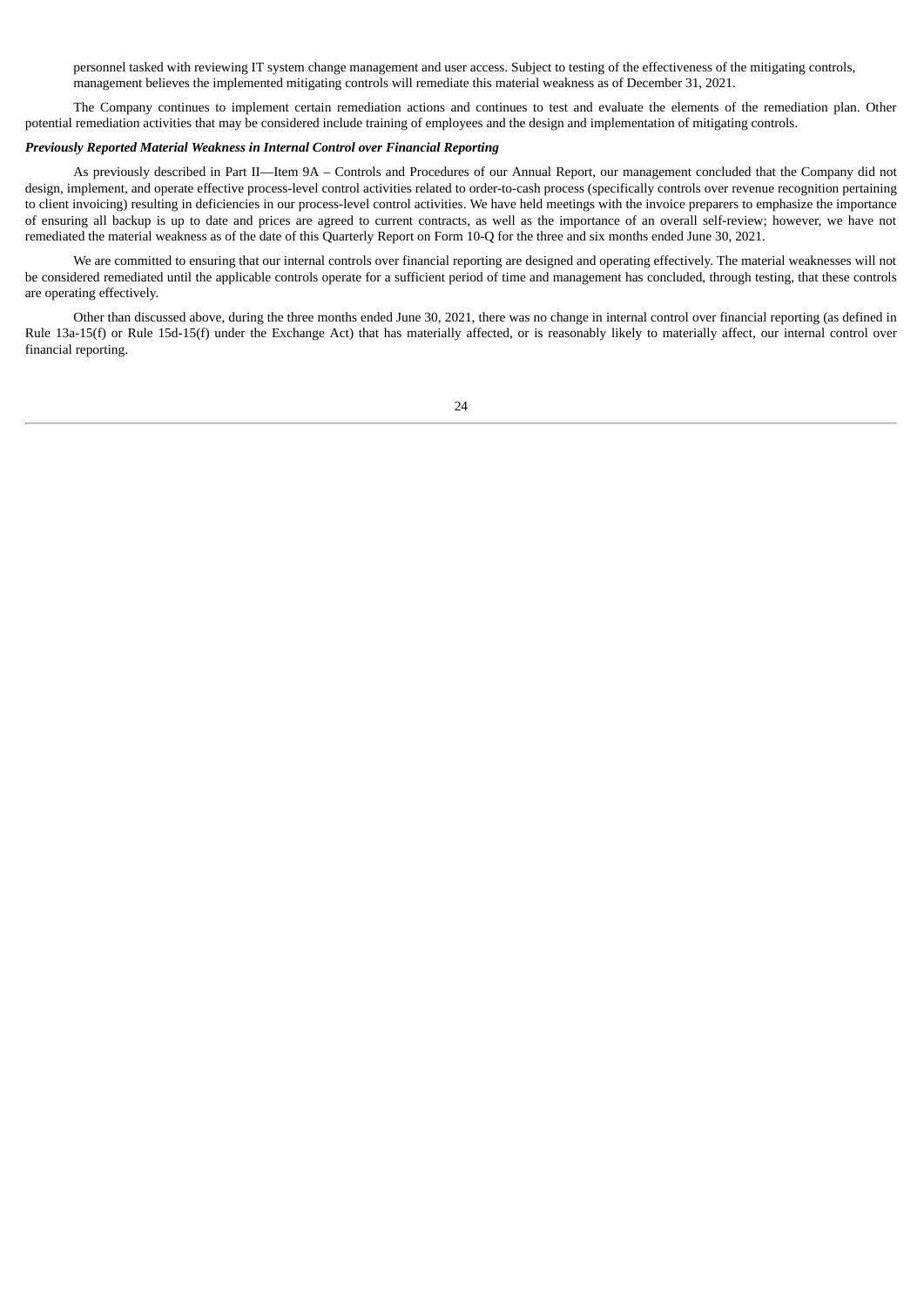personnel tasked with reviewing IT system change management and user access. Subject to testing of the effectiveness of the mitigating controls, management believes the implemented mitigating controls will remediate this material weakness as of December 31, 2021.

The Company continues to implement certain remediation actions and continues to test and evaluate the elements of the remediation plan. Other potential remediation activities that may be considered include training of employees and the design and implementation of mitigating controls.

***Previously Reported Material Weakness in Internal Control over Financial Reporting***

As previously described in Part II—Item 9A – Controls and Procedures of our Annual Report, our management concluded that the Company did not design, implement, and operate effective process-level control activities related to order-to-cash process (specifically controls over revenue recognition pertaining to client invoicing) resulting in deficiencies in our process-level control activities. We have held meetings with the invoice preparers to emphasize the importance of ensuring all backup is up to date and prices are agreed to current contracts, as well as the importance of an overall self-review; however, we have not remediated the material weakness as of the date of this Quarterly Report on Form 10-Q for the three and six months ended June 30, 2021.

We are committed to ensuring that our internal controls over financial reporting are designed and operating effectively. The material weaknesses will not be considered remediated until the applicable controls operate for a sufficient period of time and management has concluded, through testing, that these controls are operating effectively.

Other than discussed above, during the three months ended June 30, 2021, there was no change in internal control over financial reporting (as defined in Rule 13a-15(f) or Rule 15d-15(f) under the Exchange Act) that has materially affected, or is reasonably likely to materially affect, our internal control over financial reporting.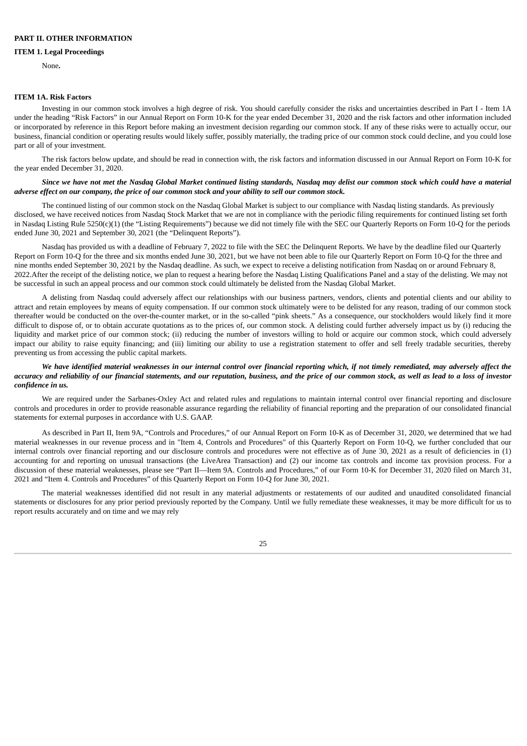## PART II. OTHER INFORMATION

### ITEM 1. Legal Proceedings

None**.**

### ITEM 1A. Risk Factors

Investing in our common stock involves a high degree of risk. You should carefully consider the risks and uncertainties described in Part I - Item 1A under the heading "Risk Factors" in our Annual Report on Form 10-K for the year ended December 31, 2020 and the risk factors and other information included or incorporated by reference in this Report before making an investment decision regarding our common stock. If any of these risks were to actually occur, our business, financial condition or operating results would likely suffer, possibly materially, the trading price of our common stock could decline, and you could lose part or all of your investment.

The risk factors below update, and should be read in connection with, the risk factors and information discussed in our Annual Report on Form 10-K for the year ended December 31, 2020.

***Since we have not met the Nasdaq Global Market continued listing standards, Nasdaq may delist our common stock which could have a material adverse effect on our company, the price of our common stock and your ability to sell our common stock.***

The continued listing of our common stock on the Nasdaq Global Market is subject to our compliance with Nasdaq listing standards. As previously disclosed, we have received notices from Nasdaq Stock Market that we are not in compliance with the periodic filing requirements for continued listing set forth in Nasdaq Listing Rule 5250(c)(1) (the "Listing Requirements") because we did not timely file with the SEC our Quarterly Reports on Form 10-Q for the periods ended June 30, 2021 and September 30, 2021 (the "Delinquent Reports").

Nasdaq has provided us with a deadline of February 7, 2022 to file with the SEC the Delinquent Reports. We have by the deadline filed our Quarterly Report on Form 10-Q for the three and six months ended June 30, 2021, but we have not been able to file our Quarterly Report on Form 10-Q for the three and nine months ended September 30, 2021 by the Nasdaq deadline. As such, we expect to receive a delisting notification from Nasdaq on or around February 8, 2022.After the receipt of the delisting notice, we plan to request a hearing before the Nasdaq Listing Qualifications Panel and a stay of the delisting. We may not be successful in such an appeal process and our common stock could ultimately be delisted from the Nasdaq Global Market.

A delisting from Nasdaq could adversely affect our relationships with our business partners, vendors, clients and potential clients and our ability to attract and retain employees by means of equity compensation. If our common stock ultimately were to be delisted for any reason, trading of our common stock thereafter would be conducted on the over-the-counter market, or in the so-called "pink sheets." As a consequence, our stockholders would likely find it more difficult to dispose of, or to obtain accurate quotations as to the prices of, our common stock. A delisting could further adversely impact us by (i) reducing the liquidity and market price of our common stock; (ii) reducing the number of investors willing to hold or acquire our common stock, which could adversely impact our ability to raise equity financing; and (iii) limiting our ability to use a registration statement to offer and sell freely tradable securities, thereby preventing us from accessing the public capital markets.

***We have identified material weaknesses in our internal control over financial reporting which, if not timely remediated, may adversely affect the accuracy and reliability of our financial statements, and our reputation, business, and the price of our common stock, as well as lead to a loss of investor confidence in us.***

We are required under the Sarbanes-Oxley Act and related rules and regulations to maintain internal control over financial reporting and disclosure controls and procedures in order to provide reasonable assurance regarding the reliability of financial reporting and the preparation of our consolidated financial statements for external purposes in accordance with U.S. GAAP.

As described in Part II, Item 9A, "Controls and Procedures," of our Annual Report on Form 10-K as of December 31, 2020, we determined that we had material weaknesses in our revenue process and in "Item 4, Controls and Procedures" of this Quarterly Report on Form 10-Q, we further concluded that our internal controls over financial reporting and our disclosure controls and procedures were not effective as of June 30, 2021 as a result of deficiencies in (1) accounting for and reporting on unusual transactions (the LiveArea Transaction) and (2) our income tax controls and income tax provision process. For a discussion of these material weaknesses, please see "Part II—Item 9A. Controls and Procedures," of our Form 10-K for December 31, 2020 filed on March 31, 2021 and "Item 4. Controls and Procedures" of this Quarterly Report on Form 10-Q for June 30, 2021.

The material weaknesses identified did not result in any material adjustments or restatements of our audited and unaudited consolidated financial statements or disclosures for any prior period previously reported by the Company. Until we fully remediate these weaknesses, it may be more difficult for us to report results accurately and on time and we may rely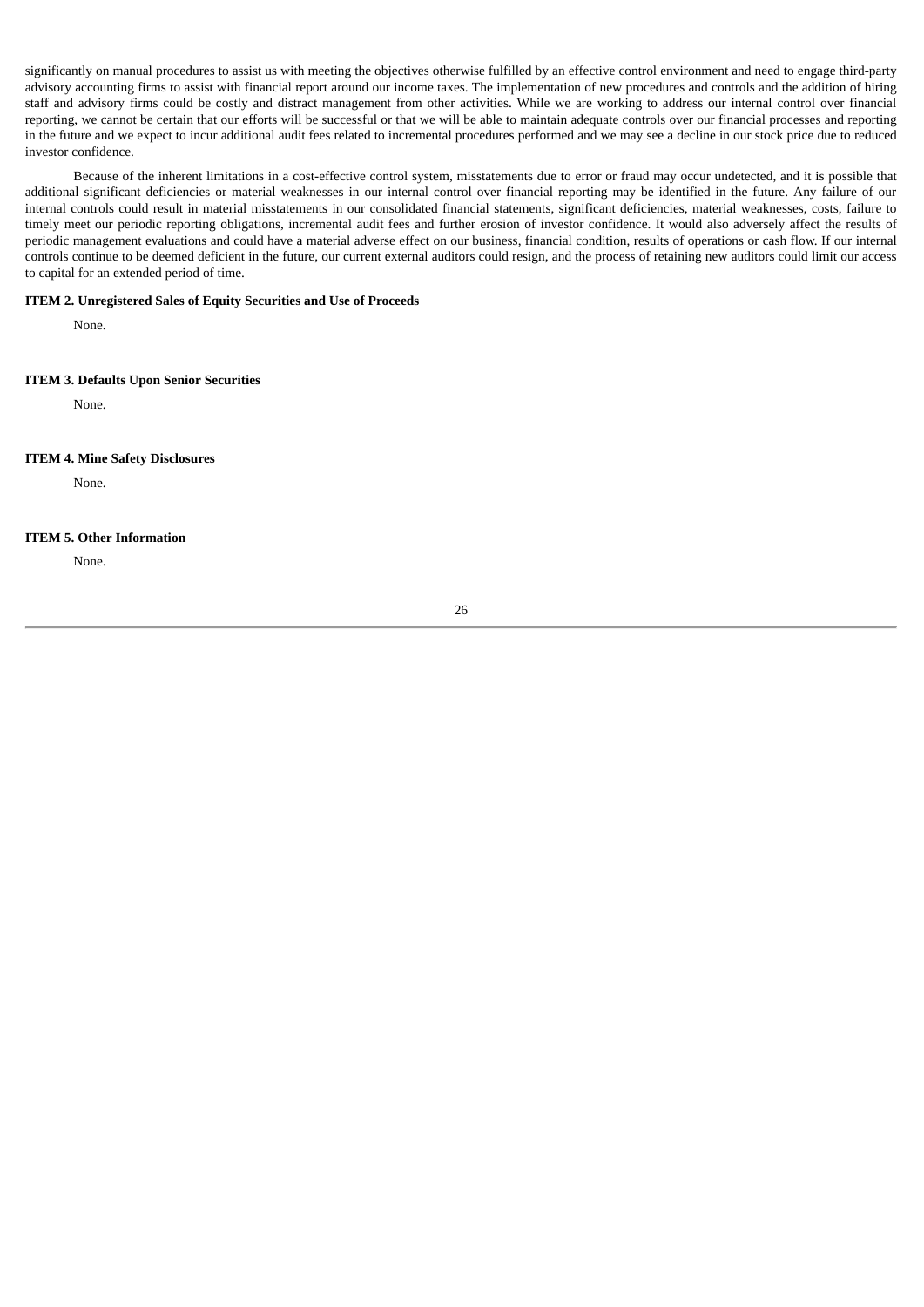significantly on manual procedures to assist us with meeting the objectives otherwise fulfilled by an effective control environment and need to engage third-party advisory accounting firms to assist with financial report around our income taxes. The implementation of new procedures and controls and the addition of hiring staff and advisory firms could be costly and distract management from other activities. While we are working to address our internal control over financial reporting, we cannot be certain that our efforts will be successful or that we will be able to maintain adequate controls over our financial processes and reporting in the future and we expect to incur additional audit fees related to incremental procedures performed and we may see a decline in our stock price due to reduced investor confidence.

Because of the inherent limitations in a cost-effective control system, misstatements due to error or fraud may occur undetected, and it is possible that additional significant deficiencies or material weaknesses in our internal control over financial reporting may be identified in the future. Any failure of our internal controls could result in material misstatements in our consolidated financial statements, significant deficiencies, material weaknesses, costs, failure to timely meet our periodic reporting obligations, incremental audit fees and further erosion of investor confidence. It would also adversely affect the results of periodic management evaluations and could have a material adverse effect on our business, financial condition, results of operations or cash flow. If our internal controls continue to be deemed deficient in the future, our current external auditors could resign, and the process of retaining new auditors could limit our access to capital for an extended period of time.

**ITEM 2. Unregistered Sales of Equity Securities and Use of Proceeds**

None.

**ITEM 3. Defaults Upon Senior Securities**

None.

**ITEM 4. Mine Safety Disclosures**

None.

**ITEM 5. Other Information**

None.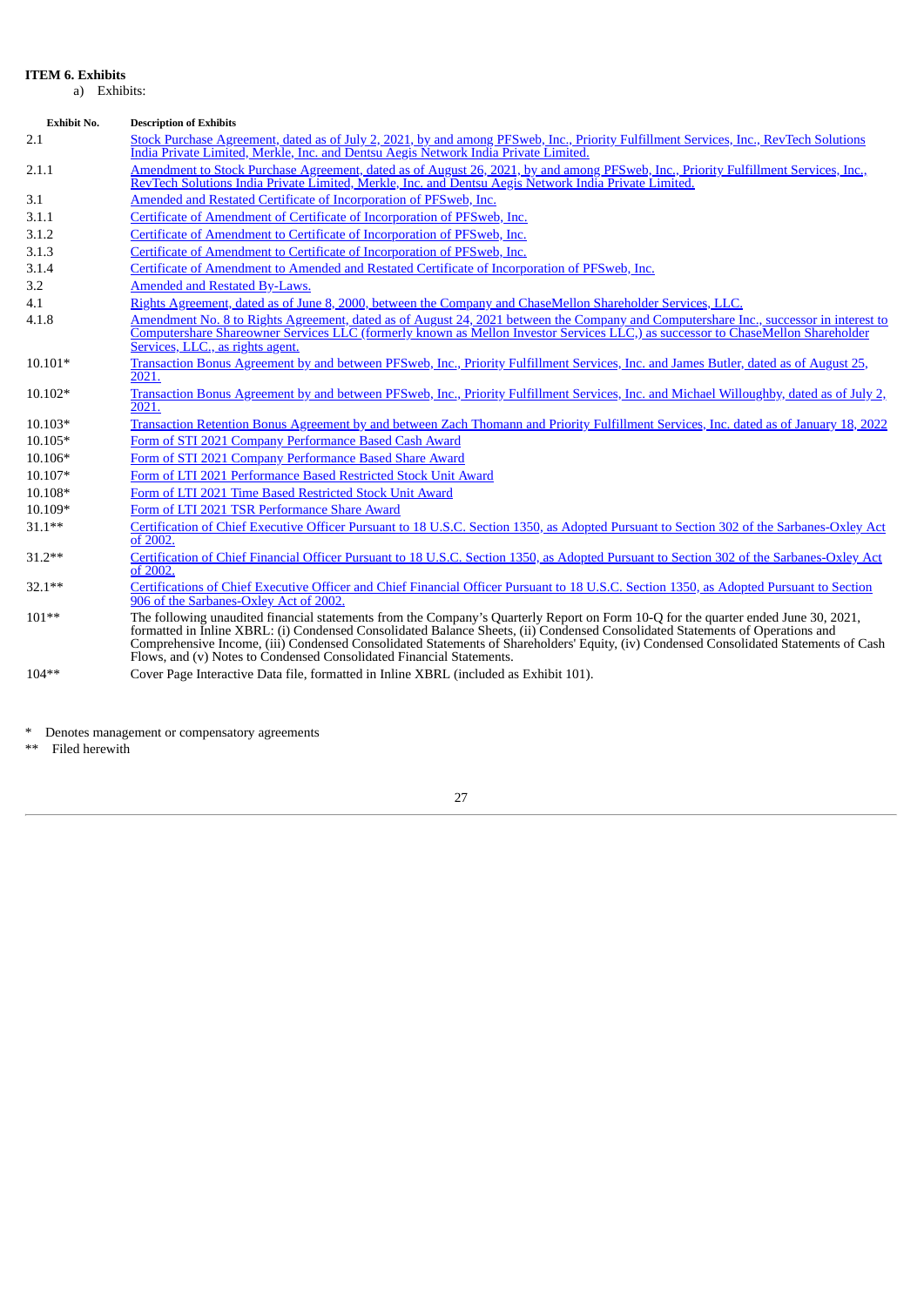**ITEM 6. Exhibits**

a) Exhibits:

| Exhibit No. | Description of Exhibits |
|---|---|
| 2.1 | Stock Purchase Agreement, dated as of July 2, 2021, by and among PFSweb, Inc., Priority Fulfillment Services, Inc., RevTech Solutions India Private Limited, Merkle, Inc. and Dentsu Aegis Network India Private Limited. |
| 2.1.1 | Amendment to Stock Purchase Agreement, dated as of August 26, 2021, by and among PFSweb, Inc., Priority Fulfillment Services, Inc., RevTech Solutions India Private Limited, Merkle, Inc. and Dentsu Aegis Network India Private Limited. |
| 3.1 | Amended and Restated Certificate of Incorporation of PFSweb, Inc. |
| 3.1.1 | Certificate of Amendment of Certificate of Incorporation of PFSweb, Inc. |
| 3.1.2 | Certificate of Amendment to Certificate of Incorporation of PFSweb, Inc. |
| 3.1.3 | Certificate of Amendment to Certificate of Incorporation of PFSweb, Inc. |
| 3.1.4 | Certificate of Amendment to Amended and Restated Certificate of Incorporation of PFSweb, Inc. |
| 3.2 | Amended and Restated By-Laws. |
| 4.1 | Rights Agreement, dated as of June 8, 2000, between the Company and ChaseMellon Shareholder Services, LLC. |
| 4.1.8 | Amendment No. 8 to Rights Agreement, dated as of August 24, 2021 between the Company and Computershare Inc., successor in interest to Computershare Shareowner Services LLC (formerly known as Mellon Investor Services LLC,) as successor to ChaseMellon Shareholder Services, LLC., as rights agent. |
| 10.101* | Transaction Bonus Agreement by and between PFSweb, Inc., Priority Fulfillment Services, Inc. and James Butler, dated as of August 25, 2021. |
| 10.102* | Transaction Bonus Agreement by and between PFSweb, Inc., Priority Fulfillment Services, Inc. and Michael Willoughby, dated as of July 2, 2021. |
| 10.103* | Transaction Retention Bonus Agreement by and between Zach Thomann and Priority Fulfillment Services, Inc. dated as of January 18, 2022 |
| 10.105* | Form of STI 2021 Company Performance Based Cash Award |
| 10.106* | Form of STI 2021 Company Performance Based Share Award |
| 10.107* | Form of LTI 2021 Performance Based Restricted Stock Unit Award |
| 10.108* | Form of LTI 2021 Time Based Restricted Stock Unit Award |
| 10.109* | Form of LTI 2021 TSR Performance Share Award |
| 31.1** | Certification of Chief Executive Officer Pursuant to 18 U.S.C. Section 1350, as Adopted Pursuant to Section 302 of the Sarbanes-Oxley Act of 2002. |
| 31.2** | Certification of Chief Financial Officer Pursuant to 18 U.S.C. Section 1350, as Adopted Pursuant to Section 302 of the Sarbanes-Oxley Act of 2002. |
| 32.1** | Certifications of Chief Executive Officer and Chief Financial Officer Pursuant to 18 U.S.C. Section 1350, as Adopted Pursuant to Section 906 of the Sarbanes-Oxley Act of 2002. |
| 101** | The following unaudited financial statements from the Company's Quarterly Report on Form 10-Q for the quarter ended June 30, 2021, formatted in Inline XBRL: (i) Condensed Consolidated Balance Sheets, (ii) Condensed Consolidated Statements of Operations and Comprehensive Income, (iii) Condensed Consolidated Statements of Shareholders' Equity, (iv) Condensed Consolidated Statements of Cash Flows, and (v) Notes to Condensed Consolidated Financial Statements. |
| 104** | Cover Page Interactive Data file, formatted in Inline XBRL (included as Exhibit 101). |

\* Denotes management or compensatory agreements

\*\* Filed herewith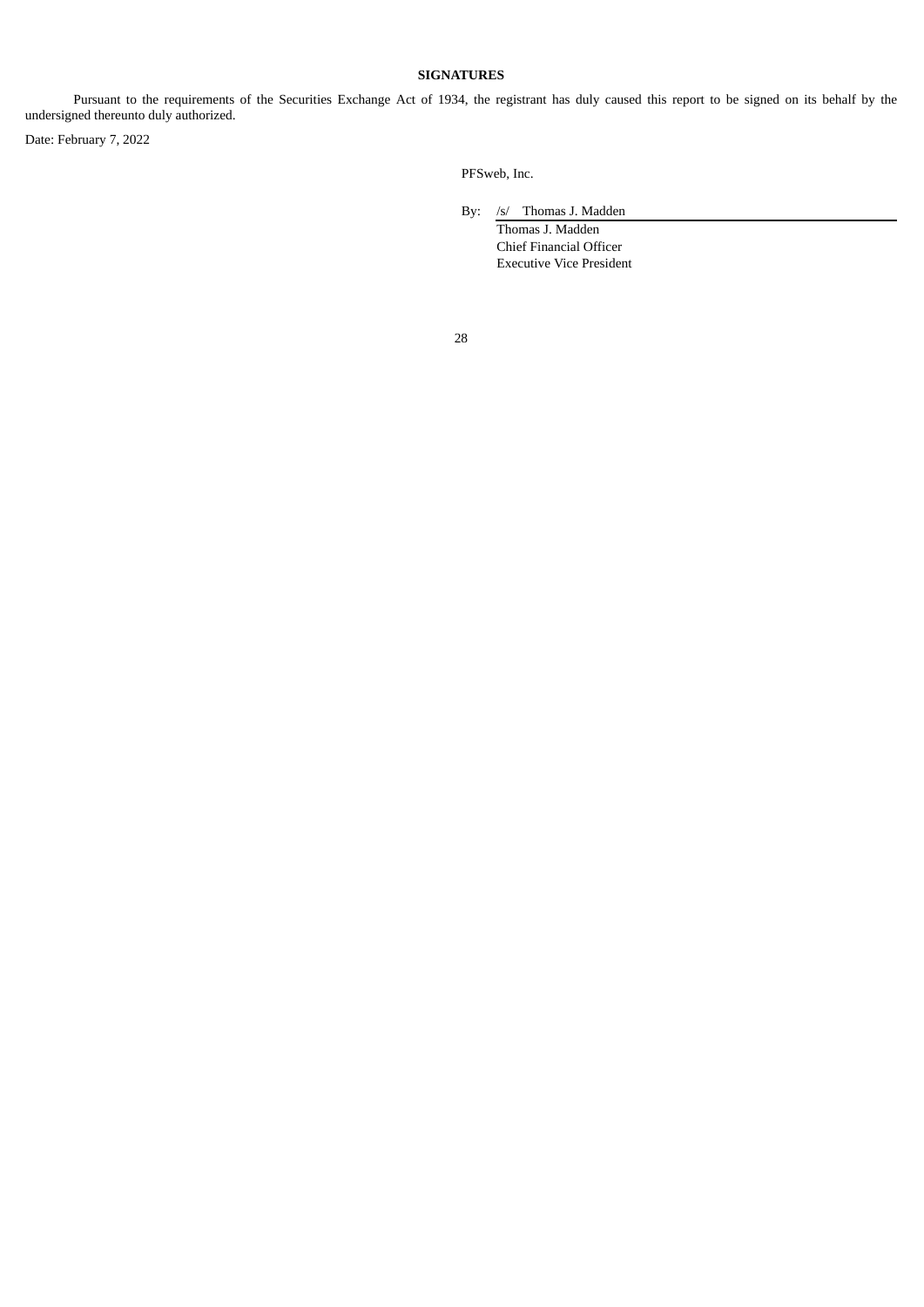**SIGNATURES**

Pursuant to the requirements of the Securities Exchange Act of 1934, the registrant has duly caused this report to be signed on its behalf by the undersigned thereunto duly authorized.

Date: February 7, 2022

PFSweb, Inc.

By: /s/ Thomas J. Madden

Thomas J. Madden
Chief Financial Officer
Executive Vice President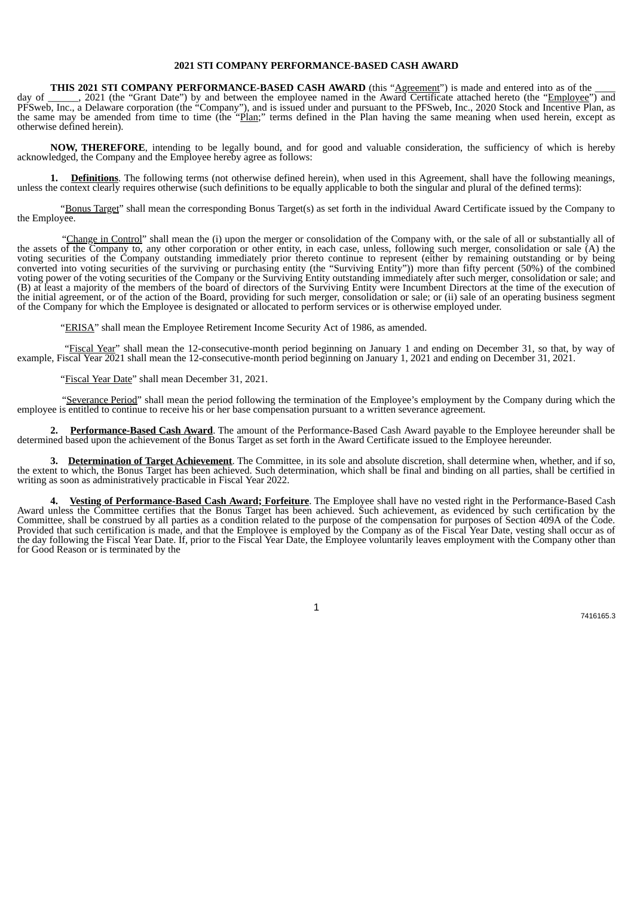**2021 STI COMPANY PERFORMANCE-BASED CASH AWARD**

**THIS 2021 STI COMPANY PERFORMANCE-BASED CASH AWARD** (this "Agreement") is made and entered into as of the ____ day of ______, 2021 (the "Grant Date") by and between the employee named in the Award Certificate attached hereto (the "Employee") and PFSweb, Inc., a Delaware corporation (the "Company"), and is issued under and pursuant to the PFSweb, Inc., 2020 Stock and Incentive Plan, as the same may be amended from time to time (the "Plan;" terms defined in the Plan having the same meaning when used herein, except as otherwise defined herein).

**NOW, THEREFORE**, intending to be legally bound, and for good and valuable consideration, the sufficiency of which is hereby acknowledged, the Company and the Employee hereby agree as follows:

**1. Definitions**. The following terms (not otherwise defined herein), when used in this Agreement, shall have the following meanings, unless the context clearly requires otherwise (such definitions to be equally applicable to both the singular and plural of the defined terms):

"Bonus Target" shall mean the corresponding Bonus Target(s) as set forth in the individual Award Certificate issued by the Company to the Employee.

"Change in Control" shall mean the (i) upon the merger or consolidation of the Company with, or the sale of all or substantially all of the assets of the Company to, any other corporation or other entity, in each case, unless, following such merger, consolidation or sale (A) the voting securities of the Company outstanding immediately prior thereto continue to represent (either by remaining outstanding or by being converted into voting securities of the surviving or purchasing entity (the "Surviving Entity")) more than fifty percent (50%) of the combined voting power of the voting securities of the Company or the Surviving Entity outstanding immediately after such merger, consolidation or sale; and (B) at least a majority of the members of the board of directors of the Surviving Entity were Incumbent Directors at the time of the execution of the initial agreement, or of the action of the Board, providing for such merger, consolidation or sale; or (ii) sale of an operating business segment of the Company for which the Employee is designated or allocated to perform services or is otherwise employed under.

"ERISA" shall mean the Employee Retirement Income Security Act of 1986, as amended.

"Fiscal Year" shall mean the 12-consecutive-month period beginning on January 1 and ending on December 31, so that, by way of example, Fiscal Year 2021 shall mean the 12-consecutive-month period beginning on January 1, 2021 and ending on December 31, 2021.

"Fiscal Year Date" shall mean December 31, 2021.

"Severance Period" shall mean the period following the termination of the Employee's employment by the Company during which the employee is entitled to continue to receive his or her base compensation pursuant to a written severance agreement.

**2. Performance-Based Cash Award**. The amount of the Performance-Based Cash Award payable to the Employee hereunder shall be determined based upon the achievement of the Bonus Target as set forth in the Award Certificate issued to the Employee hereunder.

**3. Determination of Target Achievement**. The Committee, in its sole and absolute discretion, shall determine when, whether, and if so, the extent to which, the Bonus Target has been achieved. Such determination, which shall be final and binding on all parties, shall be certified in writing as soon as administratively practicable in Fiscal Year 2022.

**4. Vesting of Performance-Based Cash Award; Forfeiture**. The Employee shall have no vested right in the Performance-Based Cash Award unless the Committee certifies that the Bonus Target has been achieved. Such achievement, as evidenced by such certification by the Committee, shall be construed by all parties as a condition related to the purpose of the compensation for purposes of Section 409A of the Code. Provided that such certification is made, and that the Employee is employed by the Company as of the Fiscal Year Date, vesting shall occur as of the day following the Fiscal Year Date. If, prior to the Fiscal Year Date, the Employee voluntarily leaves employment with the Company other than for Good Reason or is terminated by the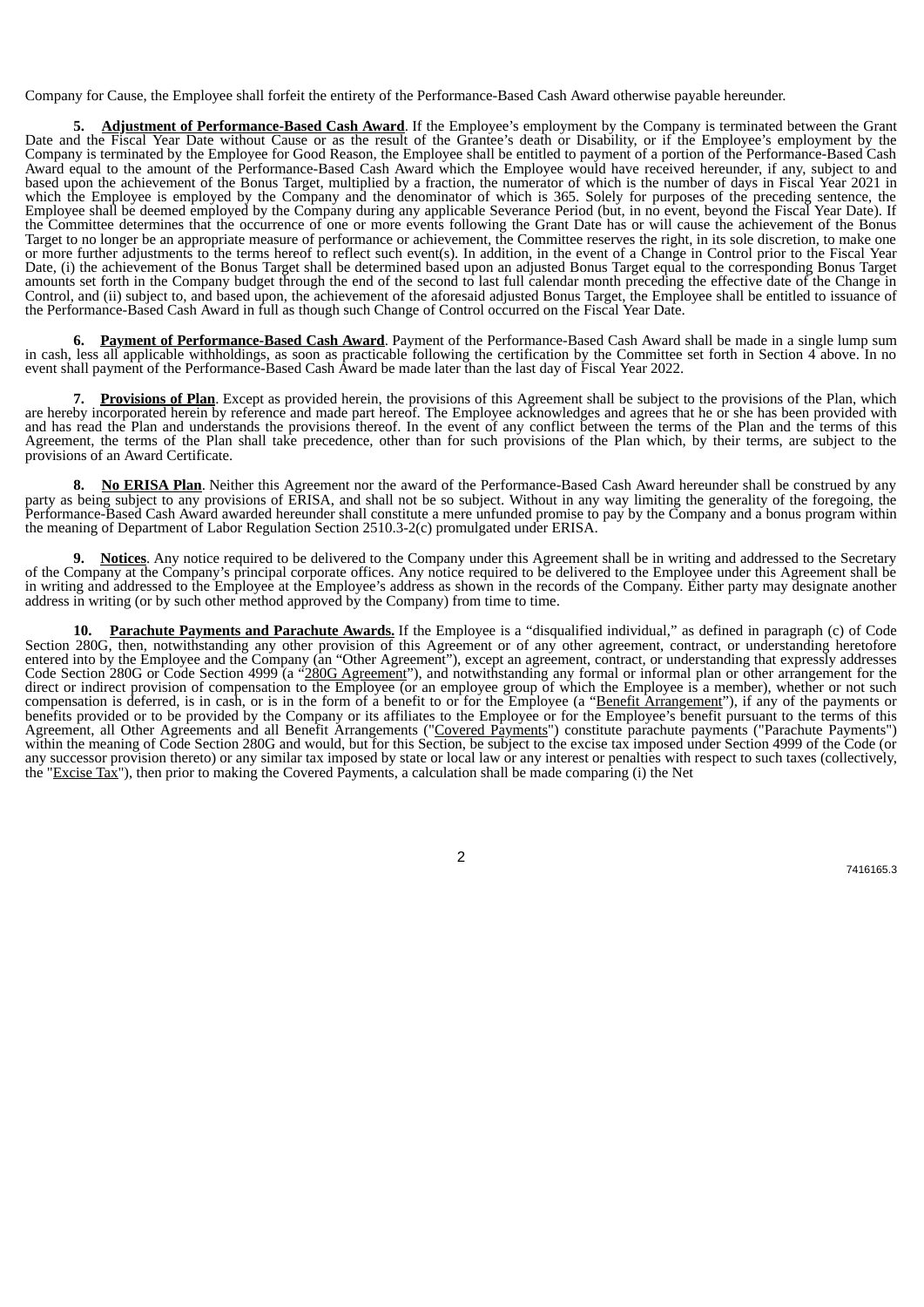Company for Cause, the Employee shall forfeit the entirety of the Performance-Based Cash Award otherwise payable hereunder.

**5. Adjustment of Performance-Based Cash Award**. If the Employee's employment by the Company is terminated between the Grant Date and the Fiscal Year Date without Cause or as the result of the Grantee's death or Disability, or if the Employee's employment by the Company is terminated by the Employee for Good Reason, the Employee shall be entitled to payment of a portion of the Performance-Based Cash Award equal to the amount of the Performance-Based Cash Award which the Employee would have received hereunder, if any, subject to and based upon the achievement of the Bonus Target, multiplied by a fraction, the numerator of which is the number of days in Fiscal Year 2021 in which the Employee is employed by the Company and the denominator of which is 365. Solely for purposes of the preceding sentence, the Employee shall be deemed employed by the Company during any applicable Severance Period (but, in no event, beyond the Fiscal Year Date). If the Committee determines that the occurrence of one or more events following the Grant Date has or will cause the achievement of the Bonus Target to no longer be an appropriate measure of performance or achievement, the Committee reserves the right, in its sole discretion, to make one or more further adjustments to the terms hereof to reflect such event(s). In addition, in the event of a Change in Control prior to the Fiscal Year Date, (i) the achievement of the Bonus Target shall be determined based upon an adjusted Bonus Target equal to the corresponding Bonus Target amounts set forth in the Company budget through the end of the second to last full calendar month preceding the effective date of the Change in Control, and (ii) subject to, and based upon, the achievement of the aforesaid adjusted Bonus Target, the Employee shall be entitled to issuance of the Performance-Based Cash Award in full as though such Change of Control occurred on the Fiscal Year Date.

**6. Payment of Performance-Based Cash Award**. Payment of the Performance-Based Cash Award shall be made in a single lump sum in cash, less all applicable withholdings, as soon as practicable following the certification by the Committee set forth in Section 4 above. In no event shall payment of the Performance-Based Cash Award be made later than the last day of Fiscal Year 2022.

**7. Provisions of Plan**. Except as provided herein, the provisions of this Agreement shall be subject to the provisions of the Plan, which are hereby incorporated herein by reference and made part hereof. The Employee acknowledges and agrees that he or she has been provided with and has read the Plan and understands the provisions thereof. In the event of any conflict between the terms of the Plan and the terms of this Agreement, the terms of the Plan shall take precedence, other than for such provisions of the Plan which, by their terms, are subject to the provisions of an Award Certificate.

**8. No ERISA Plan**. Neither this Agreement nor the award of the Performance-Based Cash Award hereunder shall be construed by any party as being subject to any provisions of ERISA, and shall not be so subject. Without in any way limiting the generality of the foregoing, the Performance-Based Cash Award awarded hereunder shall constitute a mere unfunded promise to pay by the Company and a bonus program within the meaning of Department of Labor Regulation Section 2510.3-2(c) promulgated under ERISA.

**9. Notices**. Any notice required to be delivered to the Company under this Agreement shall be in writing and addressed to the Secretary of the Company at the Company's principal corporate offices. Any notice required to be delivered to the Employee under this Agreement shall be in writing and addressed to the Employee at the Employee's address as shown in the records of the Company. Either party may designate another address in writing (or by such other method approved by the Company) from time to time.

**10. Parachute Payments and Parachute Awards.** If the Employee is a "disqualified individual," as defined in paragraph (c) of Code Section 280G, then, notwithstanding any other provision of this Agreement or of any other agreement, contract, or understanding heretofore entered into by the Employee and the Company (an "Other Agreement"), except an agreement, contract, or understanding that expressly addresses Code Section 280G or Code Section 4999 (a "280G Agreement"), and notwithstanding any formal or informal plan or other arrangement for the direct or indirect provision of compensation to the Employee (or an employee group of which the Employee is a member), whether or not such compensation is deferred, is in cash, or is in the form of a benefit to or for the Employee (a "Benefit Arrangement"), if any of the payments or benefits provided or to be provided by the Company or its affiliates to the Employee or for the Employee's benefit pursuant to the terms of this Agreement, all Other Agreements and all Benefit Arrangements ("Covered Payments") constitute parachute payments ("Parachute Payments") within the meaning of Code Section 280G and would, but for this Section, be subject to the excise tax imposed under Section 4999 of the Code (or any successor provision thereto) or any similar tax imposed by state or local law or any interest or penalties with respect to such taxes (collectively, the "Excise Tax"), then prior to making the Covered Payments, a calculation shall be made comparing (i) the Net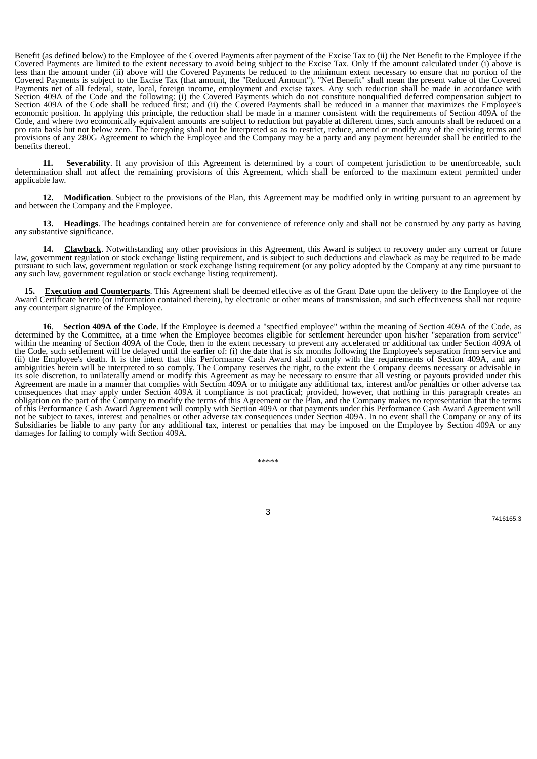Benefit (as defined below) to the Employee of the Covered Payments after payment of the Excise Tax to (ii) the Net Benefit to the Employee if the Covered Payments are limited to the extent necessary to avoid being subject to the Excise Tax. Only if the amount calculated under (i) above is less than the amount under (ii) above will the Covered Payments be reduced to the minimum extent necessary to ensure that no portion of the Covered Payments is subject to the Excise Tax (that amount, the "Reduced Amount"). "Net Benefit" shall mean the present value of the Covered Payments net of all federal, state, local, foreign income, employment and excise taxes. Any such reduction shall be made in accordance with Section 409A of the Code and the following: (i) the Covered Payments which do not constitute nonqualified deferred compensation subject to Section 409A of the Code shall be reduced first; and (ii) the Covered Payments shall be reduced in a manner that maximizes the Employee's economic position. In applying this principle, the reduction shall be made in a manner consistent with the requirements of Section 409A of the Code, and where two economically equivalent amounts are subject to reduction but payable at different times, such amounts shall be reduced on a pro rata basis but not below zero. The foregoing shall not be interpreted so as to restrict, reduce, amend or modify any of the existing terms and provisions of any 280G Agreement to which the Employee and the Company may be a party and any payment hereunder shall be entitled to the benefits thereof.

**11.** **Severability**. If any provision of this Agreement is determined by a court of competent jurisdiction to be unenforceable, such determination shall not affect the remaining provisions of this Agreement, which shall be enforced to the maximum extent permitted under applicable law.

**12.** **Modification**. Subject to the provisions of the Plan, this Agreement may be modified only in writing pursuant to an agreement by and between the Company and the Employee.

**13.** **Headings**. The headings contained herein are for convenience of reference only and shall not be construed by any party as having any substantive significance.

**14.** **Clawback**. Notwithstanding any other provisions in this Agreement, this Award is subject to recovery under any current or future law, government regulation or stock exchange listing requirement, and is subject to such deductions and clawback as may be required to be made pursuant to such law, government regulation or stock exchange listing requirement (or any policy adopted by the Company at any time pursuant to any such law, government regulation or stock exchange listing requirement).

**15.** **Execution and Counterparts**. This Agreement shall be deemed effective as of the Grant Date upon the delivery to the Employee of the Award Certificate hereto (or information contained therein), by electronic or other means of transmission, and such effectiveness shall not require any counterpart signature of the Employee.

**16**. **Section 409A of the Code**. If the Employee is deemed a "specified employee" within the meaning of Section 409A of the Code, as determined by the Committee, at a time when the Employee becomes eligible for settlement hereunder upon his/her "separation from service" within the meaning of Section 409A of the Code, then to the extent necessary to prevent any accelerated or additional tax under Section 409A of the Code, such settlement will be delayed until the earlier of: (i) the date that is six months following the Employee's separation from service and (ii) the Employee's death. It is the intent that this Performance Cash Award shall comply with the requirements of Section 409A, and any ambiguities herein will be interpreted to so comply. The Company reserves the right, to the extent the Company deems necessary or advisable in its sole discretion, to unilaterally amend or modify this Agreement as may be necessary to ensure that all vesting or payouts provided under this Agreement are made in a manner that complies with Section 409A or to mitigate any additional tax, interest and/or penalties or other adverse tax consequences that may apply under Section 409A if compliance is not practical; provided, however, that nothing in this paragraph creates an obligation on the part of the Company to modify the terms of this Agreement or the Plan, and the Company makes no representation that the terms of this Performance Cash Award Agreement will comply with Section 409A or that payments under this Performance Cash Award Agreement will not be subject to taxes, interest and penalties or other adverse tax consequences under Section 409A. In no event shall the Company or any of its Subsidiaries be liable to any party for any additional tax, interest or penalties that may be imposed on the Employee by Section 409A or any damages for failing to comply with Section 409A.

*****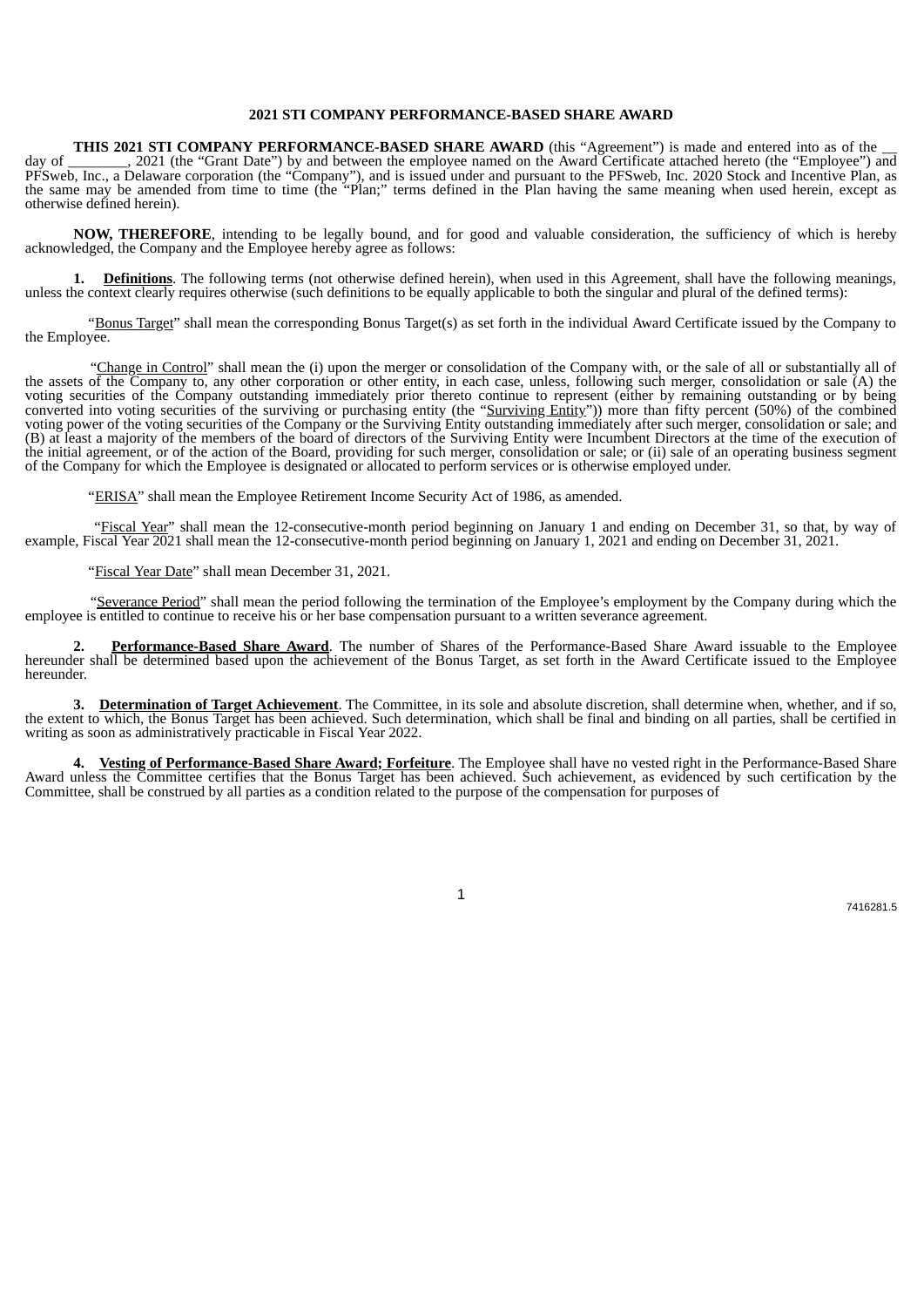**2021 STI COMPANY PERFORMANCE-BASED SHARE AWARD**

**THIS 2021 STI COMPANY PERFORMANCE-BASED SHARE AWARD** (this "Agreement") is made and entered into as of the __ day of ________, 2021 (the "Grant Date") by and between the employee named on the Award Certificate attached hereto (the "Employee") and PFSweb, Inc., a Delaware corporation (the "Company"), and is issued under and pursuant to the PFSweb, Inc. 2020 Stock and Incentive Plan, as the same may be amended from time to time (the "Plan;" terms defined in the Plan having the same meaning when used herein, except as otherwise defined herein).

**NOW, THEREFORE**, intending to be legally bound, and for good and valuable consideration, the sufficiency of which is hereby acknowledged, the Company and the Employee hereby agree as follows:

**1. Definitions**. The following terms (not otherwise defined herein), when used in this Agreement, shall have the following meanings, unless the context clearly requires otherwise (such definitions to be equally applicable to both the singular and plural of the defined terms):

"Bonus Target" shall mean the corresponding Bonus Target(s) as set forth in the individual Award Certificate issued by the Company to the Employee.

"Change in Control" shall mean the (i) upon the merger or consolidation of the Company with, or the sale of all or substantially all of the assets of the Company to, any other corporation or other entity, in each case, unless, following such merger, consolidation or sale (A) the voting securities of the Company outstanding immediately prior thereto continue to represent (either by remaining outstanding or by being converted into voting securities of the surviving or purchasing entity (the "Surviving Entity")) more than fifty percent (50%) of the combined voting power of the voting securities of the Company or the Surviving Entity outstanding immediately after such merger, consolidation or sale; and (B) at least a majority of the members of the board of directors of the Surviving Entity were Incumbent Directors at the time of the execution of the initial agreement, or of the action of the Board, providing for such merger, consolidation or sale; or (ii) sale of an operating business segment of the Company for which the Employee is designated or allocated to perform services or is otherwise employed under.

"ERISA" shall mean the Employee Retirement Income Security Act of 1986, as amended.

"Fiscal Year" shall mean the 12-consecutive-month period beginning on January 1 and ending on December 31, so that, by way of example, Fiscal Year 2021 shall mean the 12-consecutive-month period beginning on January 1, 2021 and ending on December 31, 2021.

"Fiscal Year Date" shall mean December 31, 2021.

"Severance Period" shall mean the period following the termination of the Employee's employment by the Company during which the employee is entitled to continue to receive his or her base compensation pursuant to a written severance agreement.

**2. Performance-Based Share Award**. The number of Shares of the Performance-Based Share Award issuable to the Employee hereunder shall be determined based upon the achievement of the Bonus Target, as set forth in the Award Certificate issued to the Employee hereunder.

**3. Determination of Target Achievement**. The Committee, in its sole and absolute discretion, shall determine when, whether, and if so, the extent to which, the Bonus Target has been achieved. Such determination, which shall be final and binding on all parties, shall be certified in writing as soon as administratively practicable in Fiscal Year 2022.

**4. Vesting of Performance-Based Share Award; Forfeiture**. The Employee shall have no vested right in the Performance-Based Share Award unless the Committee certifies that the Bonus Target has been achieved. Such achievement, as evidenced by such certification by the Committee, shall be construed by all parties as a condition related to the purpose of the compensation for purposes of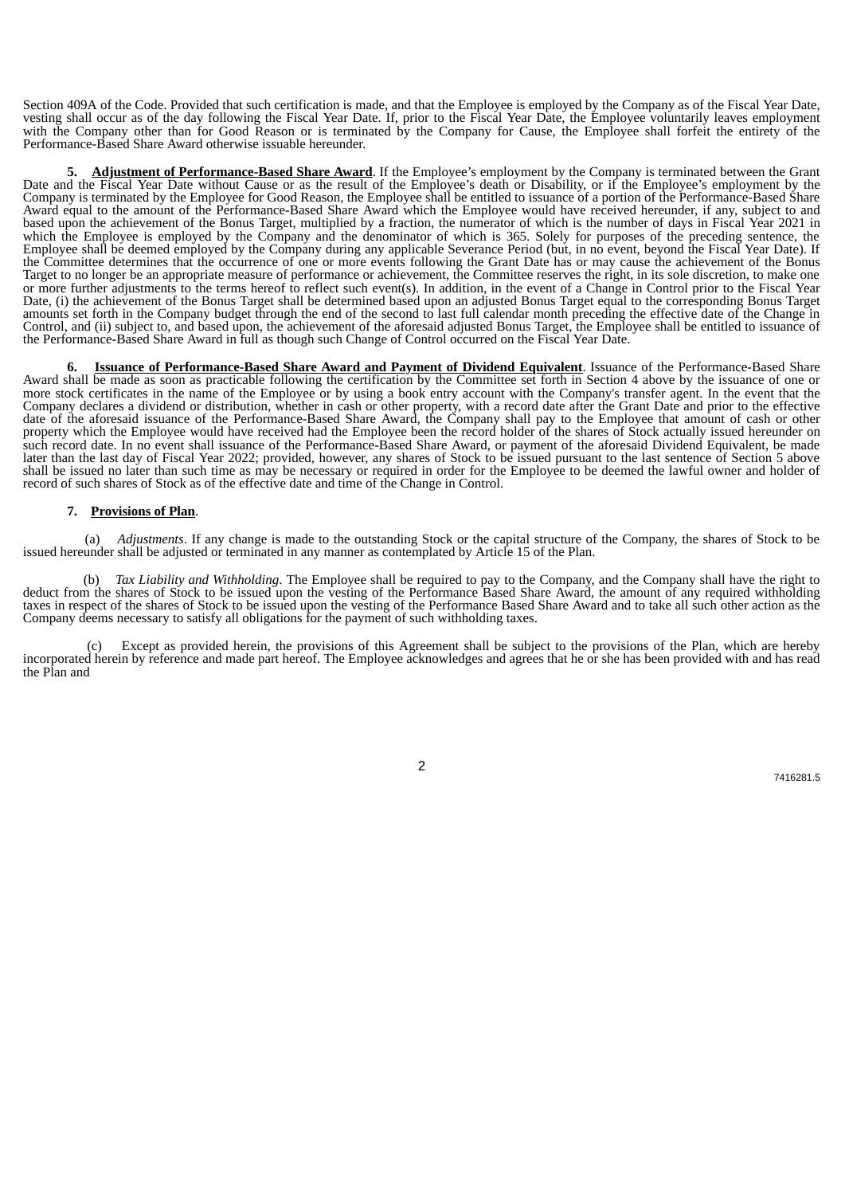Section 409A of the Code. Provided that such certification is made, and that the Employee is employed by the Company as of the Fiscal Year Date, vesting shall occur as of the day following the Fiscal Year Date. If, prior to the Fiscal Year Date, the Employee voluntarily leaves employment with the Company other than for Good Reason or is terminated by the Company for Cause, the Employee shall forfeit the entirety of the Performance-Based Share Award otherwise issuable hereunder.

**5. Adjustment of Performance-Based Share Award**. If the Employee's employment by the Company is terminated between the Grant Date and the Fiscal Year Date without Cause or as the result of the Employee's death or Disability, or if the Employee's employment by the Company is terminated by the Employee for Good Reason, the Employee shall be entitled to issuance of a portion of the Performance-Based Share Award equal to the amount of the Performance-Based Share Award which the Employee would have received hereunder, if any, subject to and based upon the achievement of the Bonus Target, multiplied by a fraction, the numerator of which is the number of days in Fiscal Year 2021 in which the Employee is employed by the Company and the denominator of which is 365. Solely for purposes of the preceding sentence, the Employee shall be deemed employed by the Company during any applicable Severance Period (but, in no event, beyond the Fiscal Year Date). If the Committee determines that the occurrence of one or more events following the Grant Date has or may cause the achievement of the Bonus Target to no longer be an appropriate measure of performance or achievement, the Committee reserves the right, in its sole discretion, to make one or more further adjustments to the terms hereof to reflect such event(s). In addition, in the event of a Change in Control prior to the Fiscal Year Date, (i) the achievement of the Bonus Target shall be determined based upon an adjusted Bonus Target equal to the corresponding Bonus Target amounts set forth in the Company budget through the end of the second to last full calendar month preceding the effective date of the Change in Control, and (ii) subject to, and based upon, the achievement of the aforesaid adjusted Bonus Target, the Employee shall be entitled to issuance of the Performance-Based Share Award in full as though such Change of Control occurred on the Fiscal Year Date.

**6. Issuance of Performance-Based Share Award and Payment of Dividend Equivalent**. Issuance of the Performance-Based Share Award shall be made as soon as practicable following the certification by the Committee set forth in Section 4 above by the issuance of one or more stock certificates in the name of the Employee or by using a book entry account with the Company's transfer agent. In the event that the Company declares a dividend or distribution, whether in cash or other property, with a record date after the Grant Date and prior to the effective date of the aforesaid issuance of the Performance-Based Share Award, the Company shall pay to the Employee that amount of cash or other property which the Employee would have received had the Employee been the record holder of the shares of Stock actually issued hereunder on such record date. In no event shall issuance of the Performance-Based Share Award, or payment of the aforesaid Dividend Equivalent, be made later than the last day of Fiscal Year 2022; provided, however, any shares of Stock to be issued pursuant to the last sentence of Section 5 above shall be issued no later than such time as may be necessary or required in order for the Employee to be deemed the lawful owner and holder of record of such shares of Stock as of the effective date and time of the Change in Control.

**7. Provisions of Plan**.

(a) *Adjustments*. If any change is made to the outstanding Stock or the capital structure of the Company, the shares of Stock to be issued hereunder shall be adjusted or terminated in any manner as contemplated by Article 15 of the Plan.

(b) *Tax Liability and Withholding*. The Employee shall be required to pay to the Company, and the Company shall have the right to deduct from the shares of Stock to be issued upon the vesting of the Performance Based Share Award, the amount of any required withholding taxes in respect of the shares of Stock to be issued upon the vesting of the Performance Based Share Award and to take all such other action as the Company deems necessary to satisfy all obligations for the payment of such withholding taxes.

(c) Except as provided herein, the provisions of this Agreement shall be subject to the provisions of the Plan, which are hereby incorporated herein by reference and made part hereof. The Employee acknowledges and agrees that he or she has been provided with and has read the Plan and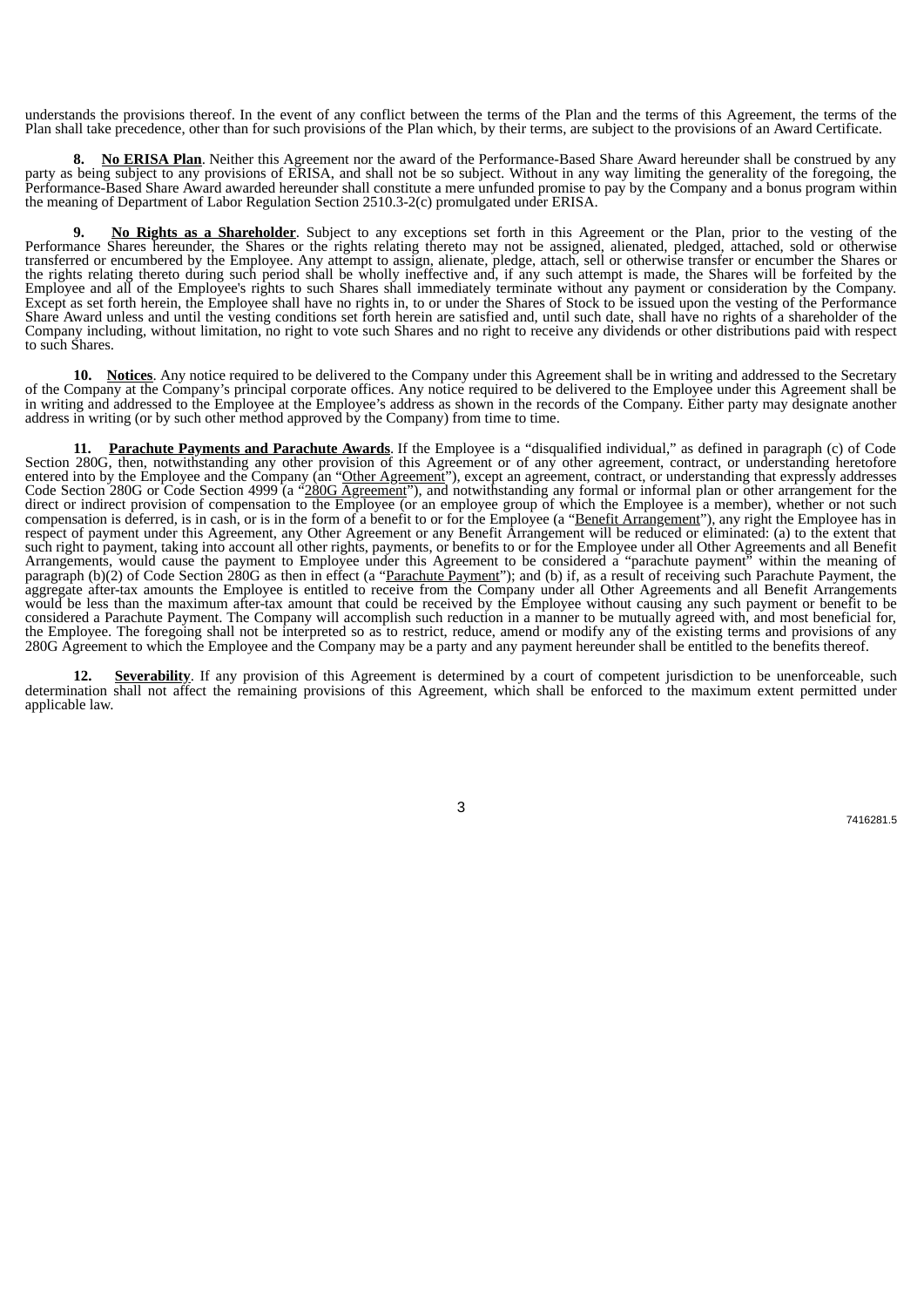understands the provisions thereof. In the event of any conflict between the terms of the Plan and the terms of this Agreement, the terms of the Plan shall take precedence, other than for such provisions of the Plan which, by their terms, are subject to the provisions of an Award Certificate.

**8. No ERISA Plan**. Neither this Agreement nor the award of the Performance-Based Share Award hereunder shall be construed by any party as being subject to any provisions of ERISA, and shall not be so subject. Without in any way limiting the generality of the foregoing, the Performance-Based Share Award awarded hereunder shall constitute a mere unfunded promise to pay by the Company and a bonus program within the meaning of Department of Labor Regulation Section 2510.3-2(c) promulgated under ERISA.

**9. No Rights as a Shareholder**. Subject to any exceptions set forth in this Agreement or the Plan, prior to the vesting of the Performance Shares hereunder, the Shares or the rights relating thereto may not be assigned, alienated, pledged, attached, sold or otherwise transferred or encumbered by the Employee. Any attempt to assign, alienate, pledge, attach, sell or otherwise transfer or encumber the Shares or the rights relating thereto during such period shall be wholly ineffective and, if any such attempt is made, the Shares will be forfeited by the Employee and all of the Employee's rights to such Shares shall immediately terminate without any payment or consideration by the Company. Except as set forth herein, the Employee shall have no rights in, to or under the Shares of Stock to be issued upon the vesting of the Performance Share Award unless and until the vesting conditions set forth herein are satisfied and, until such date, shall have no rights of a shareholder of the Company including, without limitation, no right to vote such Shares and no right to receive any dividends or other distributions paid with respect to such Shares.

**10. Notices**. Any notice required to be delivered to the Company under this Agreement shall be in writing and addressed to the Secretary of the Company at the Company's principal corporate offices. Any notice required to be delivered to the Employee under this Agreement shall be in writing and addressed to the Employee at the Employee's address as shown in the records of the Company. Either party may designate another address in writing (or by such other method approved by the Company) from time to time.

**11. Parachute Payments and Parachute Awards**. If the Employee is a "disqualified individual," as defined in paragraph (c) of Code Section 280G, then, notwithstanding any other provision of this Agreement or of any other agreement, contract, or understanding heretofore entered into by the Employee and the Company (an "Other Agreement"), except an agreement, contract, or understanding that expressly addresses Code Section 280G or Code Section 4999 (a "280G Agreement"), and notwithstanding any formal or informal plan or other arrangement for the direct or indirect provision of compensation to the Employee (or an employee group of which the Employee is a member), whether or not such compensation is deferred, is in cash, or is in the form of a benefit to or for the Employee (a "Benefit Arrangement"), any right the Employee has in respect of payment under this Agreement, any Other Agreement or any Benefit Arrangement will be reduced or eliminated: (a) to the extent that such right to payment, taking into account all other rights, payments, or benefits to or for the Employee under all Other Agreements and all Benefit Arrangements, would cause the payment to Employee under this Agreement to be considered a "parachute payment" within the meaning of paragraph (b)(2) of Code Section 280G as then in effect (a "Parachute Payment"); and (b) if, as a result of receiving such Parachute Payment, the aggregate after-tax amounts the Employee is entitled to receive from the Company under all Other Agreements and all Benefit Arrangements would be less than the maximum after-tax amount that could be received by the Employee without causing any such payment or benefit to be considered a Parachute Payment. The Company will accomplish such reduction in a manner to be mutually agreed with, and most beneficial for, the Employee. The foregoing shall not be interpreted so as to restrict, reduce, amend or modify any of the existing terms and provisions of any 280G Agreement to which the Employee and the Company may be a party and any payment hereunder shall be entitled to the benefits thereof.

**12. Severability**. If any provision of this Agreement is determined by a court of competent jurisdiction to be unenforceable, such determination shall not affect the remaining provisions of this Agreement, which shall be enforced to the maximum extent permitted under applicable law.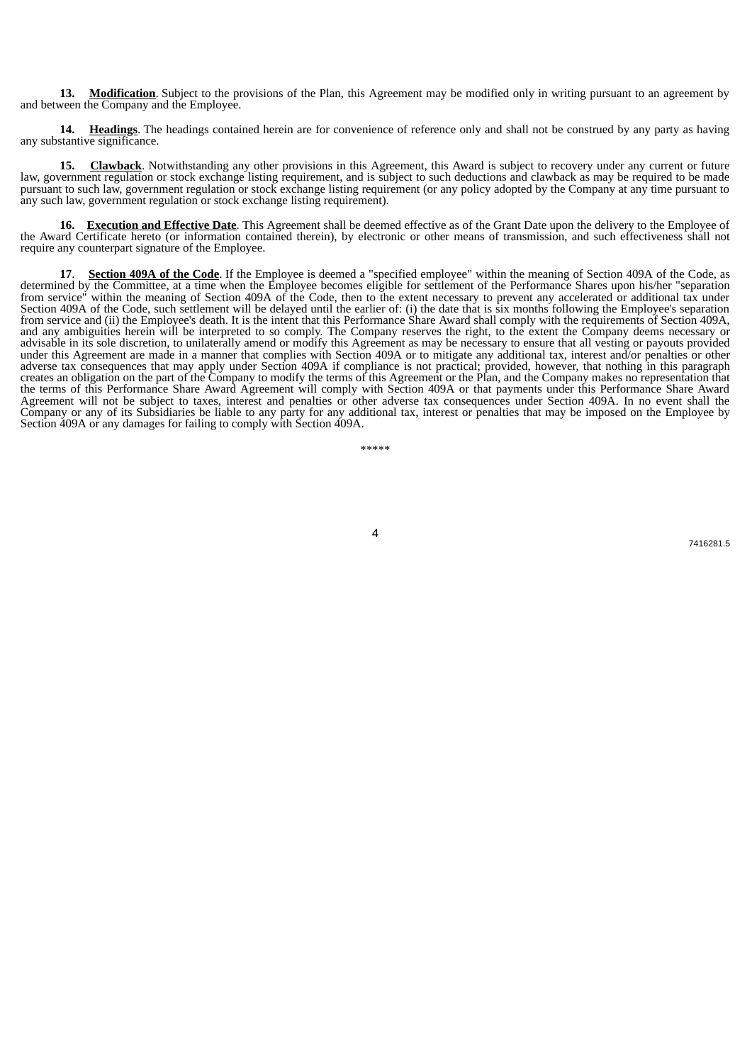**13. Modification**. Subject to the provisions of the Plan, this Agreement may be modified only in writing pursuant to an agreement by and between the Company and the Employee.

**14. Headings**. The headings contained herein are for convenience of reference only and shall not be construed by any party as having any substantive significance.

**15. Clawback**. Notwithstanding any other provisions in this Agreement, this Award is subject to recovery under any current or future law, government regulation or stock exchange listing requirement, and is subject to such deductions and clawback as may be required to be made pursuant to such law, government regulation or stock exchange listing requirement (or any policy adopted by the Company at any time pursuant to any such law, government regulation or stock exchange listing requirement).

**16. Execution and Effective Date**. This Agreement shall be deemed effective as of the Grant Date upon the delivery to the Employee of the Award Certificate hereto (or information contained therein), by electronic or other means of transmission, and such effectiveness shall not require any counterpart signature of the Employee.

**17. Section 409A of the Code**. If the Employee is deemed a "specified employee" within the meaning of Section 409A of the Code, as determined by the Committee, at a time when the Employee becomes eligible for settlement of the Performance Shares upon his/her "separation from service" within the meaning of Section 409A of the Code, then to the extent necessary to prevent any accelerated or additional tax under Section 409A of the Code, such settlement will be delayed until the earlier of: (i) the date that is six months following the Employee's separation from service and (ii) the Employee's death. It is the intent that this Performance Share Award shall comply with the requirements of Section 409A, and any ambiguities herein will be interpreted to so comply. The Company reserves the right, to the extent the Company deems necessary or advisable in its sole discretion, to unilaterally amend or modify this Agreement as may be necessary to ensure that all vesting or payouts provided under this Agreement are made in a manner that complies with Section 409A or to mitigate any additional tax, interest and/or penalties or other adverse tax consequences that may apply under Section 409A if compliance is not practical; provided, however, that nothing in this paragraph creates an obligation on the part of the Company to modify the terms of this Agreement or the Plan, and the Company makes no representation that the terms of this Performance Share Award Agreement will comply with Section 409A or that payments under this Performance Share Award Agreement will not be subject to taxes, interest and penalties or other adverse tax consequences under Section 409A. In no event shall the Company or any of its Subsidiaries be liable to any party for any additional tax, interest or penalties that may be imposed on the Employee by Section 409A or any damages for failing to comply with Section 409A.

*****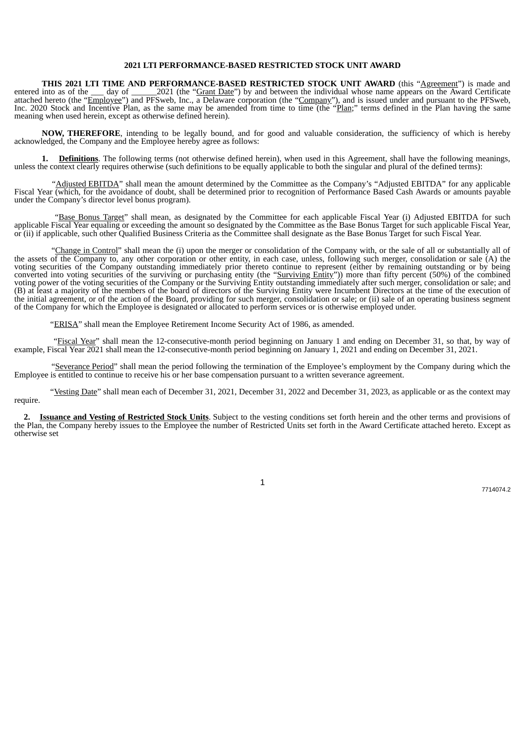**2021 LTI PERFORMANCE-BASED RESTRICTED STOCK UNIT AWARD**

**THIS 2021 LTI TIME AND PERFORMANCE-BASED RESTRICTED STOCK UNIT AWARD** (this "Agreement") is made and entered into as of the ___ day of ______2021 (the "Grant Date") by and between the individual whose name appears on the Award Certificate attached hereto (the "Employee") and PFSweb, Inc., a Delaware corporation (the "Company"), and is issued under and pursuant to the PFSweb, Inc. 2020 Stock and Incentive Plan, as the same may be amended from time to time (the "Plan;" terms defined in the Plan having the same meaning when used herein, except as otherwise defined herein).

**NOW, THEREFORE**, intending to be legally bound, and for good and valuable consideration, the sufficiency of which is hereby acknowledged, the Company and the Employee hereby agree as follows:

**1. Definitions**. The following terms (not otherwise defined herein), when used in this Agreement, shall have the following meanings, unless the context clearly requires otherwise (such definitions to be equally applicable to both the singular and plural of the defined terms):

"Adjusted EBITDA" shall mean the amount determined by the Committee as the Company's "Adjusted EBITDA" for any applicable Fiscal Year (which, for the avoidance of doubt, shall be determined prior to recognition of Performance Based Cash Awards or amounts payable under the Company's director level bonus program).

"Base Bonus Target" shall mean, as designated by the Committee for each applicable Fiscal Year (i) Adjusted EBITDA for such applicable Fiscal Year equaling or exceeding the amount so designated by the Committee as the Base Bonus Target for such applicable Fiscal Year, or (ii) if applicable, such other Qualified Business Criteria as the Committee shall designate as the Base Bonus Target for such Fiscal Year.

"Change in Control" shall mean the (i) upon the merger or consolidation of the Company with, or the sale of all or substantially all of the assets of the Company to, any other corporation or other entity, in each case, unless, following such merger, consolidation or sale (A) the voting securities of the Company outstanding immediately prior thereto continue to represent (either by remaining outstanding or by being converted into voting securities of the surviving or purchasing entity (the "Surviving Entity")) more than fifty percent (50%) of the combined voting power of the voting securities of the Company or the Surviving Entity outstanding immediately after such merger, consolidation or sale; and (B) at least a majority of the members of the board of directors of the Surviving Entity were Incumbent Directors at the time of the execution of the initial agreement, or of the action of the Board, providing for such merger, consolidation or sale; or (ii) sale of an operating business segment of the Company for which the Employee is designated or allocated to perform services or is otherwise employed under.

"ERISA" shall mean the Employee Retirement Income Security Act of 1986, as amended.

"Fiscal Year" shall mean the 12-consecutive-month period beginning on January 1 and ending on December 31, so that, by way of example, Fiscal Year 2021 shall mean the 12-consecutive-month period beginning on January 1, 2021 and ending on December 31, 2021.

"Severance Period" shall mean the period following the termination of the Employee's employment by the Company during which the Employee is entitled to continue to receive his or her base compensation pursuant to a written severance agreement.

"Vesting Date" shall mean each of December 31, 2021, December 31, 2022 and December 31, 2023, as applicable or as the context may require.

**2. Issuance and Vesting of Restricted Stock Units**. Subject to the vesting conditions set forth herein and the other terms and provisions of the Plan, the Company hereby issues to the Employee the number of Restricted Units set forth in the Award Certificate attached hereto. Except as otherwise set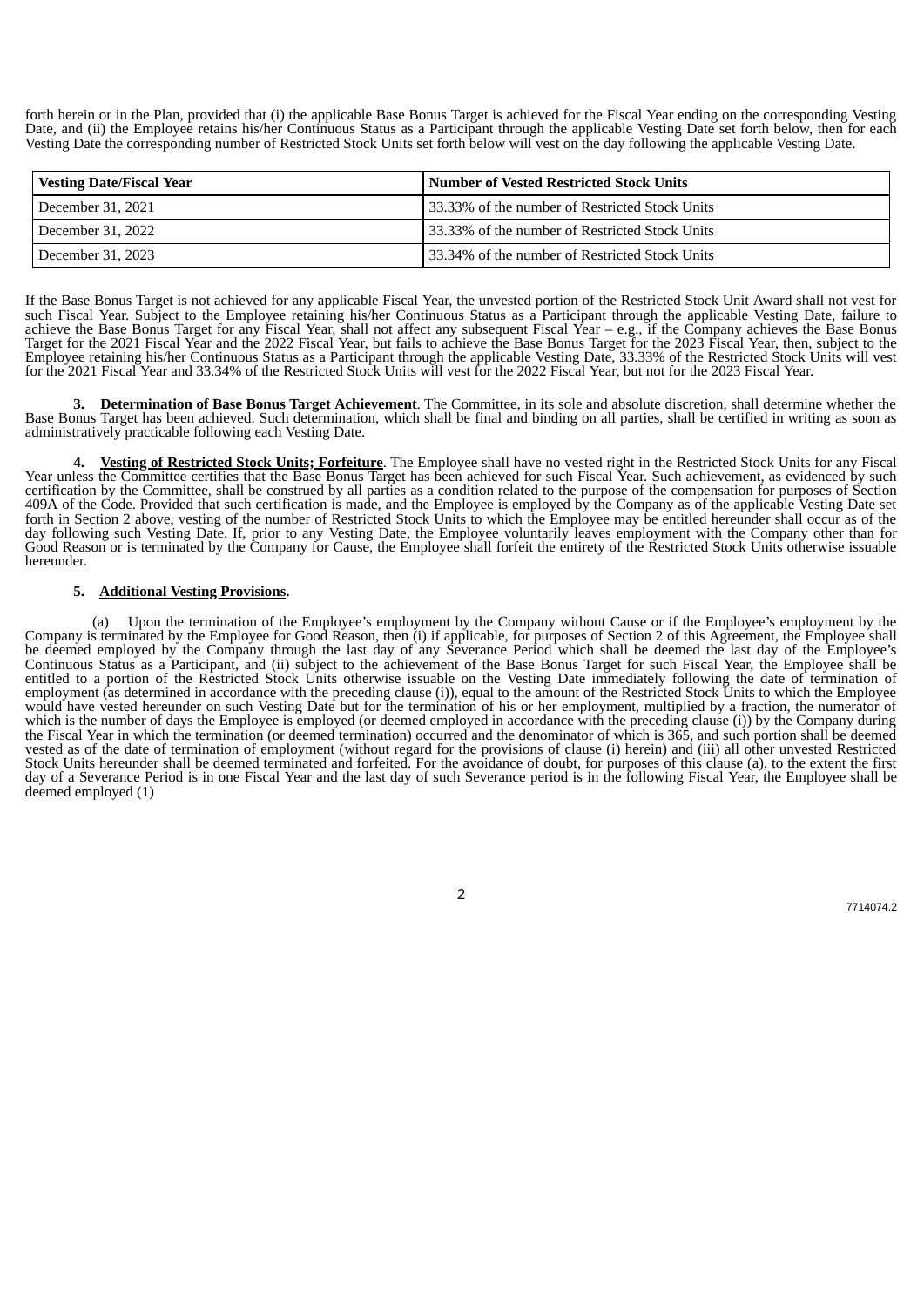forth herein or in the Plan, provided that (i) the applicable Base Bonus Target is achieved for the Fiscal Year ending on the corresponding Vesting Date, and (ii) the Employee retains his/her Continuous Status as a Participant through the applicable Vesting Date set forth below, then for each Vesting Date the corresponding number of Restricted Stock Units set forth below will vest on the day following the applicable Vesting Date.

| Vesting Date/Fiscal Year | Number of Vested Restricted Stock Units |
|---|---|
| December 31, 2021 | 33.33% of the number of Restricted Stock Units |
| December 31, 2022 | 33.33% of the number of Restricted Stock Units |
| December 31, 2023 | 33.34% of the number of Restricted Stock Units |

If the Base Bonus Target is not achieved for any applicable Fiscal Year, the unvested portion of the Restricted Stock Unit Award shall not vest for such Fiscal Year. Subject to the Employee retaining his/her Continuous Status as a Participant through the applicable Vesting Date, failure to achieve the Base Bonus Target for any Fiscal Year, shall not affect any subsequent Fiscal Year – e.g., if the Company achieves the Base Bonus Target for the 2021 Fiscal Year and the 2022 Fiscal Year, but fails to achieve the Base Bonus Target for the 2023 Fiscal Year, then, subject to the Employee retaining his/her Continuous Status as a Participant through the applicable Vesting Date, 33.33% of the Restricted Stock Units will vest for the 2021 Fiscal Year and 33.34% of the Restricted Stock Units will vest for the 2022 Fiscal Year, but not for the 2023 Fiscal Year.

**3. Determination of Base Bonus Target Achievement**. The Committee, in its sole and absolute discretion, shall determine whether the Base Bonus Target has been achieved. Such determination, which shall be final and binding on all parties, shall be certified in writing as soon as administratively practicable following each Vesting Date.

**4. Vesting of Restricted Stock Units; Forfeiture**. The Employee shall have no vested right in the Restricted Stock Units for any Fiscal Year unless the Committee certifies that the Base Bonus Target has been achieved for such Fiscal Year. Such achievement, as evidenced by such certification by the Committee, shall be construed by all parties as a condition related to the purpose of the compensation for purposes of Section 409A of the Code. Provided that such certification is made, and the Employee is employed by the Company as of the applicable Vesting Date set forth in Section 2 above, vesting of the number of Restricted Stock Units to which the Employee may be entitled hereunder shall occur as of the day following such Vesting Date. If, prior to any Vesting Date, the Employee voluntarily leaves employment with the Company other than for Good Reason or is terminated by the Company for Cause, the Employee shall forfeit the entirety of the Restricted Stock Units otherwise issuable hereunder.

**5. Additional Vesting Provisions.**

(a) Upon the termination of the Employee's employment by the Company without Cause or if the Employee's employment by the Company is terminated by the Employee for Good Reason, then (i) if applicable, for purposes of Section 2 of this Agreement, the Employee shall be deemed employed by the Company through the last day of any Severance Period which shall be deemed the last day of the Employee's Continuous Status as a Participant, and (ii) subject to the achievement of the Base Bonus Target for such Fiscal Year, the Employee shall be entitled to a portion of the Restricted Stock Units otherwise issuable on the Vesting Date immediately following the date of termination of employment (as determined in accordance with the preceding clause (i)), equal to the amount of the Restricted Stock Units to which the Employee would have vested hereunder on such Vesting Date but for the termination of his or her employment, multiplied by a fraction, the numerator of which is the number of days the Employee is employed (or deemed employed in accordance with the preceding clause (i)) by the Company during the Fiscal Year in which the termination (or deemed termination) occurred and the denominator of which is 365, and such portion shall be deemed vested as of the date of termination of employment (without regard for the provisions of clause (i) herein) and (iii) all other unvested Restricted Stock Units hereunder shall be deemed terminated and forfeited. For the avoidance of doubt, for purposes of this clause (a), to the extent the first day of a Severance Period is in one Fiscal Year and the last day of such Severance period is in the following Fiscal Year, the Employee shall be deemed employed (1)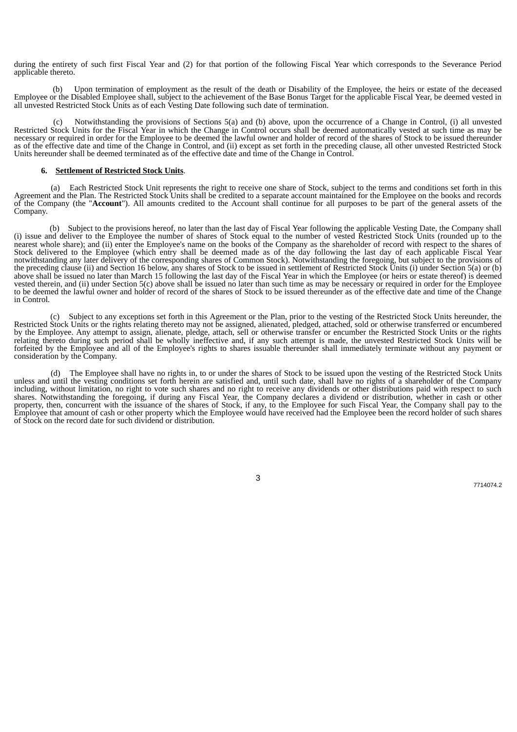during the entirety of such first Fiscal Year and (2) for that portion of the following Fiscal Year which corresponds to the Severance Period applicable thereto.

(b) Upon termination of employment as the result of the death or Disability of the Employee, the heirs or estate of the deceased Employee or the Disabled Employee shall, subject to the achievement of the Base Bonus Target for the applicable Fiscal Year, be deemed vested in all unvested Restricted Stock Units as of each Vesting Date following such date of termination.

(c) Notwithstanding the provisions of Sections 5(a) and (b) above, upon the occurrence of a Change in Control, (i) all unvested Restricted Stock Units for the Fiscal Year in which the Change in Control occurs shall be deemed automatically vested at such time as may be necessary or required in order for the Employee to be deemed the lawful owner and holder of record of the shares of Stock to be issued thereunder as of the effective date and time of the Change in Control, and (ii) except as set forth in the preceding clause, all other unvested Restricted Stock Units hereunder shall be deemed terminated as of the effective date and time of the Change in Control.

**6. Settlement of Restricted Stock Units**.

(a) Each Restricted Stock Unit represents the right to receive one share of Stock, subject to the terms and conditions set forth in this Agreement and the Plan. The Restricted Stock Units shall be credited to a separate account maintained for the Employee on the books and records of the Company (the "**Account**"). All amounts credited to the Account shall continue for all purposes to be part of the general assets of the Company.

(b) Subject to the provisions hereof, no later than the last day of Fiscal Year following the applicable Vesting Date, the Company shall (i) issue and deliver to the Employee the number of shares of Stock equal to the number of vested Restricted Stock Units (rounded up to the nearest whole share); and (ii) enter the Employee's name on the books of the Company as the shareholder of record with respect to the shares of Stock delivered to the Employee (which entry shall be deemed made as of the day following the last day of each applicable Fiscal Year notwithstanding any later delivery of the corresponding shares of Common Stock). Notwithstanding the foregoing, but subject to the provisions of the preceding clause (ii) and Section 16 below, any shares of Stock to be issued in settlement of Restricted Stock Units (i) under Section 5(a) or (b) above shall be issued no later than March 15 following the last day of the Fiscal Year in which the Employee (or heirs or estate thereof) is deemed vested therein, and (ii) under Section 5(c) above shall be issued no later than such time as may be necessary or required in order for the Employee to be deemed the lawful owner and holder of record of the shares of Stock to be issued thereunder as of the effective date and time of the Change in Control.

(c) Subject to any exceptions set forth in this Agreement or the Plan, prior to the vesting of the Restricted Stock Units hereunder, the Restricted Stock Units or the rights relating thereto may not be assigned, alienated, pledged, attached, sold or otherwise transferred or encumbered by the Employee. Any attempt to assign, alienate, pledge, attach, sell or otherwise transfer or encumber the Restricted Stock Units or the rights relating thereto during such period shall be wholly ineffective and, if any such attempt is made, the unvested Restricted Stock Units will be forfeited by the Employee and all of the Employee's rights to shares issuable thereunder shall immediately terminate without any payment or consideration by the Company.

(d) The Employee shall have no rights in, to or under the shares of Stock to be issued upon the vesting of the Restricted Stock Units unless and until the vesting conditions set forth herein are satisfied and, until such date, shall have no rights of a shareholder of the Company including, without limitation, no right to vote such shares and no right to receive any dividends or other distributions paid with respect to such shares. Notwithstanding the foregoing, if during any Fiscal Year, the Company declares a dividend or distribution, whether in cash or other property, then, concurrent with the issuance of the shares of Stock, if any, to the Employee for such Fiscal Year, the Company shall pay to the Employee that amount of cash or other property which the Employee would have received had the Employee been the record holder of such shares of Stock on the record date for such dividend or distribution.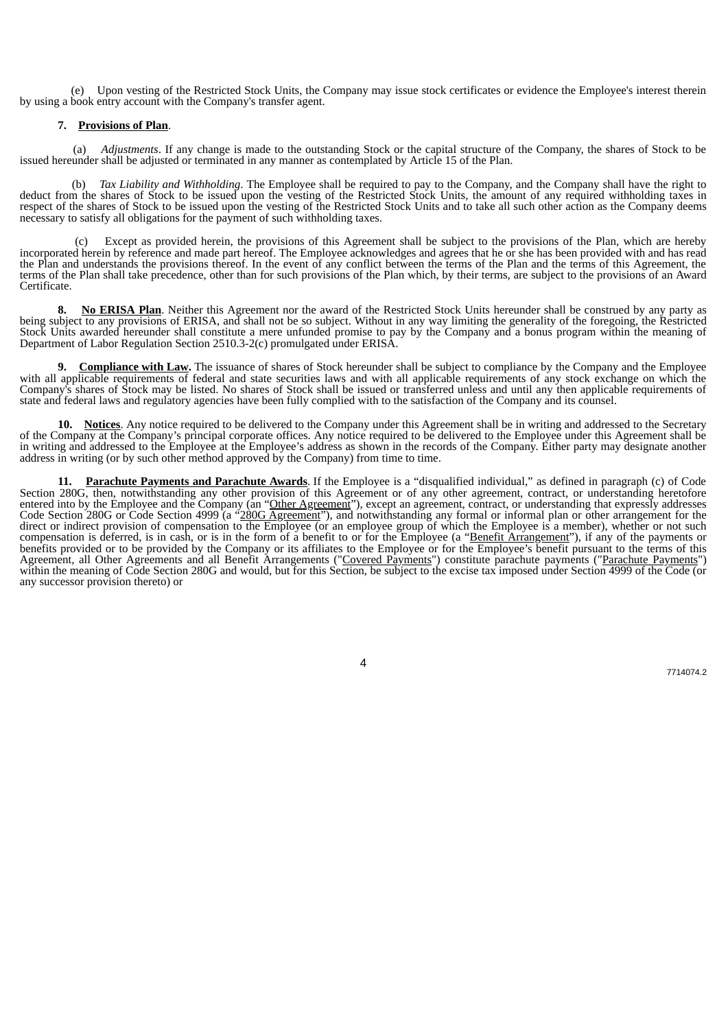(e) Upon vesting of the Restricted Stock Units, the Company may issue stock certificates or evidence the Employee's interest therein by using a book entry account with the Company's transfer agent.

**7. Provisions of Plan**.

(a) *Adjustments*. If any change is made to the outstanding Stock or the capital structure of the Company, the shares of Stock to be issued hereunder shall be adjusted or terminated in any manner as contemplated by Article 15 of the Plan.

(b) *Tax Liability and Withholding*. The Employee shall be required to pay to the Company, and the Company shall have the right to deduct from the shares of Stock to be issued upon the vesting of the Restricted Stock Units, the amount of any required withholding taxes in respect of the shares of Stock to be issued upon the vesting of the Restricted Stock Units and to take all such other action as the Company deems necessary to satisfy all obligations for the payment of such withholding taxes.

(c) Except as provided herein, the provisions of this Agreement shall be subject to the provisions of the Plan, which are hereby incorporated herein by reference and made part hereof. The Employee acknowledges and agrees that he or she has been provided with and has read the Plan and understands the provisions thereof. In the event of any conflict between the terms of the Plan and the terms of this Agreement, the terms of the Plan shall take precedence, other than for such provisions of the Plan which, by their terms, are subject to the provisions of an Award Certificate.

**8. No ERISA Plan**. Neither this Agreement nor the award of the Restricted Stock Units hereunder shall be construed by any party as being subject to any provisions of ERISA, and shall not be so subject. Without in any way limiting the generality of the foregoing, the Restricted Stock Units awarded hereunder shall constitute a mere unfunded promise to pay by the Company and a bonus program within the meaning of Department of Labor Regulation Section 2510.3-2(c) promulgated under ERISA.

**9. Compliance with Law.** The issuance of shares of Stock hereunder shall be subject to compliance by the Company and the Employee with all applicable requirements of federal and state securities laws and with all applicable requirements of any stock exchange on which the Company's shares of Stock may be listed. No shares of Stock shall be issued or transferred unless and until any then applicable requirements of state and federal laws and regulatory agencies have been fully complied with to the satisfaction of the Company and its counsel.

**10. Notices**. Any notice required to be delivered to the Company under this Agreement shall be in writing and addressed to the Secretary of the Company at the Company's principal corporate offices. Any notice required to be delivered to the Employee under this Agreement shall be in writing and addressed to the Employee at the Employee's address as shown in the records of the Company. Either party may designate another address in writing (or by such other method approved by the Company) from time to time.

**11. Parachute Payments and Parachute Awards**. If the Employee is a "disqualified individual," as defined in paragraph (c) of Code Section 280G, then, notwithstanding any other provision of this Agreement or of any other agreement, contract, or understanding heretofore entered into by the Employee and the Company (an "Other Agreement"), except an agreement, contract, or understanding that expressly addresses Code Section 280G or Code Section 4999 (a "280G Agreement"), and notwithstanding any formal or informal plan or other arrangement for the direct or indirect provision of compensation to the Employee (or an employee group of which the Employee is a member), whether or not such compensation is deferred, is in cash, or is in the form of a benefit to or for the Employee (a "Benefit Arrangement"), if any of the payments or benefits provided or to be provided by the Company or its affiliates to the Employee or for the Employee's benefit pursuant to the terms of this Agreement, all Other Agreements and all Benefit Arrangements ("Covered Payments") constitute parachute payments ("Parachute Payments") within the meaning of Code Section 280G and would, but for this Section, be subject to the excise tax imposed under Section 4999 of the Code (or any successor provision thereto) or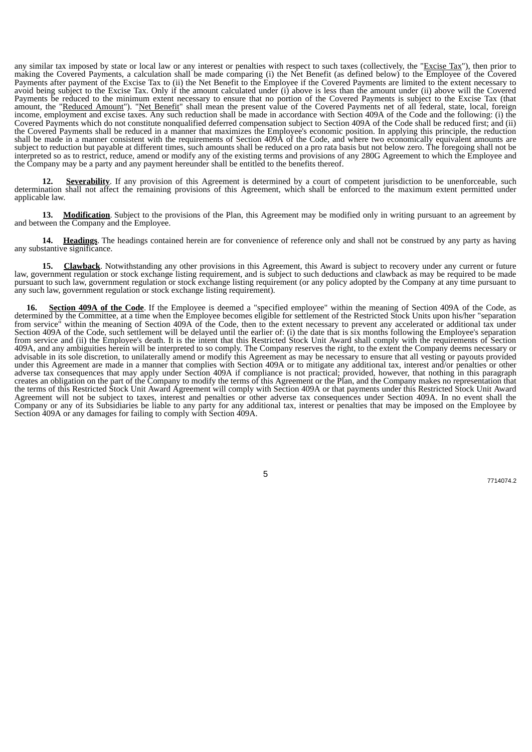any similar tax imposed by state or local law or any interest or penalties with respect to such taxes (collectively, the "Excise Tax"), then prior to making the Covered Payments, a calculation shall be made comparing (i) the Net Benefit (as defined below) to the Employee of the Covered Payments after payment of the Excise Tax to (ii) the Net Benefit to the Employee if the Covered Payments are limited to the extent necessary to avoid being subject to the Excise Tax. Only if the amount calculated under (i) above is less than the amount under (ii) above will the Covered Payments be reduced to the minimum extent necessary to ensure that no portion of the Covered Payments is subject to the Excise Tax (that amount, the "Reduced Amount"). "Net Benefit" shall mean the present value of the Covered Payments net of all federal, state, local, foreign income, employment and excise taxes. Any such reduction shall be made in accordance with Section 409A of the Code and the following: (i) the Covered Payments which do not constitute nonqualified deferred compensation subject to Section 409A of the Code shall be reduced first; and (ii) the Covered Payments shall be reduced in a manner that maximizes the Employee's economic position. In applying this principle, the reduction shall be made in a manner consistent with the requirements of Section 409A of the Code, and where two economically equivalent amounts are subject to reduction but payable at different times, such amounts shall be reduced on a pro rata basis but not below zero. The foregoing shall not be interpreted so as to restrict, reduce, amend or modify any of the existing terms and provisions of any 280G Agreement to which the Employee and the Company may be a party and any payment hereunder shall be entitled to the benefits thereof.

**12. Severability**. If any provision of this Agreement is determined by a court of competent jurisdiction to be unenforceable, such determination shall not affect the remaining provisions of this Agreement, which shall be enforced to the maximum extent permitted under applicable law.

**13. Modification**. Subject to the provisions of the Plan, this Agreement may be modified only in writing pursuant to an agreement by and between the Company and the Employee.

**14. Headings**. The headings contained herein are for convenience of reference only and shall not be construed by any party as having any substantive significance.

**15. Clawback**. Notwithstanding any other provisions in this Agreement, this Award is subject to recovery under any current or future law, government regulation or stock exchange listing requirement, and is subject to such deductions and clawback as may be required to be made pursuant to such law, government regulation or stock exchange listing requirement (or any policy adopted by the Company at any time pursuant to any such law, government regulation or stock exchange listing requirement).

**16. Section 409A of the Code**. If the Employee is deemed a "specified employee" within the meaning of Section 409A of the Code, as determined by the Committee, at a time when the Employee becomes eligible for settlement of the Restricted Stock Units upon his/her "separation from service" within the meaning of Section 409A of the Code, then to the extent necessary to prevent any accelerated or additional tax under Section 409A of the Code, such settlement will be delayed until the earlier of: (i) the date that is six months following the Employee's separation from service and (ii) the Employee's death. It is the intent that this Restricted Stock Unit Award shall comply with the requirements of Section 409A, and any ambiguities herein will be interpreted to so comply. The Company reserves the right, to the extent the Company deems necessary or advisable in its sole discretion, to unilaterally amend or modify this Agreement as may be necessary to ensure that all vesting or payouts provided under this Agreement are made in a manner that complies with Section 409A or to mitigate any additional tax, interest and/or penalties or other adverse tax consequences that may apply under Section 409A if compliance is not practical; provided, however, that nothing in this paragraph creates an obligation on the part of the Company to modify the terms of this Agreement or the Plan, and the Company makes no representation that the terms of this Restricted Stock Unit Award Agreement will comply with Section 409A or that payments under this Restricted Stock Unit Award Agreement will not be subject to taxes, interest and penalties or other adverse tax consequences under Section 409A. In no event shall the Company or any of its Subsidiaries be liable to any party for any additional tax, interest or penalties that may be imposed on the Employee by Section 409A or any damages for failing to comply with Section 409A.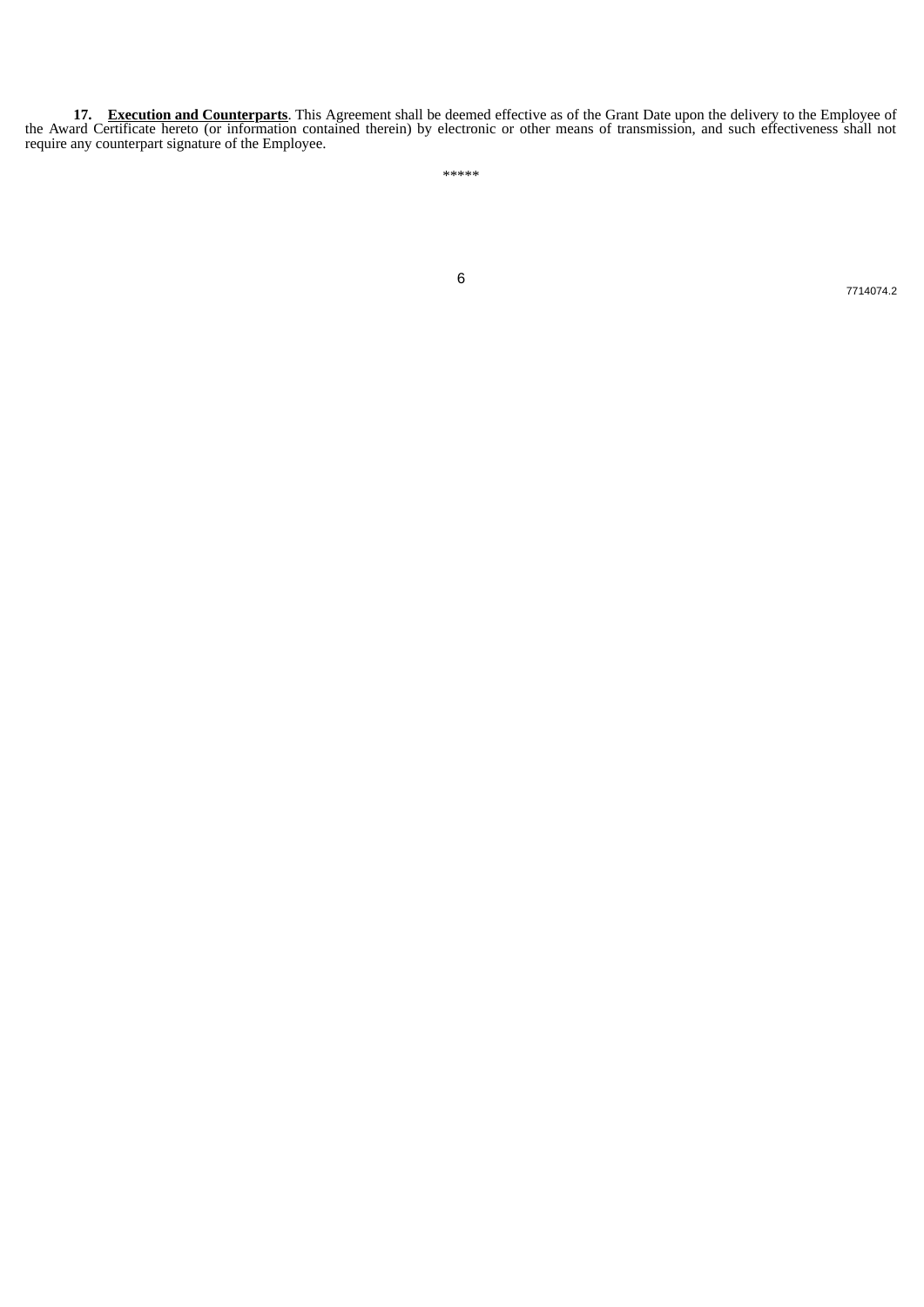**17. Execution and Counterparts**. This Agreement shall be deemed effective as of the Grant Date upon the delivery to the Employee of the Award Certificate hereto (or information contained therein) by electronic or other means of transmission, and such effectiveness shall not require any counterpart signature of the Employee.

*****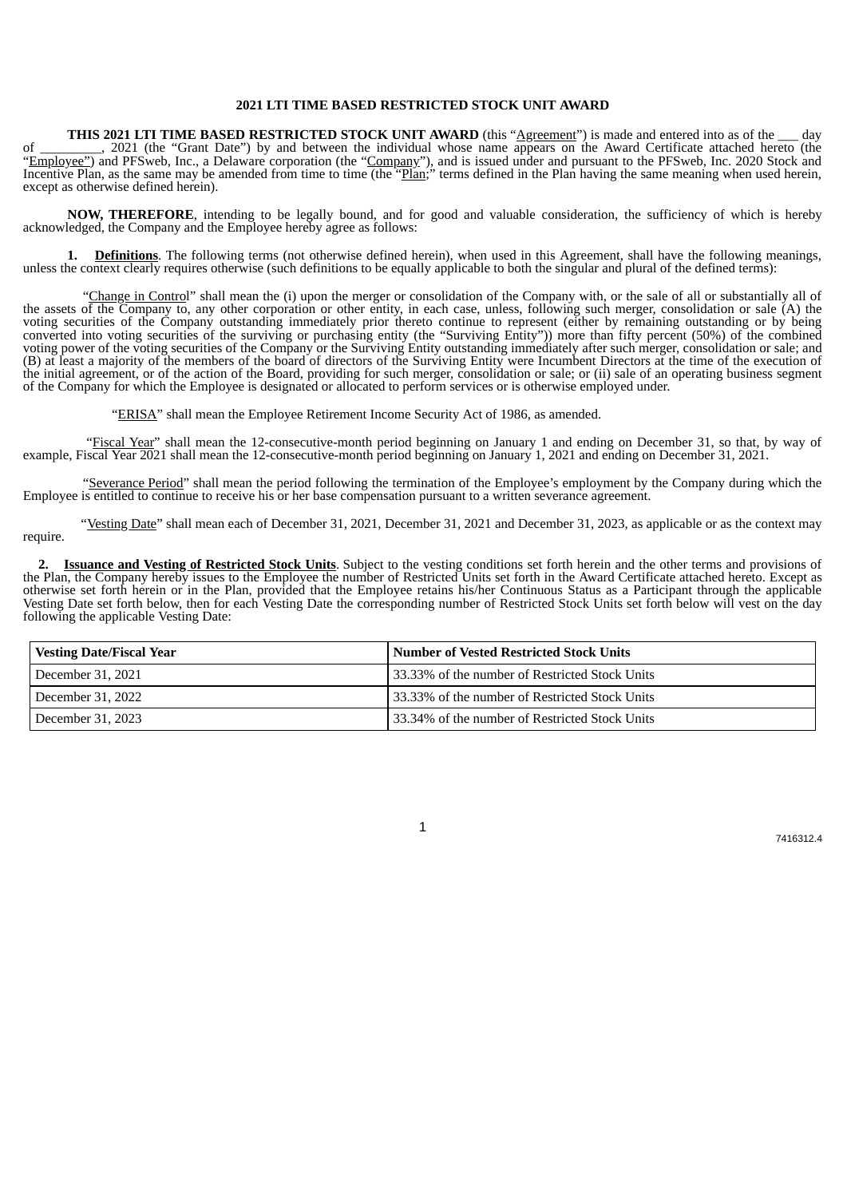**2021 LTI TIME BASED RESTRICTED STOCK UNIT AWARD**

**THIS 2021 LTI TIME BASED RESTRICTED STOCK UNIT AWARD** (this "Agreement") is made and entered into as of the ___ day of _________, 2021 (the "Grant Date") by and between the individual whose name appears on the Award Certificate attached hereto (the "Employee") and PFSweb, Inc., a Delaware corporation (the "Company"), and is issued under and pursuant to the PFSweb, Inc. 2020 Stock and Incentive Plan, as the same may be amended from time to time (the "Plan;" terms defined in the Plan having the same meaning when used herein, except as otherwise defined herein).

**NOW, THEREFORE**, intending to be legally bound, and for good and valuable consideration, the sufficiency of which is hereby acknowledged, the Company and the Employee hereby agree as follows:

**1. Definitions**. The following terms (not otherwise defined herein), when used in this Agreement, shall have the following meanings, unless the context clearly requires otherwise (such definitions to be equally applicable to both the singular and plural of the defined terms):

"Change in Control" shall mean the (i) upon the merger or consolidation of the Company with, or the sale of all or substantially all of the assets of the Company to, any other corporation or other entity, in each case, unless, following such merger, consolidation or sale (A) the voting securities of the Company outstanding immediately prior thereto continue to represent (either by remaining outstanding or by being converted into voting securities of the surviving or purchasing entity (the "Surviving Entity")) more than fifty percent (50%) of the combined voting power of the voting securities of the Company or the Surviving Entity outstanding immediately after such merger, consolidation or sale; and (B) at least a majority of the members of the board of directors of the Surviving Entity were Incumbent Directors at the time of the execution of the initial agreement, or of the action of the Board, providing for such merger, consolidation or sale; or (ii) sale of an operating business segment of the Company for which the Employee is designated or allocated to perform services or is otherwise employed under.

"ERISA" shall mean the Employee Retirement Income Security Act of 1986, as amended.

"Fiscal Year" shall mean the 12-consecutive-month period beginning on January 1 and ending on December 31, so that, by way of example, Fiscal Year 2021 shall mean the 12-consecutive-month period beginning on January 1, 2021 and ending on December 31, 2021.

"Severance Period" shall mean the period following the termination of the Employee's employment by the Company during which the Employee is entitled to continue to receive his or her base compensation pursuant to a written severance agreement.

"Vesting Date" shall mean each of December 31, 2021, December 31, 2021 and December 31, 2023, as applicable or as the context may require.

**2. Issuance and Vesting of Restricted Stock Units**. Subject to the vesting conditions set forth herein and the other terms and provisions of the Plan, the Company hereby issues to the Employee the number of Restricted Units set forth in the Award Certificate attached hereto. Except as otherwise set forth herein or in the Plan, provided that the Employee retains his/her Continuous Status as a Participant through the applicable Vesting Date set forth below, then for each Vesting Date the corresponding number of Restricted Stock Units set forth below will vest on the day following the applicable Vesting Date:

| Vesting Date/Fiscal Year | Number of Vested Restricted Stock Units |
| --- | --- |
| December 31, 2021 | 33.33% of the number of Restricted Stock Units |
| December 31, 2022 | 33.33% of the number of Restricted Stock Units |
| December 31, 2023 | 33.34% of the number of Restricted Stock Units |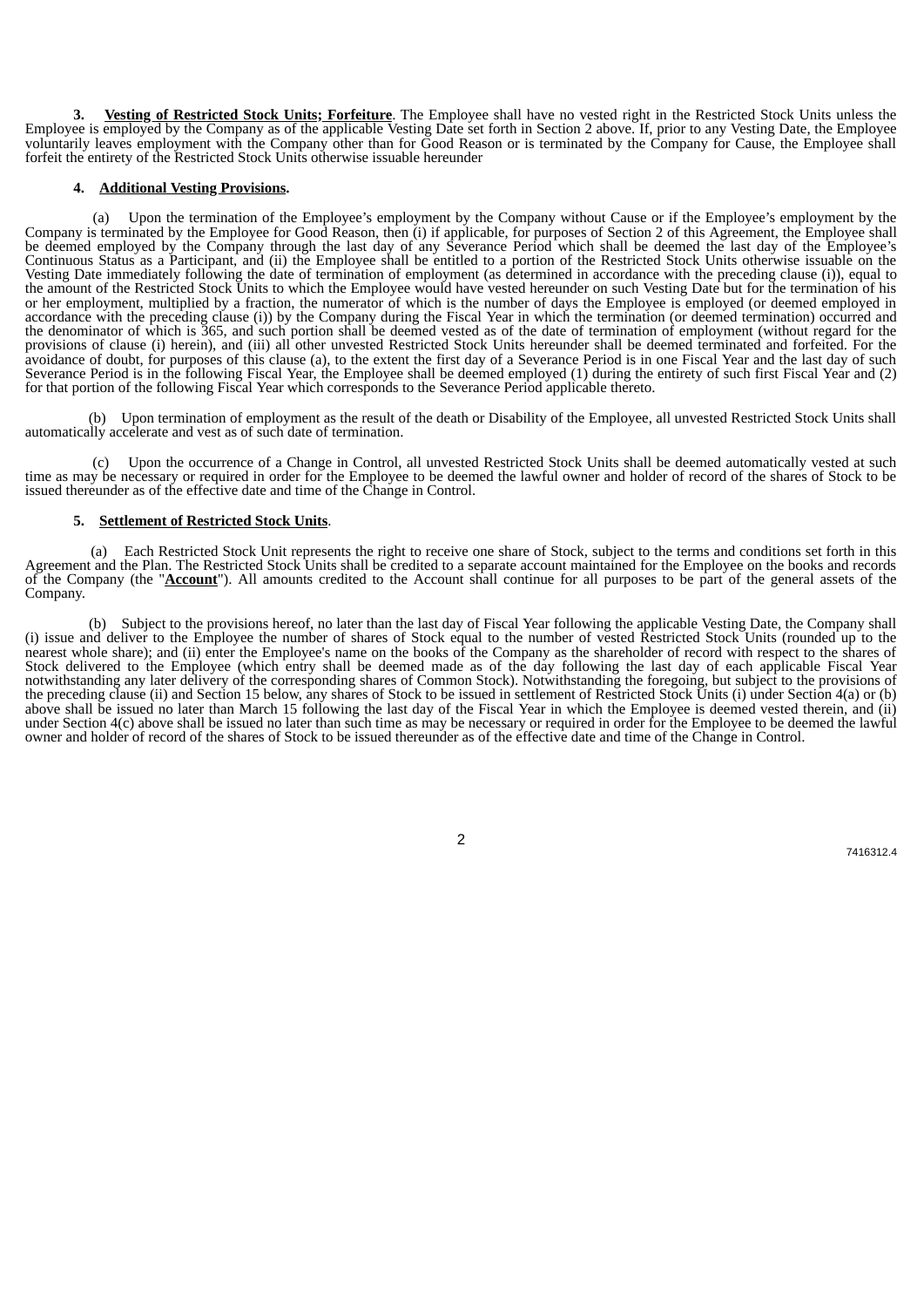**3. Vesting of Restricted Stock Units; Forfeiture**. The Employee shall have no vested right in the Restricted Stock Units unless the Employee is employed by the Company as of the applicable Vesting Date set forth in Section 2 above. If, prior to any Vesting Date, the Employee voluntarily leaves employment with the Company other than for Good Reason or is terminated by the Company for Cause, the Employee shall forfeit the entirety of the Restricted Stock Units otherwise issuable hereunder

**4. Additional Vesting Provisions.**

(a) Upon the termination of the Employee's employment by the Company without Cause or if the Employee's employment by the Company is terminated by the Employee for Good Reason, then (i) if applicable, for purposes of Section 2 of this Agreement, the Employee shall be deemed employed by the Company through the last day of any Severance Period which shall be deemed the last day of the Employee's Continuous Status as a Participant, and (ii) the Employee shall be entitled to a portion of the Restricted Stock Units otherwise issuable on the Vesting Date immediately following the date of termination of employment (as determined in accordance with the preceding clause (i)), equal to the amount of the Restricted Stock Units to which the Employee would have vested hereunder on such Vesting Date but for the termination of his or her employment, multiplied by a fraction, the numerator of which is the number of days the Employee is employed (or deemed employed in accordance with the preceding clause (i)) by the Company during the Fiscal Year in which the termination (or deemed termination) occurred and the denominator of which is 365, and such portion shall be deemed vested as of the date of termination of employment (without regard for the provisions of clause (i) herein), and (iii) all other unvested Restricted Stock Units hereunder shall be deemed terminated and forfeited. For the avoidance of doubt, for purposes of this clause (a), to the extent the first day of a Severance Period is in one Fiscal Year and the last day of such Severance Period is in the following Fiscal Year, the Employee shall be deemed employed (1) during the entirety of such first Fiscal Year and (2) for that portion of the following Fiscal Year which corresponds to the Severance Period applicable thereto.

(b) Upon termination of employment as the result of the death or Disability of the Employee, all unvested Restricted Stock Units shall automatically accelerate and vest as of such date of termination.

(c) Upon the occurrence of a Change in Control, all unvested Restricted Stock Units shall be deemed automatically vested at such time as may be necessary or required in order for the Employee to be deemed the lawful owner and holder of record of the shares of Stock to be issued thereunder as of the effective date and time of the Change in Control.

**5. Settlement of Restricted Stock Units**.

(a) Each Restricted Stock Unit represents the right to receive one share of Stock, subject to the terms and conditions set forth in this Agreement and the Plan. The Restricted Stock Units shall be credited to a separate account maintained for the Employee on the books and records of the Company (the "**Account**"). All amounts credited to the Account shall continue for all purposes to be part of the general assets of the Company.

(b) Subject to the provisions hereof, no later than the last day of Fiscal Year following the applicable Vesting Date, the Company shall (i) issue and deliver to the Employee the number of shares of Stock equal to the number of vested Restricted Stock Units (rounded up to the nearest whole share); and (ii) enter the Employee's name on the books of the Company as the shareholder of record with respect to the shares of Stock delivered to the Employee (which entry shall be deemed made as of the day following the last day of each applicable Fiscal Year notwithstanding any later delivery of the corresponding shares of Common Stock). Notwithstanding the foregoing, but subject to the provisions of the preceding clause (ii) and Section 15 below, any shares of Stock to be issued in settlement of Restricted Stock Units (i) under Section 4(a) or (b) above shall be issued no later than March 15 following the last day of the Fiscal Year in which the Employee is deemed vested therein, and (ii) under Section 4(c) above shall be issued no later than such time as may be necessary or required in order for the Employee to be deemed the lawful owner and holder of record of the shares of Stock to be issued thereunder as of the effective date and time of the Change in Control.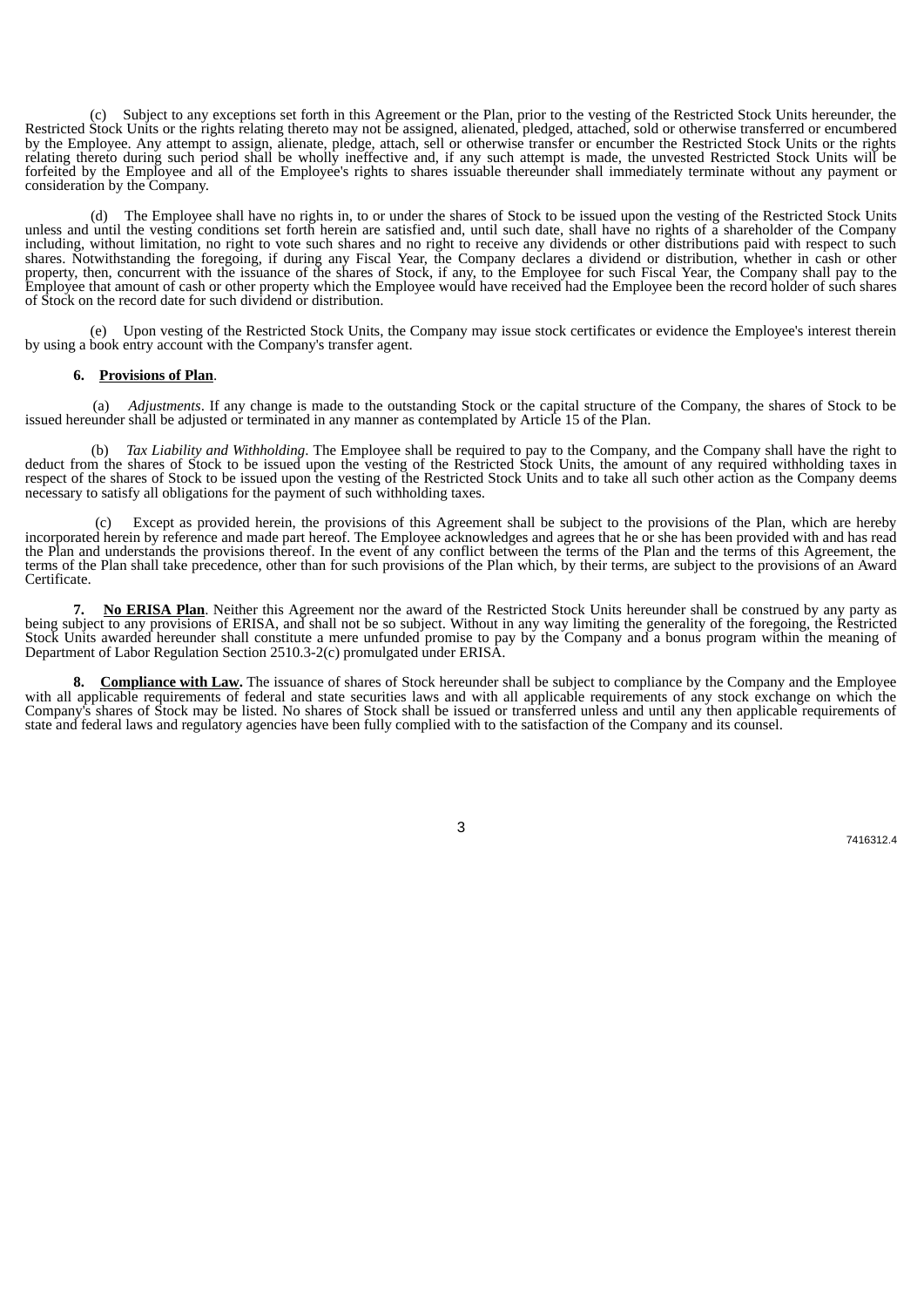(c) Subject to any exceptions set forth in this Agreement or the Plan, prior to the vesting of the Restricted Stock Units hereunder, the Restricted Stock Units or the rights relating thereto may not be assigned, alienated, pledged, attached, sold or otherwise transferred or encumbered by the Employee. Any attempt to assign, alienate, pledge, attach, sell or otherwise transfer or encumber the Restricted Stock Units or the rights relating thereto during such period shall be wholly ineffective and, if any such attempt is made, the unvested Restricted Stock Units will be forfeited by the Employee and all of the Employee's rights to shares issuable thereunder shall immediately terminate without any payment or consideration by the Company.

(d) The Employee shall have no rights in, to or under the shares of Stock to be issued upon the vesting of the Restricted Stock Units unless and until the vesting conditions set forth herein are satisfied and, until such date, shall have no rights of a shareholder of the Company including, without limitation, no right to vote such shares and no right to receive any dividends or other distributions paid with respect to such shares. Notwithstanding the foregoing, if during any Fiscal Year, the Company declares a dividend or distribution, whether in cash or other property, then, concurrent with the issuance of the shares of Stock, if any, to the Employee for such Fiscal Year, the Company shall pay to the Employee that amount of cash or other property which the Employee would have received had the Employee been the record holder of such shares of Stock on the record date for such dividend or distribution.

(e) Upon vesting of the Restricted Stock Units, the Company may issue stock certificates or evidence the Employee's interest therein by using a book entry account with the Company's transfer agent.

**6. <u>Provisions of Plan</u>**.

(a) *Adjustments*. If any change is made to the outstanding Stock or the capital structure of the Company, the shares of Stock to be issued hereunder shall be adjusted or terminated in any manner as contemplated by Article 15 of the Plan.

(b) *Tax Liability and Withholding*. The Employee shall be required to pay to the Company, and the Company shall have the right to deduct from the shares of Stock to be issued upon the vesting of the Restricted Stock Units, the amount of any required withholding taxes in respect of the shares of Stock to be issued upon the vesting of the Restricted Stock Units and to take all such other action as the Company deems necessary to satisfy all obligations for the payment of such withholding taxes.

(c) Except as provided herein, the provisions of this Agreement shall be subject to the provisions of the Plan, which are hereby incorporated herein by reference and made part hereof. The Employee acknowledges and agrees that he or she has been provided with and has read the Plan and understands the provisions thereof. In the event of any conflict between the terms of the Plan and the terms of this Agreement, the terms of the Plan shall take precedence, other than for such provisions of the Plan which, by their terms, are subject to the provisions of an Award Certificate.

**7. <u>No ERISA Plan</u>**. Neither this Agreement nor the award of the Restricted Stock Units hereunder shall be construed by any party as being subject to any provisions of ERISA, and shall not be so subject. Without in any way limiting the generality of the foregoing, the Restricted Stock Units awarded hereunder shall constitute a mere unfunded promise to pay by the Company and a bonus program within the meaning of Department of Labor Regulation Section 2510.3-2(c) promulgated under ERISA.

**8. <u>Compliance with Law</u>.** The issuance of shares of Stock hereunder shall be subject to compliance by the Company and the Employee with all applicable requirements of federal and state securities laws and with all applicable requirements of any stock exchange on which the Company's shares of Stock may be listed. No shares of Stock shall be issued or transferred unless and until any then applicable requirements of state and federal laws and regulatory agencies have been fully complied with to the satisfaction of the Company and its counsel.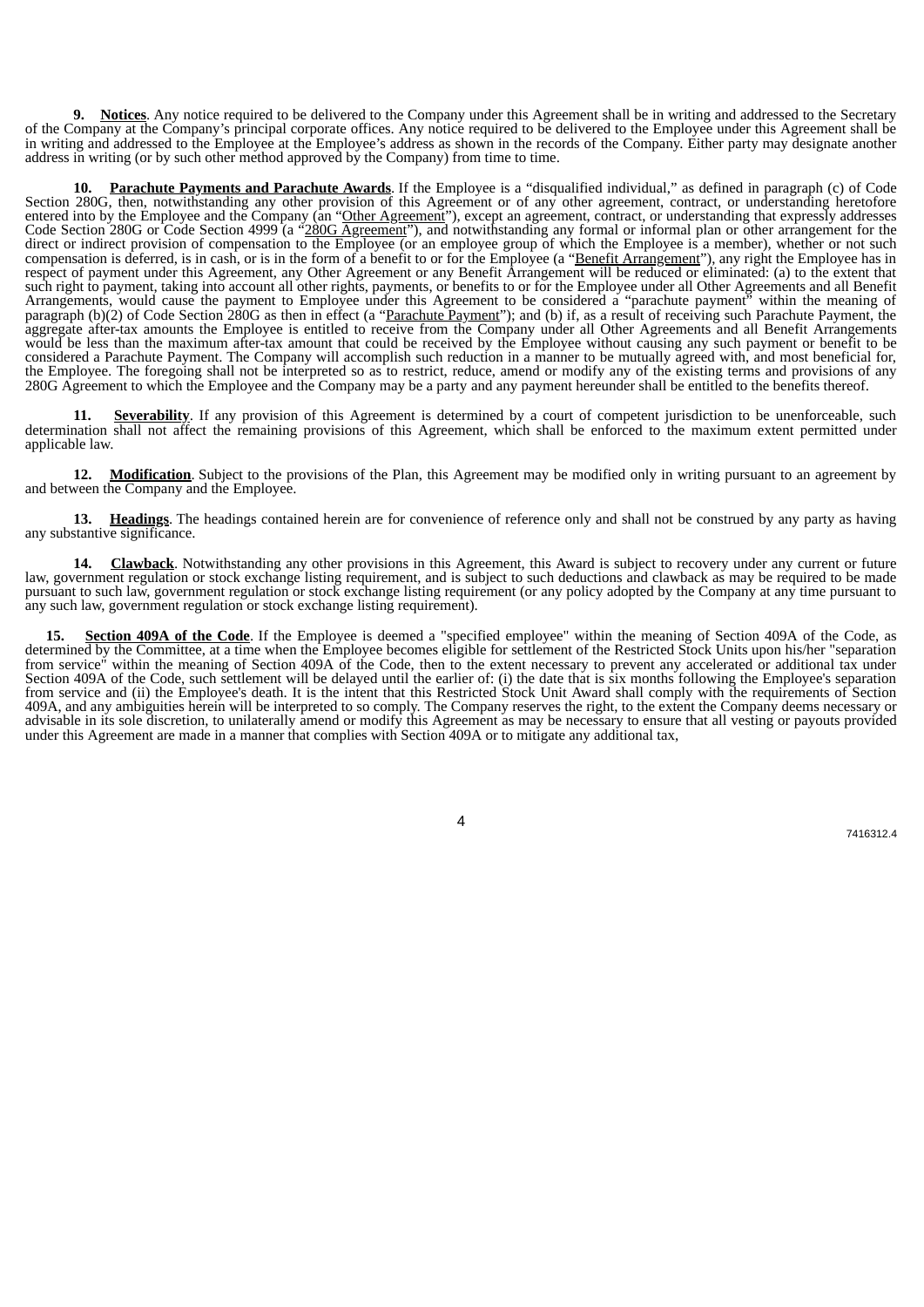**9. Notices**. Any notice required to be delivered to the Company under this Agreement shall be in writing and addressed to the Secretary of the Company at the Company's principal corporate offices. Any notice required to be delivered to the Employee under this Agreement shall be in writing and addressed to the Employee at the Employee's address as shown in the records of the Company. Either party may designate another address in writing (or by such other method approved by the Company) from time to time.

**10. Parachute Payments and Parachute Awards**. If the Employee is a "disqualified individual," as defined in paragraph (c) of Code Section 280G, then, notwithstanding any other provision of this Agreement or of any other agreement, contract, or understanding heretofore entered into by the Employee and the Company (an "Other Agreement"), except an agreement, contract, or understanding that expressly addresses Code Section 280G or Code Section 4999 (a "280G Agreement"), and notwithstanding any formal or informal plan or other arrangement for the direct or indirect provision of compensation to the Employee (or an employee group of which the Employee is a member), whether or not such compensation is deferred, is in cash, or is in the form of a benefit to or for the Employee (a "Benefit Arrangement"), any right the Employee has in respect of payment under this Agreement, any Other Agreement or any Benefit Arrangement will be reduced or eliminated: (a) to the extent that such right to payment, taking into account all other rights, payments, or benefits to or for the Employee under all Other Agreements and all Benefit Arrangements, would cause the payment to Employee under this Agreement to be considered a "parachute payment" within the meaning of paragraph (b)(2) of Code Section 280G as then in effect (a "Parachute Payment"); and (b) if, as a result of receiving such Parachute Payment, the aggregate after-tax amounts the Employee is entitled to receive from the Company under all Other Agreements and all Benefit Arrangements would be less than the maximum after-tax amount that could be received by the Employee without causing any such payment or benefit to be considered a Parachute Payment. The Company will accomplish such reduction in a manner to be mutually agreed with, and most beneficial for, the Employee. The foregoing shall not be interpreted so as to restrict, reduce, amend or modify any of the existing terms and provisions of any 280G Agreement to which the Employee and the Company may be a party and any payment hereunder shall be entitled to the benefits thereof.

**11. Severability**. If any provision of this Agreement is determined by a court of competent jurisdiction to be unenforceable, such determination shall not affect the remaining provisions of this Agreement, which shall be enforced to the maximum extent permitted under applicable law.

**12. Modification**. Subject to the provisions of the Plan, this Agreement may be modified only in writing pursuant to an agreement by and between the Company and the Employee.

**13. Headings**. The headings contained herein are for convenience of reference only and shall not be construed by any party as having any substantive significance.

**14. Clawback**. Notwithstanding any other provisions in this Agreement, this Award is subject to recovery under any current or future law, government regulation or stock exchange listing requirement, and is subject to such deductions and clawback as may be required to be made pursuant to such law, government regulation or stock exchange listing requirement (or any policy adopted by the Company at any time pursuant to any such law, government regulation or stock exchange listing requirement).

**15. Section 409A of the Code**. If the Employee is deemed a "specified employee" within the meaning of Section 409A of the Code, as determined by the Committee, at a time when the Employee becomes eligible for settlement of the Restricted Stock Units upon his/her "separation from service" within the meaning of Section 409A of the Code, then to the extent necessary to prevent any accelerated or additional tax under Section 409A of the Code, such settlement will be delayed until the earlier of: (i) the date that is six months following the Employee's separation from service and (ii) the Employee's death. It is the intent that this Restricted Stock Unit Award shall comply with the requirements of Section 409A, and any ambiguities herein will be interpreted to so comply. The Company reserves the right, to the extent the Company deems necessary or advisable in its sole discretion, to unilaterally amend or modify this Agreement as may be necessary to ensure that all vesting or payouts provided under this Agreement are made in a manner that complies with Section 409A or to mitigate any additional tax,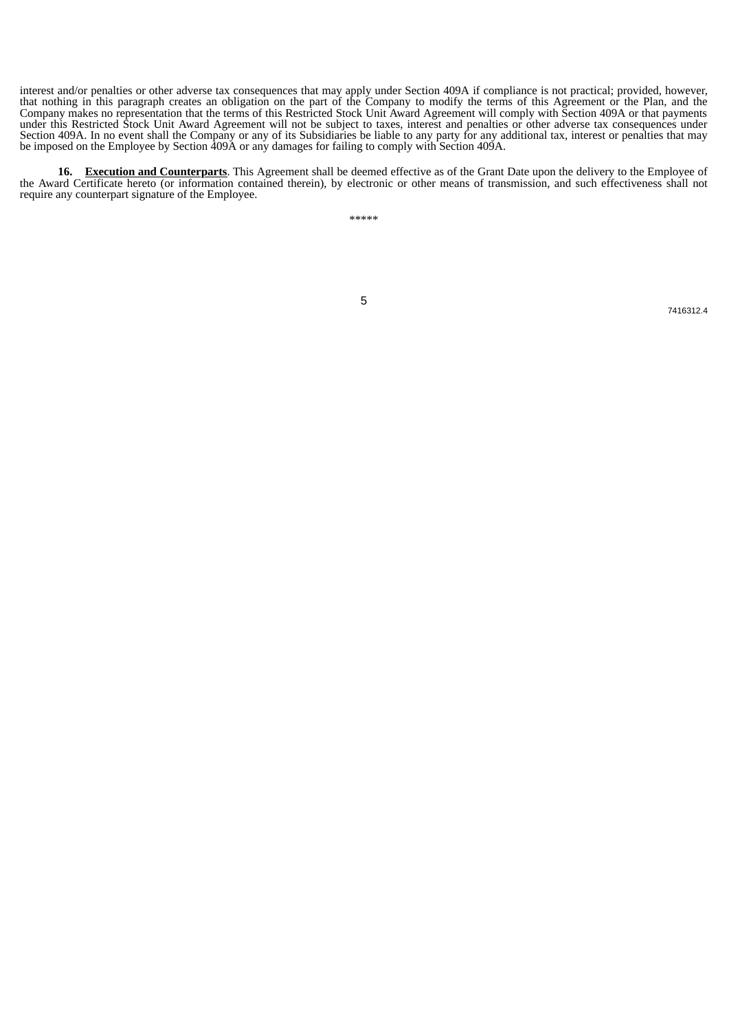interest and/or penalties or other adverse tax consequences that may apply under Section 409A if compliance is not practical; provided, however, that nothing in this paragraph creates an obligation on the part of the Company to modify the terms of this Agreement or the Plan, and the Company makes no representation that the terms of this Restricted Stock Unit Award Agreement will comply with Section 409A or that payments under this Restricted Stock Unit Award Agreement will not be subject to taxes, interest and penalties or other adverse tax consequences under Section 409A. In no event shall the Company or any of its Subsidiaries be liable to any party for any additional tax, interest or penalties that may be imposed on the Employee by Section 409A or any damages for failing to comply with Section 409A.

**16. Execution and Counterparts**. This Agreement shall be deemed effective as of the Grant Date upon the delivery to the Employee of the Award Certificate hereto (or information contained therein), by electronic or other means of transmission, and such effectiveness shall not require any counterpart signature of the Employee.

*****

7416312.4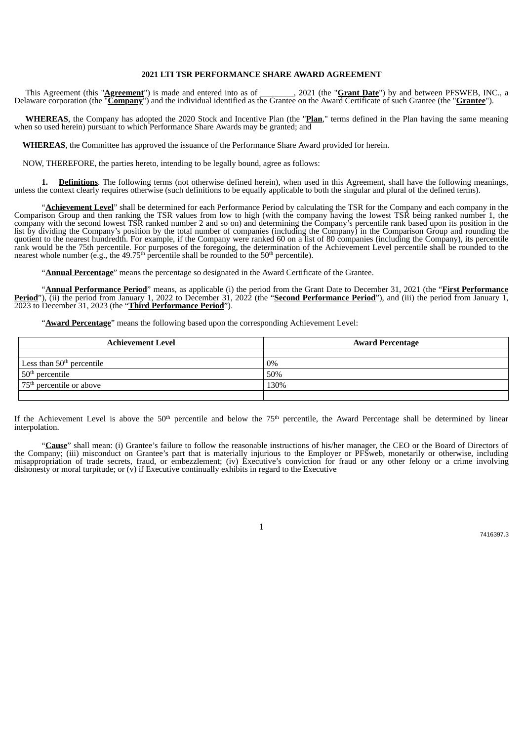**2021 LTI TSR PERFORMANCE SHARE AWARD AGREEMENT**

This Agreement (this "**Agreement**") is made and entered into as of ________, 2021 (the "**Grant Date**") by and between PFSWEB, INC., a Delaware corporation (the "**Company**") and the individual identified as the Grantee on the Award Certificate of such Grantee (the "**Grantee**").

**WHEREAS**, the Company has adopted the 2020 Stock and Incentive Plan (the "**Plan**," terms defined in the Plan having the same meaning when so used herein) pursuant to which Performance Share Awards may be granted; and

**WHEREAS**, the Committee has approved the issuance of the Performance Share Award provided for herein.

NOW, THEREFORE, the parties hereto, intending to be legally bound, agree as follows:

**1. Definitions**. The following terms (not otherwise defined herein), when used in this Agreement, shall have the following meanings, unless the context clearly requires otherwise (such definitions to be equally applicable to both the singular and plural of the defined terms).

"**Achievement Level**" shall be determined for each Performance Period by calculating the TSR for the Company and each company in the Comparison Group and then ranking the TSR values from low to high (with the company having the lowest TSR being ranked number 1, the company with the second lowest TSR ranked number 2 and so on) and determining the Company's percentile rank based upon its position in the list by dividing the Company's position by the total number of companies (including the Company) in the Comparison Group and rounding the quotient to the nearest hundredth. For example, if the Company were ranked 60 on a list of 80 companies (including the Company), its percentile rank would be the 75th percentile. For purposes of the foregoing, the determination of the Achievement Level percentile shall be rounded to the nearest whole number (e.g., the 49.75$^{th}$ percentile shall be rounded to the 50$^{th}$ percentile).

"**Annual Percentage**" means the percentage so designated in the Award Certificate of the Grantee.

"**Annual Performance Period**" means, as applicable (i) the period from the Grant Date to December 31, 2021 (the "**First Performance Period**"), (ii) the period from January 1, 2022 to December 31, 2022 (the "**Second Performance Period**"), and (iii) the period from January 1, 2023 to December 31, 2023 (the "**Third Performance Period**").

"**Award Percentage**" means the following based upon the corresponding Achievement Level:

| Achievement Level | Award Percentage |
|---|---|
| | |
| Less than 50$^{th}$ percentile | 0% |
| 50$^{th}$ percentile | 50% |
| 75$^{th}$ percentile or above | 130% |
| | |

If the Achievement Level is above the 50$^{th}$ percentile and below the 75$^{th}$ percentile, the Award Percentage shall be determined by linear interpolation.

"**Cause**" shall mean: (i) Grantee's failure to follow the reasonable instructions of his/her manager, the CEO or the Board of Directors of the Company; (iii) misconduct on Grantee's part that is materially injurious to the Employer or PFSweb, monetarily or otherwise, including misappropriation of trade secrets, fraud, or embezzlement; (iv) Executive's conviction for fraud or any other felony or a crime involving dishonesty or moral turpitude; or (v) if Executive continually exhibits in regard to the Executive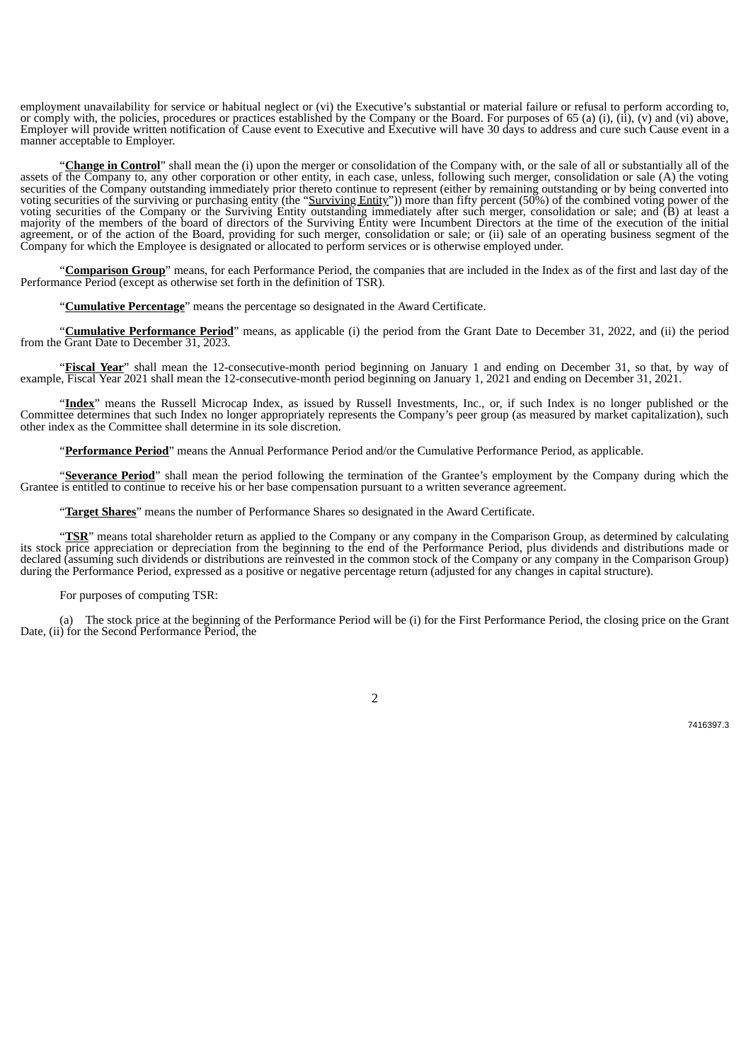employment unavailability for service or habitual neglect or (vi) the Executive's substantial or material failure or refusal to perform according to, or comply with, the policies, procedures or practices established by the Company or the Board. For purposes of 65 (a) (i), (ii), (v) and (vi) above, Employer will provide written notification of Cause event to Executive and Executive will have 30 days to address and cure such Cause event in a manner acceptable to Employer.

"**Change in Control**" shall mean the (i) upon the merger or consolidation of the Company with, or the sale of all or substantially all of the assets of the Company to, any other corporation or other entity, in each case, unless, following such merger, consolidation or sale (A) the voting securities of the Company outstanding immediately prior thereto continue to represent (either by remaining outstanding or by being converted into voting securities of the surviving or purchasing entity (the "Surviving Entity")) more than fifty percent (50%) of the combined voting power of the voting securities of the Company or the Surviving Entity outstanding immediately after such merger, consolidation or sale; and (B) at least a majority of the members of the board of directors of the Surviving Entity were Incumbent Directors at the time of the execution of the initial agreement, or of the action of the Board, providing for such merger, consolidation or sale; or (ii) sale of an operating business segment of the Company for which the Employee is designated or allocated to perform services or is otherwise employed under.

"**Comparison Group**" means, for each Performance Period, the companies that are included in the Index as of the first and last day of the Performance Period (except as otherwise set forth in the definition of TSR).

"**Cumulative Percentage**" means the percentage so designated in the Award Certificate.

"**Cumulative Performance Period**" means, as applicable (i) the period from the Grant Date to December 31, 2022, and (ii) the period from the Grant Date to December 31, 2023.

"**Fiscal Year**" shall mean the 12-consecutive-month period beginning on January 1 and ending on December 31, so that, by way of example, Fiscal Year 2021 shall mean the 12-consecutive-month period beginning on January 1, 2021 and ending on December 31, 2021.

"**Index**" means the Russell Microcap Index, as issued by Russell Investments, Inc., or, if such Index is no longer published or the Committee determines that such Index no longer appropriately represents the Company's peer group (as measured by market capitalization), such other index as the Committee shall determine in its sole discretion.

"**Performance Period**" means the Annual Performance Period and/or the Cumulative Performance Period, as applicable.

"**Severance Period**" shall mean the period following the termination of the Grantee's employment by the Company during which the Grantee is entitled to continue to receive his or her base compensation pursuant to a written severance agreement.

"**Target Shares**" means the number of Performance Shares so designated in the Award Certificate.

"**TSR**" means total shareholder return as applied to the Company or any company in the Comparison Group, as determined by calculating its stock price appreciation or depreciation from the beginning to the end of the Performance Period, plus dividends and distributions made or declared (assuming such dividends or distributions are reinvested in the common stock of the Company or any company in the Comparison Group) during the Performance Period, expressed as a positive or negative percentage return (adjusted for any changes in capital structure).

For purposes of computing TSR:

(a) The stock price at the beginning of the Performance Period will be (i) for the First Performance Period, the closing price on the Grant Date, (ii) for the Second Performance Period, the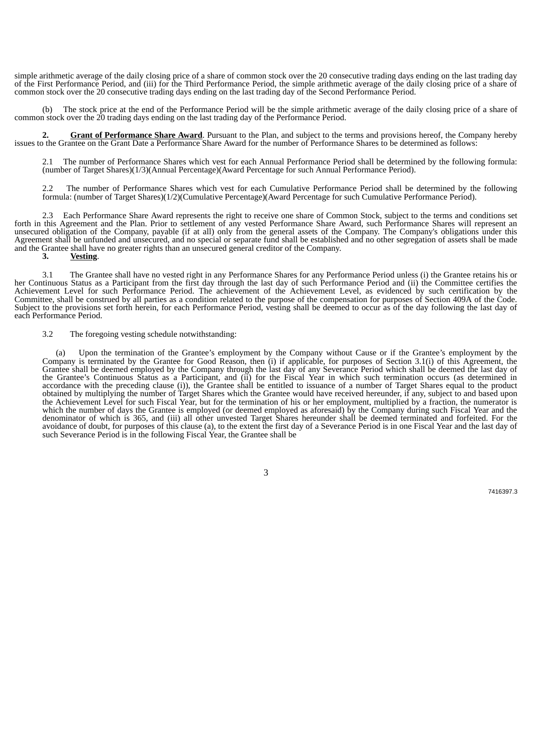simple arithmetic average of the daily closing price of a share of common stock over the 20 consecutive trading days ending on the last trading day of the First Performance Period, and (iii) for the Third Performance Period, the simple arithmetic average of the daily closing price of a share of common stock over the 20 consecutive trading days ending on the last trading day of the Second Performance Period.

(b) The stock price at the end of the Performance Period will be the simple arithmetic average of the daily closing price of a share of common stock over the 20 trading days ending on the last trading day of the Performance Period.

**2. Grant of Performance Share Award**. Pursuant to the Plan, and subject to the terms and provisions hereof, the Company hereby issues to the Grantee on the Grant Date a Performance Share Award for the number of Performance Shares to be determined as follows:

2.1 The number of Performance Shares which vest for each Annual Performance Period shall be determined by the following formula: (number of Target Shares)(1/3)(Annual Percentage)(Award Percentage for such Annual Performance Period).

2.2 The number of Performance Shares which vest for each Cumulative Performance Period shall be determined by the following formula: (number of Target Shares)(1/2)(Cumulative Percentage)(Award Percentage for such Cumulative Performance Period).

2.3 Each Performance Share Award represents the right to receive one share of Common Stock, subject to the terms and conditions set forth in this Agreement and the Plan. Prior to settlement of any vested Performance Share Award, such Performance Shares will represent an unsecured obligation of the Company, payable (if at all) only from the general assets of the Company. The Company's obligations under this Agreement shall be unfunded and unsecured, and no special or separate fund shall be established and no other segregation of assets shall be made and the Grantee shall have no greater rights than an unsecured general creditor of the Company.

**3. Vesting**.

3.1 The Grantee shall have no vested right in any Performance Shares for any Performance Period unless (i) the Grantee retains his or her Continuous Status as a Participant from the first day through the last day of such Performance Period and (ii) the Committee certifies the Achievement Level for such Performance Period. The achievement of the Achievement Level, as evidenced by such certification by the Committee, shall be construed by all parties as a condition related to the purpose of the compensation for purposes of Section 409A of the Code. Subject to the provisions set forth herein, for each Performance Period, vesting shall be deemed to occur as of the day following the last day of each Performance Period.

3.2 The foregoing vesting schedule notwithstanding:

(a) Upon the termination of the Grantee's employment by the Company without Cause or if the Grantee's employment by the Company is terminated by the Grantee for Good Reason, then (i) if applicable, for purposes of Section 3.1(i) of this Agreement, the Grantee shall be deemed employed by the Company through the last day of any Severance Period which shall be deemed the last day of the Grantee's Continuous Status as a Participant, and (ii) for the Fiscal Year in which such termination occurs (as determined in accordance with the preceding clause (i)), the Grantee shall be entitled to issuance of a number of Target Shares equal to the product obtained by multiplying the number of Target Shares which the Grantee would have received hereunder, if any, subject to and based upon the Achievement Level for such Fiscal Year, but for the termination of his or her employment, multiplied by a fraction, the numerator is which the number of days the Grantee is employed (or deemed employed as aforesaid) by the Company during such Fiscal Year and the denominator of which is 365, and (iii) all other unvested Target Shares hereunder shall be deemed terminated and forfeited. For the avoidance of doubt, for purposes of this clause (a), to the extent the first day of a Severance Period is in one Fiscal Year and the last day of such Severance Period is in the following Fiscal Year, the Grantee shall be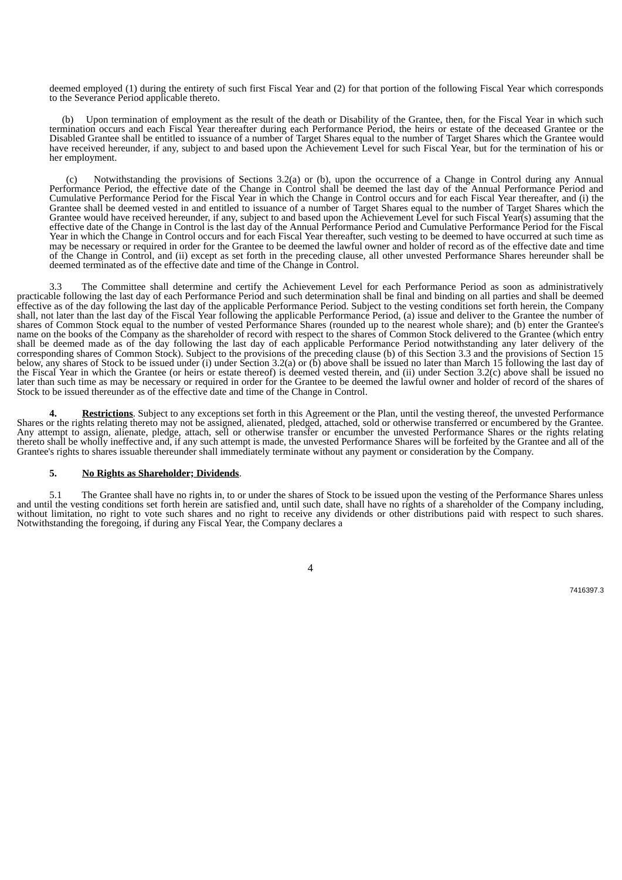deemed employed (1) during the entirety of such first Fiscal Year and (2) for that portion of the following Fiscal Year which corresponds to the Severance Period applicable thereto.

(b) Upon termination of employment as the result of the death or Disability of the Grantee, then, for the Fiscal Year in which such termination occurs and each Fiscal Year thereafter during each Performance Period, the heirs or estate of the deceased Grantee or the Disabled Grantee shall be entitled to issuance of a number of Target Shares equal to the number of Target Shares which the Grantee would have received hereunder, if any, subject to and based upon the Achievement Level for such Fiscal Year, but for the termination of his or her employment.

(c) Notwithstanding the provisions of Sections 3.2(a) or (b), upon the occurrence of a Change in Control during any Annual Performance Period, the effective date of the Change in Control shall be deemed the last day of the Annual Performance Period and Cumulative Performance Period for the Fiscal Year in which the Change in Control occurs and for each Fiscal Year thereafter, and (i) the Grantee shall be deemed vested in and entitled to issuance of a number of Target Shares equal to the number of Target Shares which the Grantee would have received hereunder, if any, subject to and based upon the Achievement Level for such Fiscal Year(s) assuming that the effective date of the Change in Control is the last day of the Annual Performance Period and Cumulative Performance Period for the Fiscal Year in which the Change in Control occurs and for each Fiscal Year thereafter, such vesting to be deemed to have occurred at such time as may be necessary or required in order for the Grantee to be deemed the lawful owner and holder of record as of the effective date and time of the Change in Control, and (ii) except as set forth in the preceding clause, all other unvested Performance Shares hereunder shall be deemed terminated as of the effective date and time of the Change in Control.

3.3 The Committee shall determine and certify the Achievement Level for each Performance Period as soon as administratively practicable following the last day of each Performance Period and such determination shall be final and binding on all parties and shall be deemed effective as of the day following the last day of the applicable Performance Period. Subject to the vesting conditions set forth herein, the Company shall, not later than the last day of the Fiscal Year following the applicable Performance Period, (a) issue and deliver to the Grantee the number of shares of Common Stock equal to the number of vested Performance Shares (rounded up to the nearest whole share); and (b) enter the Grantee's name on the books of the Company as the shareholder of record with respect to the shares of Common Stock delivered to the Grantee (which entry shall be deemed made as of the day following the last day of each applicable Performance Period notwithstanding any later delivery of the corresponding shares of Common Stock). Subject to the provisions of the preceding clause (b) of this Section 3.3 and the provisions of Section 15 below, any shares of Stock to be issued under (i) under Section 3.2(a) or (b) above shall be issued no later than March 15 following the last day of the Fiscal Year in which the Grantee (or heirs or estate thereof) is deemed vested therein, and (ii) under Section 3.2(c) above shall be issued no later than such time as may be necessary or required in order for the Grantee to be deemed the lawful owner and holder of record of the shares of Stock to be issued thereunder as of the effective date and time of the Change in Control.

**4. <u>Restrictions</u>**. Subject to any exceptions set forth in this Agreement or the Plan, until the vesting thereof, the unvested Performance Shares or the rights relating thereto may not be assigned, alienated, pledged, attached, sold or otherwise transferred or encumbered by the Grantee. Any attempt to assign, alienate, pledge, attach, sell or otherwise transfer or encumber the unvested Performance Shares or the rights relating thereto shall be wholly ineffective and, if any such attempt is made, the unvested Performance Shares will be forfeited by the Grantee and all of the Grantee's rights to shares issuable thereunder shall immediately terminate without any payment or consideration by the Company.

**5. <u>No Rights as Shareholder; Dividends</u>**.

5.1 The Grantee shall have no rights in, to or under the shares of Stock to be issued upon the vesting of the Performance Shares unless and until the vesting conditions set forth herein are satisfied and, until such date, shall have no rights of a shareholder of the Company including, without limitation, no right to vote such shares and no right to receive any dividends or other distributions paid with respect to such shares. Notwithstanding the foregoing, if during any Fiscal Year, the Company declares a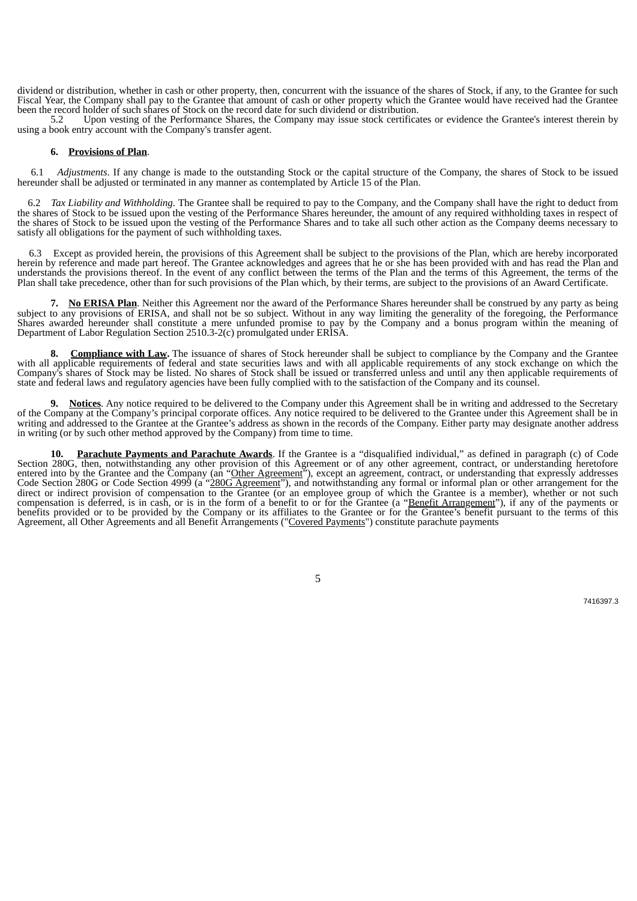dividend or distribution, whether in cash or other property, then, concurrent with the issuance of the shares of Stock, if any, to the Grantee for such Fiscal Year, the Company shall pay to the Grantee that amount of cash or other property which the Grantee would have received had the Grantee been the record holder of such shares of Stock on the record date for such dividend or distribution.

5.2 Upon vesting of the Performance Shares, the Company may issue stock certificates or evidence the Grantee's interest therein by using a book entry account with the Company's transfer agent.

**6. Provisions of Plan**.

6.1 *Adjustments*. If any change is made to the outstanding Stock or the capital structure of the Company, the shares of Stock to be issued hereunder shall be adjusted or terminated in any manner as contemplated by Article 15 of the Plan.

6.2 *Tax Liability and Withholding*. The Grantee shall be required to pay to the Company, and the Company shall have the right to deduct from the shares of Stock to be issued upon the vesting of the Performance Shares hereunder, the amount of any required withholding taxes in respect of the shares of Stock to be issued upon the vesting of the Performance Shares and to take all such other action as the Company deems necessary to satisfy all obligations for the payment of such withholding taxes.

6.3 Except as provided herein, the provisions of this Agreement shall be subject to the provisions of the Plan, which are hereby incorporated herein by reference and made part hereof. The Grantee acknowledges and agrees that he or she has been provided with and has read the Plan and understands the provisions thereof. In the event of any conflict between the terms of the Plan and the terms of this Agreement, the terms of the Plan shall take precedence, other than for such provisions of the Plan which, by their terms, are subject to the provisions of an Award Certificate.

**7. No ERISA Plan**. Neither this Agreement nor the award of the Performance Shares hereunder shall be construed by any party as being subject to any provisions of ERISA, and shall not be so subject. Without in any way limiting the generality of the foregoing, the Performance Shares awarded hereunder shall constitute a mere unfunded promise to pay by the Company and a bonus program within the meaning of Department of Labor Regulation Section 2510.3-2(c) promulgated under ERISA.

**8. Compliance with Law.** The issuance of shares of Stock hereunder shall be subject to compliance by the Company and the Grantee with all applicable requirements of federal and state securities laws and with all applicable requirements of any stock exchange on which the Company's shares of Stock may be listed. No shares of Stock shall be issued or transferred unless and until any then applicable requirements of state and federal laws and regulatory agencies have been fully complied with to the satisfaction of the Company and its counsel.

**9. Notices**. Any notice required to be delivered to the Company under this Agreement shall be in writing and addressed to the Secretary of the Company at the Company's principal corporate offices. Any notice required to be delivered to the Grantee under this Agreement shall be in writing and addressed to the Grantee at the Grantee's address as shown in the records of the Company. Either party may designate another address in writing (or by such other method approved by the Company) from time to time.

**10. Parachute Payments and Parachute Awards**. If the Grantee is a "disqualified individual," as defined in paragraph (c) of Code Section 280G, then, notwithstanding any other provision of this Agreement or of any other agreement, contract, or understanding heretofore entered into by the Grantee and the Company (an "Other Agreement"), except an agreement, contract, or understanding that expressly addresses Code Section 280G or Code Section 4999 (a "280G Agreement"), and notwithstanding any formal or informal plan or other arrangement for the direct or indirect provision of compensation to the Grantee (or an employee group of which the Grantee is a member), whether or not such compensation is deferred, is in cash, or is in the form of a benefit to or for the Grantee (a "Benefit Arrangement"), if any of the payments or benefits provided or to be provided by the Company or its affiliates to the Grantee or for the Grantee's benefit pursuant to the terms of this Agreement, all Other Agreements and all Benefit Arrangements ("Covered Payments") constitute parachute payments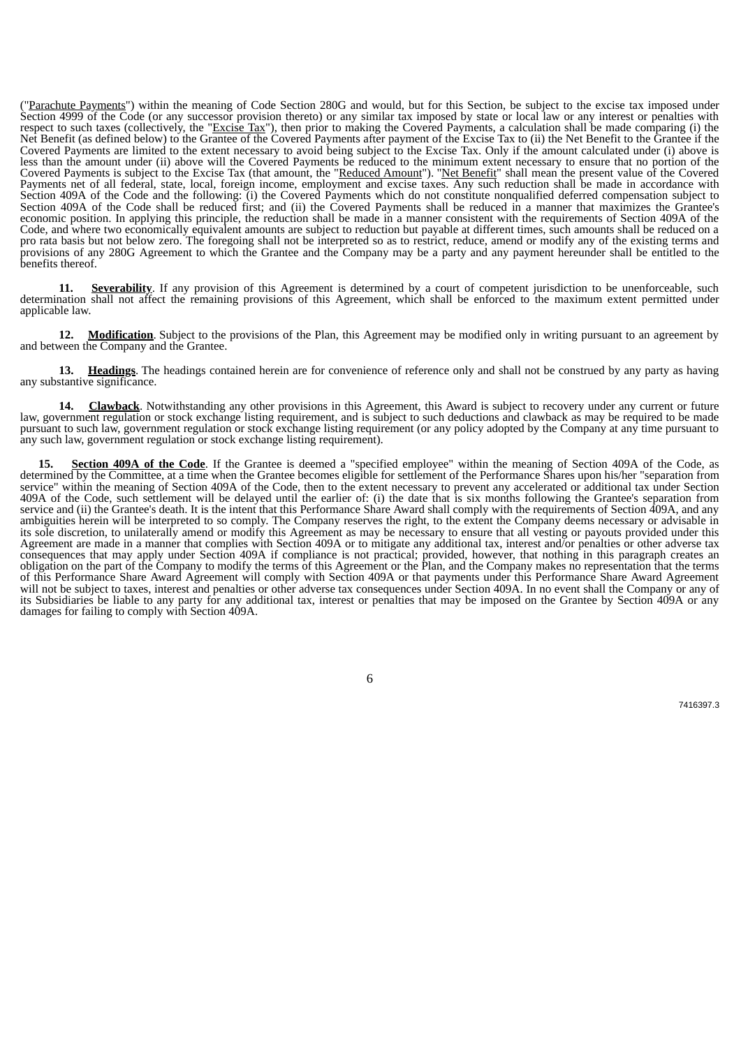("Parachute Payments") within the meaning of Code Section 280G and would, but for this Section, be subject to the excise tax imposed under Section 4999 of the Code (or any successor provision thereto) or any similar tax imposed by state or local law or any interest or penalties with respect to such taxes (collectively, the "Excise Tax"), then prior to making the Covered Payments, a calculation shall be made comparing (i) the Net Benefit (as defined below) to the Grantee of the Covered Payments after payment of the Excise Tax to (ii) the Net Benefit to the Grantee if the Covered Payments are limited to the extent necessary to avoid being subject to the Excise Tax. Only if the amount calculated under (i) above is less than the amount under (ii) above will the Covered Payments be reduced to the minimum extent necessary to ensure that no portion of the Covered Payments is subject to the Excise Tax (that amount, the "Reduced Amount"). "Net Benefit" shall mean the present value of the Covered Payments net of all federal, state, local, foreign income, employment and excise taxes. Any such reduction shall be made in accordance with Section 409A of the Code and the following: (i) the Covered Payments which do not constitute nonqualified deferred compensation subject to Section 409A of the Code shall be reduced first; and (ii) the Covered Payments shall be reduced in a manner that maximizes the Grantee's economic position. In applying this principle, the reduction shall be made in a manner consistent with the requirements of Section 409A of the Code, and where two economically equivalent amounts are subject to reduction but payable at different times, such amounts shall be reduced on a pro rata basis but not below zero. The foregoing shall not be interpreted so as to restrict, reduce, amend or modify any of the existing terms and provisions of any 280G Agreement to which the Grantee and the Company may be a party and any payment hereunder shall be entitled to the benefits thereof.

**11. Severability**. If any provision of this Agreement is determined by a court of competent jurisdiction to be unenforceable, such determination shall not affect the remaining provisions of this Agreement, which shall be enforced to the maximum extent permitted under applicable law.

**12. Modification**. Subject to the provisions of the Plan, this Agreement may be modified only in writing pursuant to an agreement by and between the Company and the Grantee.

**13. Headings**. The headings contained herein are for convenience of reference only and shall not be construed by any party as having any substantive significance.

**14. Clawback**. Notwithstanding any other provisions in this Agreement, this Award is subject to recovery under any current or future law, government regulation or stock exchange listing requirement, and is subject to such deductions and clawback as may be required to be made pursuant to such law, government regulation or stock exchange listing requirement (or any policy adopted by the Company at any time pursuant to any such law, government regulation or stock exchange listing requirement).

**15. Section 409A of the Code**. If the Grantee is deemed a "specified employee" within the meaning of Section 409A of the Code, as determined by the Committee, at a time when the Grantee becomes eligible for settlement of the Performance Shares upon his/her "separation from service" within the meaning of Section 409A of the Code, then to the extent necessary to prevent any accelerated or additional tax under Section 409A of the Code, such settlement will be delayed until the earlier of: (i) the date that is six months following the Grantee's separation from service and (ii) the Grantee's death. It is the intent that this Performance Share Award shall comply with the requirements of Section 409A, and any ambiguities herein will be interpreted to so comply. The Company reserves the right, to the extent the Company deems necessary or advisable in its sole discretion, to unilaterally amend or modify this Agreement as may be necessary to ensure that all vesting or payouts provided under this Agreement are made in a manner that complies with Section 409A or to mitigate any additional tax, interest and/or penalties or other adverse tax consequences that may apply under Section 409A if compliance is not practical; provided, however, that nothing in this paragraph creates an obligation on the part of the Company to modify the terms of this Agreement or the Plan, and the Company makes no representation that the terms of this Performance Share Award Agreement will comply with Section 409A or that payments under this Performance Share Award Agreement will not be subject to taxes, interest and penalties or other adverse tax consequences under Section 409A. In no event shall the Company or any of its Subsidiaries be liable to any party for any additional tax, interest or penalties that may be imposed on the Grantee by Section 409A or any damages for failing to comply with Section 409A.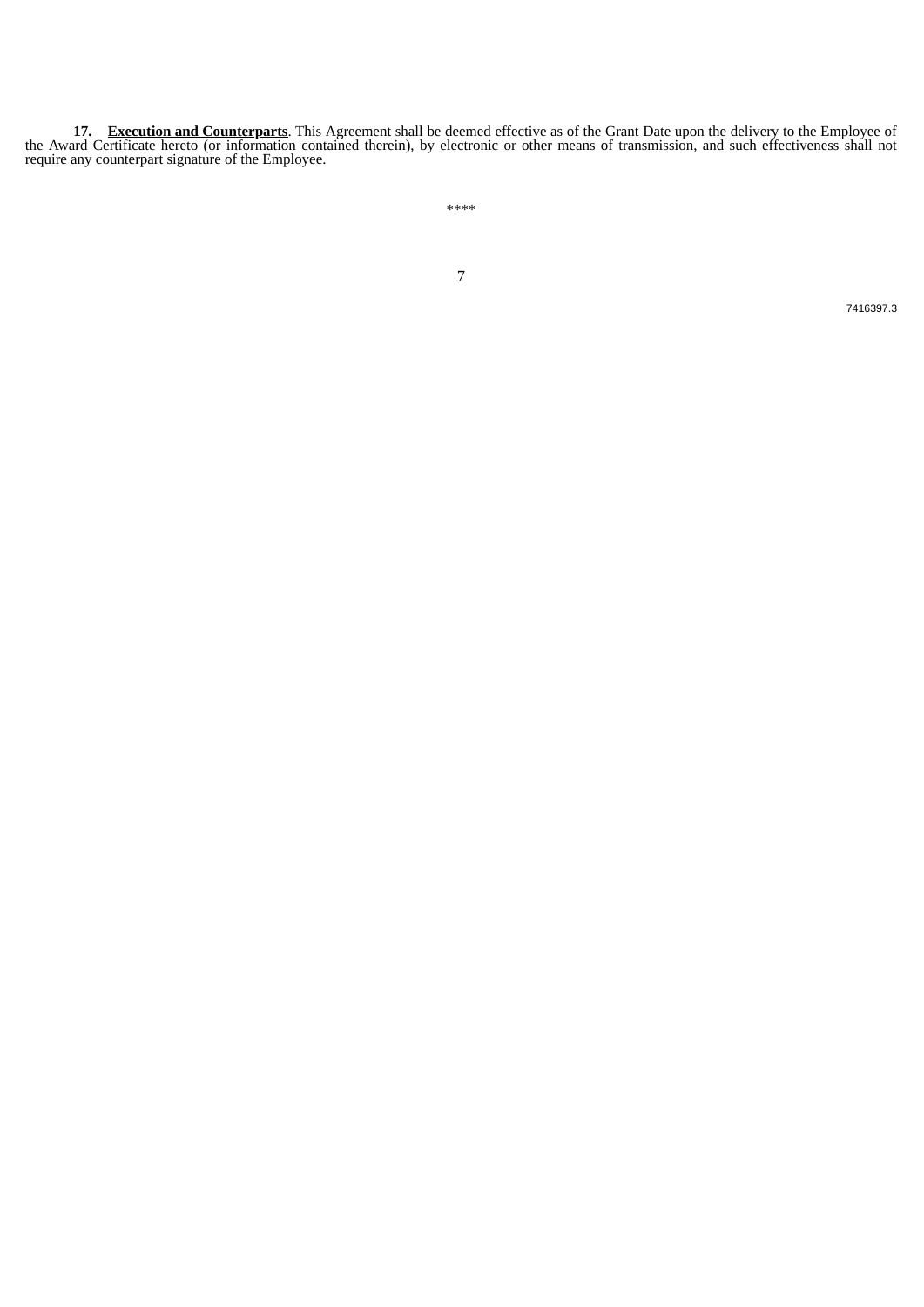**17. <u>Execution and Counterparts</u>**. This Agreement shall be deemed effective as of the Grant Date upon the delivery to the Employee of the Award Certificate hereto (or information contained therein), by electronic or other means of transmission, and such effectiveness shall not require any counterpart signature of the Employee.

****

7416397.3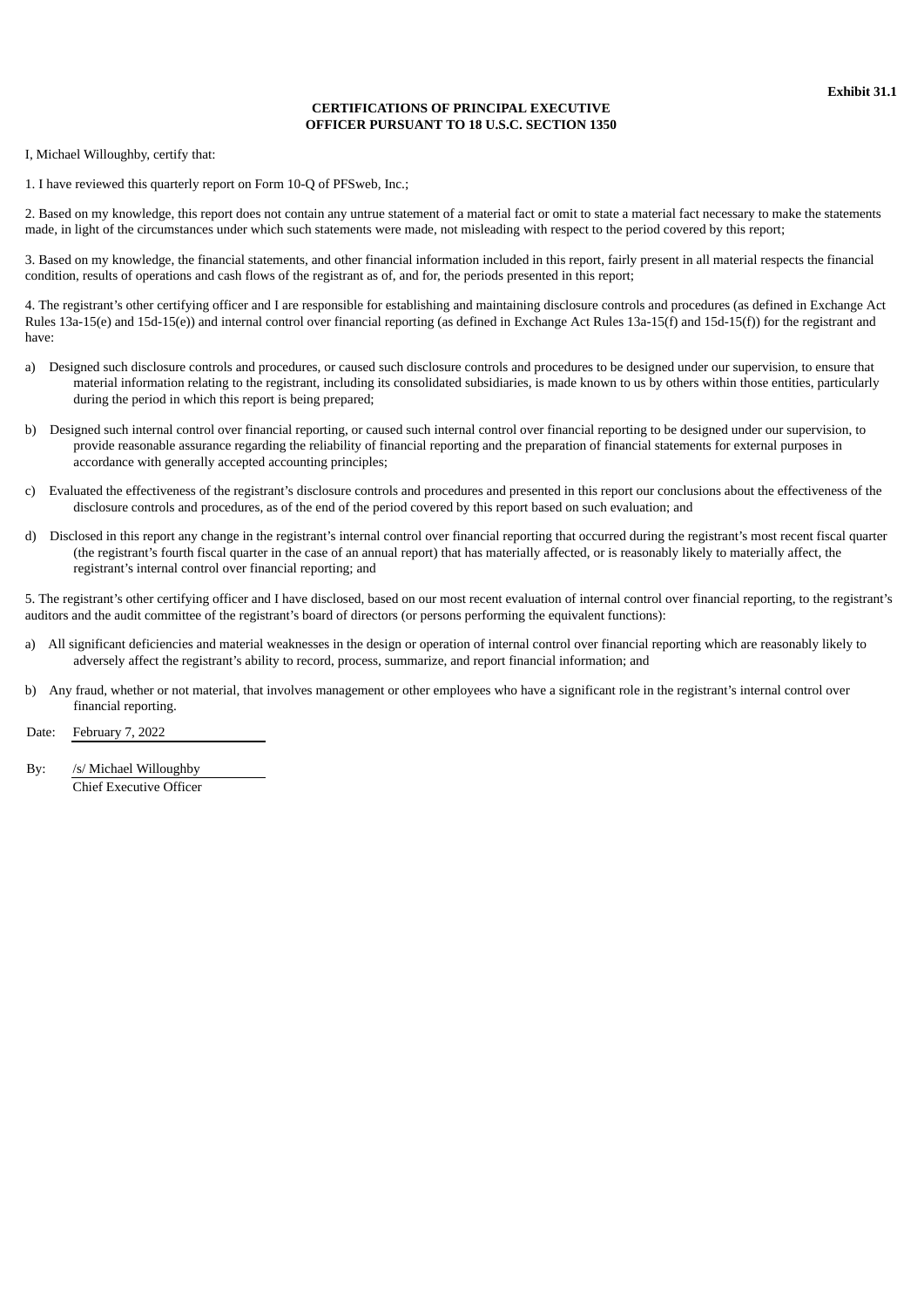**Exhibit 31.1**

**CERTIFICATIONS OF PRINCIPAL EXECUTIVE OFFICER PURSUANT TO 18 U.S.C. SECTION 1350**

I, Michael Willoughby, certify that:

1. I have reviewed this quarterly report on Form 10-Q of PFSweb, Inc.;

2. Based on my knowledge, this report does not contain any untrue statement of a material fact or omit to state a material fact necessary to make the statements made, in light of the circumstances under which such statements were made, not misleading with respect to the period covered by this report;

3. Based on my knowledge, the financial statements, and other financial information included in this report, fairly present in all material respects the financial condition, results of operations and cash flows of the registrant as of, and for, the periods presented in this report;

4. The registrant's other certifying officer and I are responsible for establishing and maintaining disclosure controls and procedures (as defined in Exchange Act Rules 13a-15(e) and 15d-15(e)) and internal control over financial reporting (as defined in Exchange Act Rules 13a-15(f) and 15d-15(f)) for the registrant and have:

a) Designed such disclosure controls and procedures, or caused such disclosure controls and procedures to be designed under our supervision, to ensure that material information relating to the registrant, including its consolidated subsidiaries, is made known to us by others within those entities, particularly during the period in which this report is being prepared;

b) Designed such internal control over financial reporting, or caused such internal control over financial reporting to be designed under our supervision, to provide reasonable assurance regarding the reliability of financial reporting and the preparation of financial statements for external purposes in accordance with generally accepted accounting principles;

c) Evaluated the effectiveness of the registrant's disclosure controls and procedures and presented in this report our conclusions about the effectiveness of the disclosure controls and procedures, as of the end of the period covered by this report based on such evaluation; and

d) Disclosed in this report any change in the registrant's internal control over financial reporting that occurred during the registrant's most recent fiscal quarter (the registrant's fourth fiscal quarter in the case of an annual report) that has materially affected, or is reasonably likely to materially affect, the registrant's internal control over financial reporting; and

5. The registrant's other certifying officer and I have disclosed, based on our most recent evaluation of internal control over financial reporting, to the registrant's auditors and the audit committee of the registrant's board of directors (or persons performing the equivalent functions):

a) All significant deficiencies and material weaknesses in the design or operation of internal control over financial reporting which are reasonably likely to adversely affect the registrant's ability to record, process, summarize, and report financial information; and

b) Any fraud, whether or not material, that involves management or other employees who have a significant role in the registrant's internal control over financial reporting.

Date: February 7, 2022

By: /s/ Michael Willoughby
Chief Executive Officer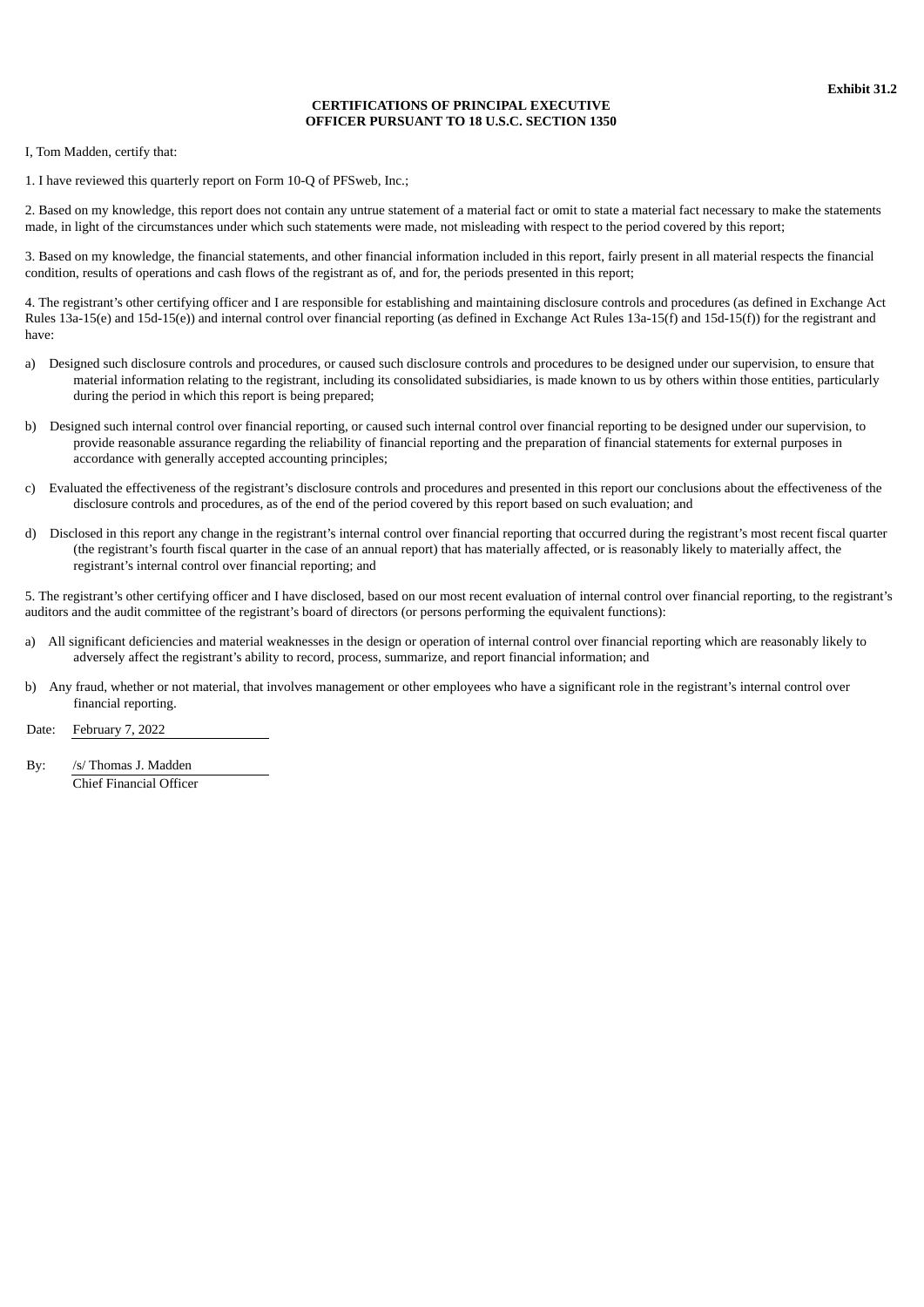**Exhibit 31.2**

**CERTIFICATIONS OF PRINCIPAL EXECUTIVE OFFICER PURSUANT TO 18 U.S.C. SECTION 1350**

I, Tom Madden, certify that:

1. I have reviewed this quarterly report on Form 10-Q of PFSweb, Inc.;

2. Based on my knowledge, this report does not contain any untrue statement of a material fact or omit to state a material fact necessary to make the statements made, in light of the circumstances under which such statements were made, not misleading with respect to the period covered by this report;

3. Based on my knowledge, the financial statements, and other financial information included in this report, fairly present in all material respects the financial condition, results of operations and cash flows of the registrant as of, and for, the periods presented in this report;

4. The registrant's other certifying officer and I are responsible for establishing and maintaining disclosure controls and procedures (as defined in Exchange Act Rules 13a-15(e) and 15d-15(e)) and internal control over financial reporting (as defined in Exchange Act Rules 13a-15(f) and 15d-15(f)) for the registrant and have:

a) Designed such disclosure controls and procedures, or caused such disclosure controls and procedures to be designed under our supervision, to ensure that material information relating to the registrant, including its consolidated subsidiaries, is made known to us by others within those entities, particularly during the period in which this report is being prepared;

b) Designed such internal control over financial reporting, or caused such internal control over financial reporting to be designed under our supervision, to provide reasonable assurance regarding the reliability of financial reporting and the preparation of financial statements for external purposes in accordance with generally accepted accounting principles;

c) Evaluated the effectiveness of the registrant's disclosure controls and procedures and presented in this report our conclusions about the effectiveness of the disclosure controls and procedures, as of the end of the period covered by this report based on such evaluation; and

d) Disclosed in this report any change in the registrant's internal control over financial reporting that occurred during the registrant's most recent fiscal quarter (the registrant's fourth fiscal quarter in the case of an annual report) that has materially affected, or is reasonably likely to materially affect, the registrant's internal control over financial reporting; and

5. The registrant's other certifying officer and I have disclosed, based on our most recent evaluation of internal control over financial reporting, to the registrant's auditors and the audit committee of the registrant's board of directors (or persons performing the equivalent functions):

a) All significant deficiencies and material weaknesses in the design or operation of internal control over financial reporting which are reasonably likely to adversely affect the registrant's ability to record, process, summarize, and report financial information; and

b) Any fraud, whether or not material, that involves management or other employees who have a significant role in the registrant's internal control over financial reporting.

Date: February 7, 2022

By: /s/ Thomas J. Madden
Chief Financial Officer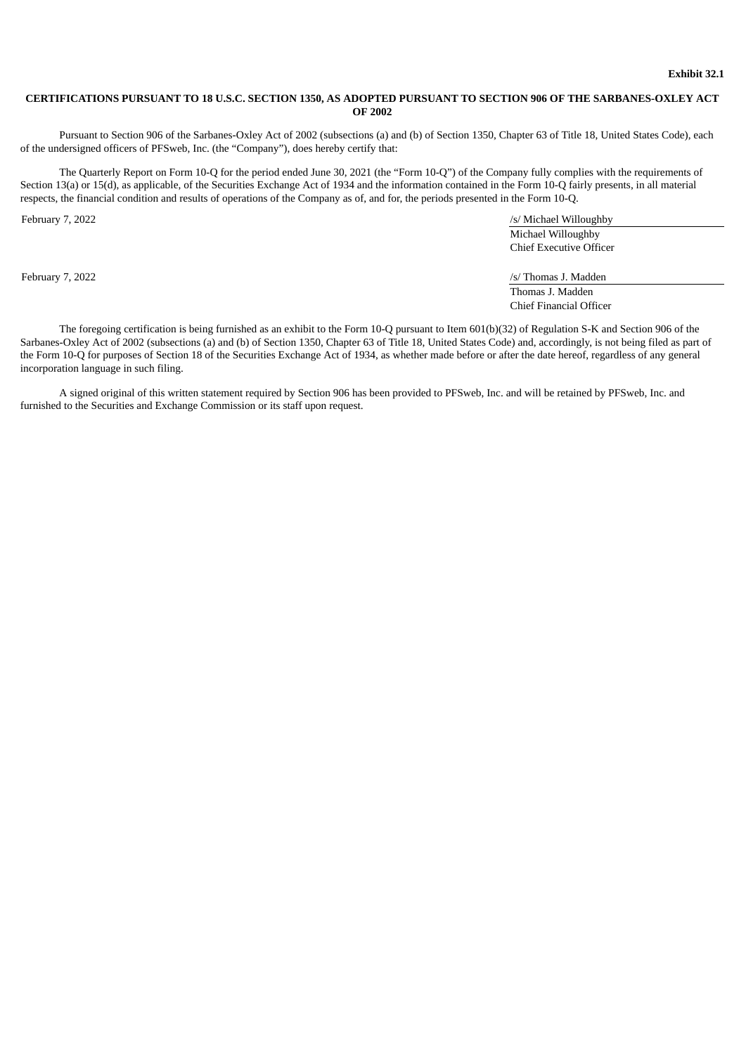**Exhibit 32.1**

**CERTIFICATIONS PURSUANT TO 18 U.S.C. SECTION 1350, AS ADOPTED PURSUANT TO SECTION 906 OF THE SARBANES-OXLEY ACT OF 2002**

Pursuant to Section 906 of the Sarbanes-Oxley Act of 2002 (subsections (a) and (b) of Section 1350, Chapter 63 of Title 18, United States Code), each of the undersigned officers of PFSweb, Inc. (the "Company"), does hereby certify that:

The Quarterly Report on Form 10-Q for the period ended June 30, 2021 (the "Form 10-Q") of the Company fully complies with the requirements of Section 13(a) or 15(d), as applicable, of the Securities Exchange Act of 1934 and the information contained in the Form 10-Q fairly presents, in all material respects, the financial condition and results of operations of the Company as of, and for, the periods presented in the Form 10-Q.

| | |
|---|---|
| February 7, 2022 | /s/ Michael Willoughby |
| | Michael Willoughby |
| | Chief Executive Officer |
| February 7, 2022 | /s/ Thomas J. Madden |
| | Thomas J. Madden |
| | Chief Financial Officer |

The foregoing certification is being furnished as an exhibit to the Form 10-Q pursuant to Item 601(b)(32) of Regulation S-K and Section 906 of the Sarbanes-Oxley Act of 2002 (subsections (a) and (b) of Section 1350, Chapter 63 of Title 18, United States Code) and, accordingly, is not being filed as part of the Form 10-Q for purposes of Section 18 of the Securities Exchange Act of 1934, as whether made before or after the date hereof, regardless of any general incorporation language in such filing.

A signed original of this written statement required by Section 906 has been provided to PFSweb, Inc. and will be retained by PFSweb, Inc. and furnished to the Securities and Exchange Commission or its staff upon request.